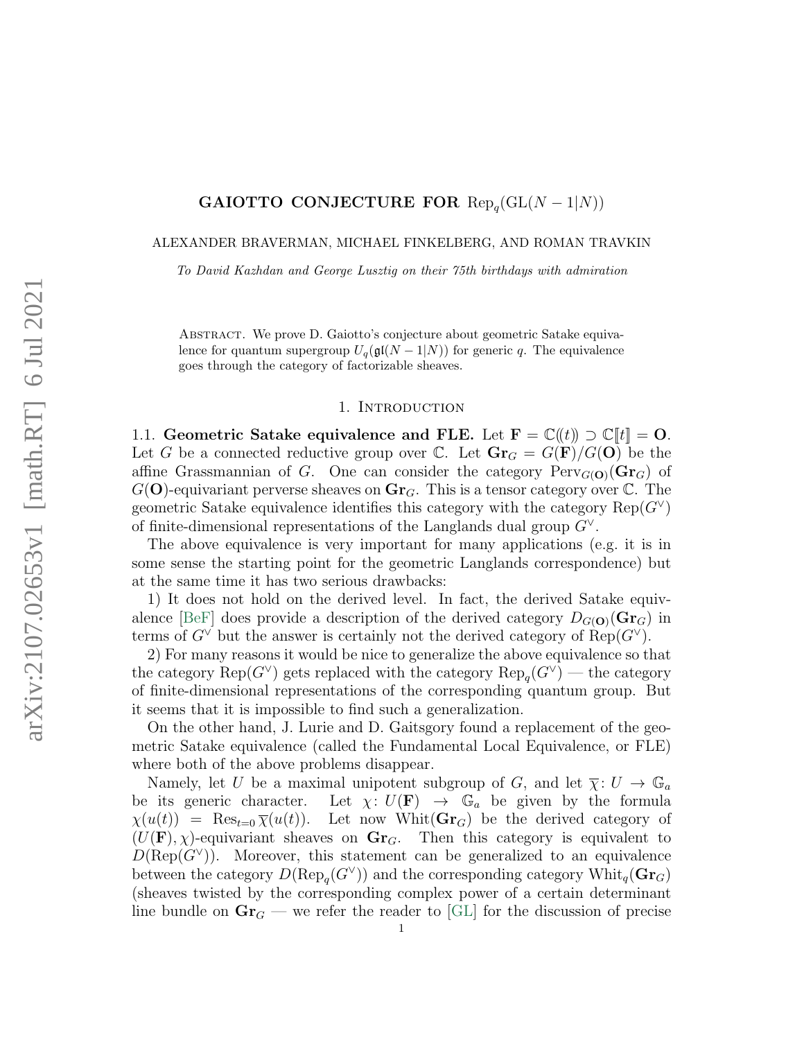# GAIOTTO CONJECTURE FOR $\mathrm{Rep}_q(\mathrm{GL}(N-1|N))$

ALEXANDER BRAVERMAN, MICHAEL FINKELBERG, AND ROMAN TRAVKIN

*To David Kazhdan and George Lusztig on their 75th birthdays with admiration*

Abstract. We prove D. Gaiotto's conjecture about geometric Satake equivalence for quantum supergroup $U_q(\mathfrak{gl}(N-1|N))$ for generic $q$. The equivalence goes through the category of factorizable sheaves.

## 1. Introduction

**1.1. Geometric Satake equivalence and FLE.** Let $\mathbf{F} = \mathbb{C}(\!(t)\!) \supset \mathbb{C}[\![t]\!] = \mathbf{O}$. Let $G$ be a connected reductive group over $\mathbb{C}$. Let $\mathbf{Gr}_G = G(\mathbf{F})/G(\mathbf{O})$ be the affine Grassmannian of $G$. One can consider the category $\mathrm{Perv}_{G(\mathbf{O})}(\mathbf{Gr}_G)$ of $G(\mathbf{O})$-equivariant perverse sheaves on $\mathbf{Gr}_G$. This is a tensor category over $\mathbb{C}$. The geometric Satake equivalence identifies this category with the category $\mathrm{Rep}(G^\vee)$ of finite-dimensional representations of the Langlands dual group $G^\vee$.

The above equivalence is very important for many applications (e.g. it is in some sense the starting point for the geometric Langlands correspondence) but at the same time it has two serious drawbacks:

1) It does not hold on the derived level. In fact, the derived Satake equivalence [BeF] does provide a description of the derived category $D_{G(\mathbf{O})}(\mathbf{Gr}_G)$ in terms of $G^\vee$ but the answer is certainly not the derived category of $\mathrm{Rep}(G^\vee)$.

2) For many reasons it would be nice to generalize the above equivalence so that the category $\mathrm{Rep}(G^\vee)$ gets replaced with the category $\mathrm{Rep}_q(G^\vee)$ — the category of finite-dimensional representations of the corresponding quantum group. But it seems that it is impossible to find such a generalization.

On the other hand, J. Lurie and D. Gaitsgory found a replacement of the geometric Satake equivalence (called the Fundamental Local Equivalence, or FLE) where both of the above problems disappear.

Namely, let $U$ be a maximal unipotent subgroup of $G$, and let $\overline{\chi}\colon U \to \mathbb{G}_a$ be its generic character. Let $\chi\colon U(\mathbf{F}) \to \mathbb{G}_a$ be given by the formula $\chi(u(t)) = \mathrm{Res}_{t=0}\,\overline{\chi}(u(t))$. Let now $\mathrm{Whit}(\mathbf{Gr}_G)$ be the derived category of $(U(\mathbf{F}),\chi)$-equivariant sheaves on $\mathbf{Gr}_G$. Then this category is equivalent to $D(\mathrm{Rep}(G^\vee))$. Moreover, this statement can be generalized to an equivalence between the category $D(\mathrm{Rep}_q(G^\vee))$ and the corresponding category $\mathrm{Whit}_q(\mathbf{Gr}_G)$ (sheaves twisted by the corresponding complex power of a certain determinant line bundle on $\mathbf{Gr}_G$ — we refer the reader to [GL] for the discussion of precise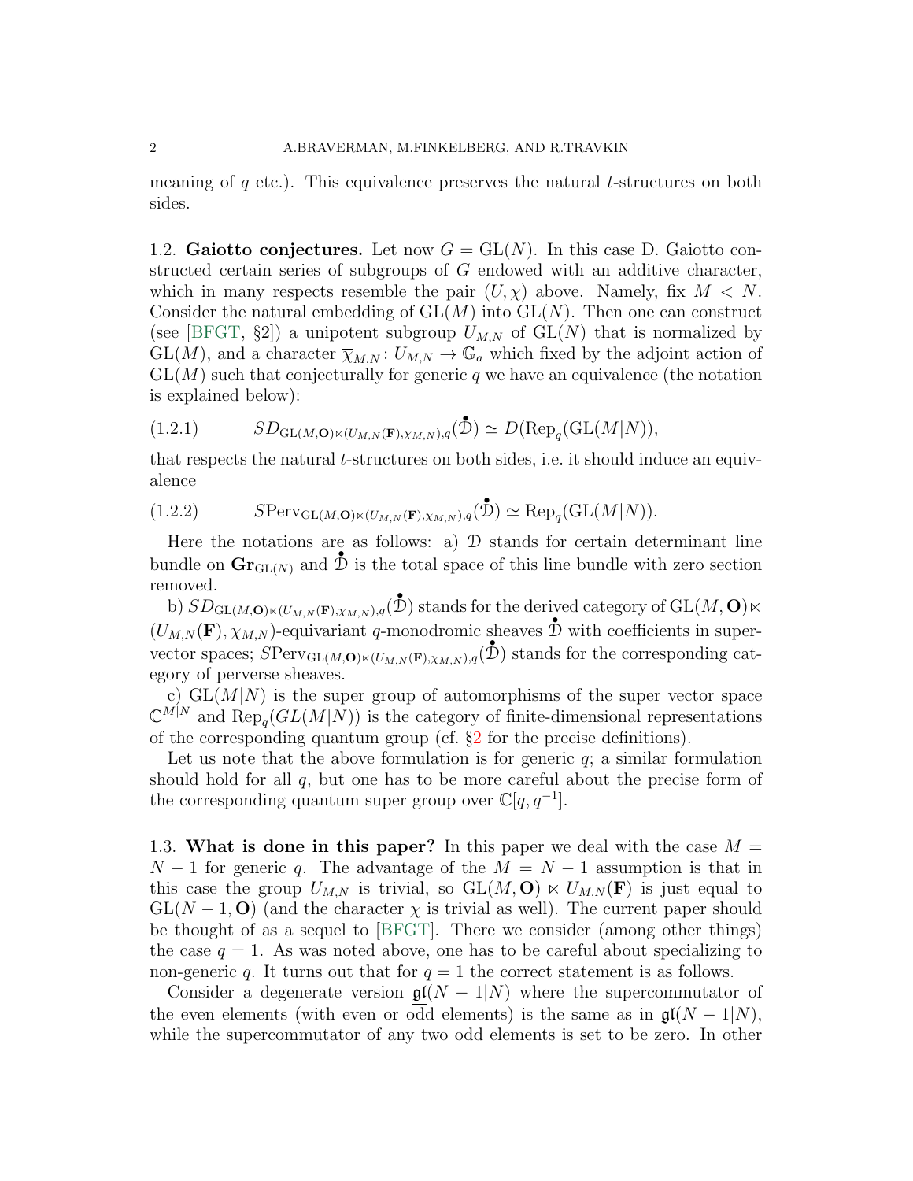meaning of $q$ etc.). This equivalence preserves the natural $t$-structures on both sides.

1.2. **Gaiotto conjectures.** Let now $G = \mathrm{GL}(N)$. In this case D. Gaiotto constructed certain series of subgroups of $G$ endowed with an additive character, which in many respects resemble the pair $(U, \overline{\chi})$ above. Namely, fix $M < N$. Consider the natural embedding of $\mathrm{GL}(M)$ into $\mathrm{GL}(N)$. Then one can construct (see [BFGT, §2]) a unipotent subgroup $U_{M,N}$ of $\mathrm{GL}(N)$ that is normalized by $\mathrm{GL}(M)$, and a character $\overline{\chi}_{M,N} \colon U_{M,N} \to \mathbb{G}_a$ which fixed by the adjoint action of $\mathrm{GL}(M)$ such that conjecturally for generic $q$ we have an equivalence (the notation is explained below):

$$SD_{\mathrm{GL}(M,\mathbf{O})\ltimes(U_{M,N}(\mathbf{F}),\chi_{M,N}),q}(\overset{\bullet}{\mathcal{D}}) \simeq D(\mathrm{Rep}_q(\mathrm{GL}(M|N)), \tag{1.2.1}$$

that respects the natural $t$-structures on both sides, i.e. it should induce an equivalence

$$S\mathrm{Perv}_{\mathrm{GL}(M,\mathbf{O})\ltimes(U_{M,N}(\mathbf{F}),\chi_{M,N}),q}(\overset{\bullet}{\mathcal{D}}) \simeq \mathrm{Rep}_q(\mathrm{GL}(M|N)). \tag{1.2.2}$$

Here the notations are as follows: a) $\mathcal{D}$ stands for certain determinant line bundle on $\mathbf{Gr}_{\mathrm{GL}(N)}$ and $\overset{\bullet}{\mathcal{D}}$ is the total space of this line bundle with zero section removed.

b) $SD_{\mathrm{GL}(M,\mathbf{O})\ltimes(U_{M,N}(\mathbf{F}),\chi_{M,N}),q}(\overset{\bullet}{\mathcal{D}})$ stands for the derived category of $\mathrm{GL}(M,\mathbf{O})\ltimes (U_{M,N}(\mathbf{F}),\chi_{M,N})$-equivariant $q$-monodromic sheaves $\overset{\bullet}{\mathcal{D}}$ with coefficients in super-vector spaces; $S\mathrm{Perv}_{\mathrm{GL}(M,\mathbf{O})\ltimes(U_{M,N}(\mathbf{F}),\chi_{M,N}),q}(\overset{\bullet}{\mathcal{D}})$ stands for the corresponding category of perverse sheaves.

c) $\mathrm{GL}(M|N)$ is the super group of automorphisms of the super vector space $\mathbb{C}^{M|N}$ and $\mathrm{Rep}_q(GL(M|N))$ is the category of finite-dimensional representations of the corresponding quantum group (cf. §2 for the precise definitions).

Let us note that the above formulation is for generic $q$; a similar formulation should hold for all $q$, but one has to be more careful about the precise form of the corresponding quantum super group over $\mathbb{C}[q, q^{-1}]$.

1.3. **What is done in this paper?** In this paper we deal with the case $M = N-1$ for generic $q$. The advantage of the $M = N-1$ assumption is that in this case the group $U_{M,N}$ is trivial, so $\mathrm{GL}(M,\mathbf{O}) \ltimes U_{M,N}(\mathbf{F})$ is just equal to $\mathrm{GL}(N-1,\mathbf{O})$ (and the character $\chi$ is trivial as well). The current paper should be thought of as a sequel to [BFGT]. There we consider (among other things) the case $q = 1$. As was noted above, one has to be careful about specializing to non-generic $q$. It turns out that for $q = 1$ the correct statement is as follows.

Consider a degenerate version $\underline{\mathfrak{gl}}(N-1|N)$ where the supercommutator of the even elements (with even or odd elements) is the same as in $\mathfrak{gl}(N-1|N)$, while the supercommutator of any two odd elements is set to be zero. In other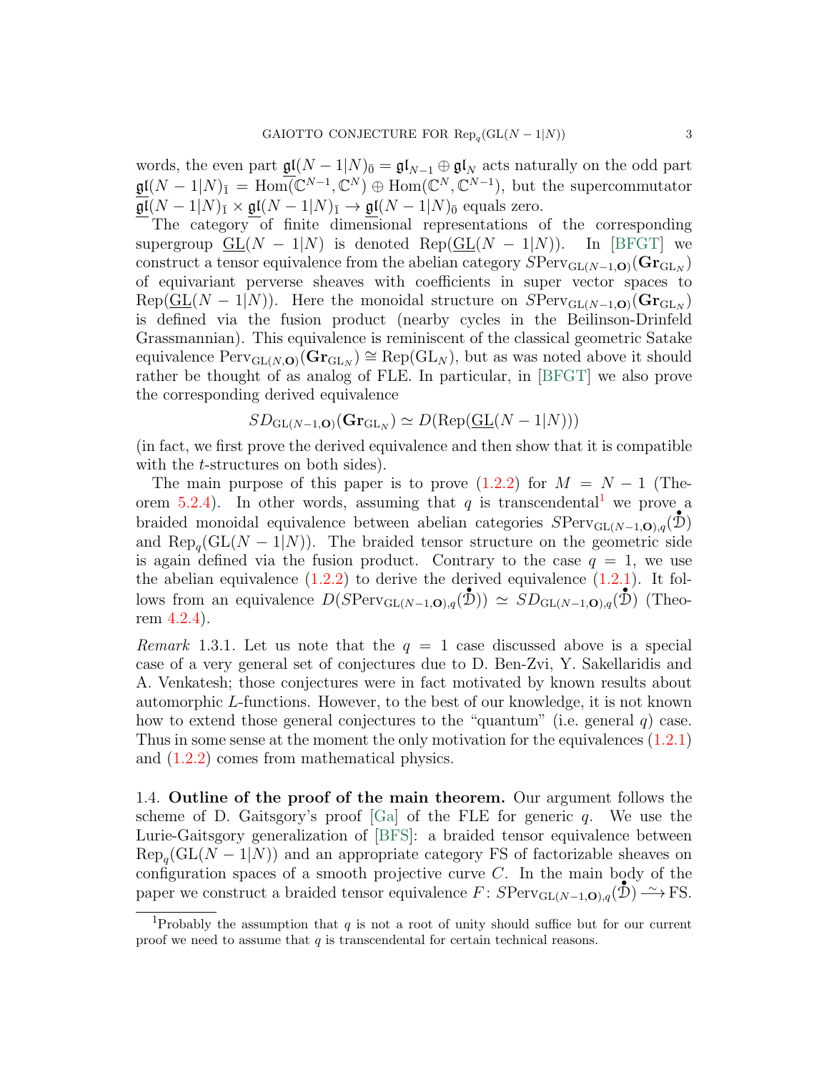words, the even part $\underline{\mathfrak{gl}}(N-1|N)_{\bar{0}} = \mathfrak{gl}_{N-1} \oplus \mathfrak{gl}_N$ acts naturally on the odd part $\underline{\mathfrak{gl}}(N-1|N)_{\bar{1}} = \mathrm{Hom}(\mathbb{C}^{N-1}, \mathbb{C}^N) \oplus \mathrm{Hom}(\mathbb{C}^N, \mathbb{C}^{N-1})$, but the supercommutator $\underline{\mathfrak{gl}}(N-1|N)_{\bar{1}} \times \underline{\mathfrak{gl}}(N-1|N)_{\bar{1}} \to \underline{\mathfrak{gl}}(N-1|N)_{\bar{0}}$ equals zero.

The category of finite dimensional representations of the corresponding supergroup $\underline{\mathrm{GL}}(N-1|N)$ is denoted $\mathrm{Rep}(\underline{\mathrm{GL}}(N-1|N))$. In [BFGT] we construct a tensor equivalence from the abelian category $S\mathrm{Perv}_{\mathrm{GL}(N-1,\mathbf{O})}(\mathbf{Gr}_{\mathrm{GL}_N})$ of equivariant perverse sheaves with coefficients in super vector spaces to $\mathrm{Rep}(\underline{\mathrm{GL}}(N-1|N))$. Here the monoidal structure on $S\mathrm{Perv}_{\mathrm{GL}(N-1,\mathbf{O})}(\mathbf{Gr}_{\mathrm{GL}_N})$ is defined via the fusion product (nearby cycles in the Beilinson-Drinfeld Grassmannian). This equivalence is reminiscent of the classical geometric Satake equivalence $\mathrm{Perv}_{\mathrm{GL}(N,\mathbf{O})}(\mathbf{Gr}_{\mathrm{GL}_N}) \cong \mathrm{Rep}(\mathrm{GL}_N)$, but as was noted above it should rather be thought of as analog of FLE. In particular, in [BFGT] we also prove the corresponding derived equivalence

$$SD_{\mathrm{GL}(N-1,\mathbf{O})}(\mathbf{Gr}_{\mathrm{GL}_N}) \simeq D(\mathrm{Rep}(\underline{\mathrm{GL}}(N-1|N)))$$

(in fact, we first prove the derived equivalence and then show that it is compatible with the $t$-structures on both sides).

The main purpose of this paper is to prove (1.2.2) for $M = N-1$ (Theorem 5.2.4). In other words, assuming that $q$ is transcendental[1] we prove a braided monoidal equivalence between abelian categories $S\mathrm{Perv}_{\mathrm{GL}(N-1,\mathbf{O}),q}(\overset{\bullet}{\mathfrak{D}})$ and $\mathrm{Rep}_q(\mathrm{GL}(N-1|N))$. The braided tensor structure on the geometric side is again defined via the fusion product. Contrary to the case $q=1$, we use the abelian equivalence (1.2.2) to derive the derived equivalence (1.2.1). It follows from an equivalence $D(S\mathrm{Perv}_{\mathrm{GL}(N-1,\mathbf{O}),q}(\overset{\bullet}{\mathfrak{D}})) \simeq SD_{\mathrm{GL}(N-1,\mathbf{O}),q}(\overset{\bullet}{\mathfrak{D}})$ (Theorem 4.2.4).

*Remark* 1.3.1. Let us note that the $q=1$ case discussed above is a special case of a very general set of conjectures due to D. Ben-Zvi, Y. Sakellaridis and A. Venkatesh; those conjectures were in fact motivated by known results about automorphic $L$-functions. However, to the best of our knowledge, it is not known how to extend those general conjectures to the "quantum" (i.e. general $q$) case. Thus in some sense at the moment the only motivation for the equivalences (1.2.1) and (1.2.2) comes from mathematical physics.

1.4. **Outline of the proof of the main theorem.** Our argument follows the scheme of D. Gaitsgory's proof [Ga] of the FLE for generic $q$. We use the Lurie-Gaitsgory generalization of [BFS]: a braided tensor equivalence between $\mathrm{Rep}_q(\mathrm{GL}(N-1|N))$ and an appropriate category FS of factorizable sheaves on configuration spaces of a smooth projective curve $C$. In the main body of the paper we construct a braided tensor equivalence $F\colon S\mathrm{Perv}_{\mathrm{GL}(N-1,\mathbf{O}),q}(\overset{\bullet}{\mathfrak{D}}) \xrightarrow{\sim} \mathrm{FS}$.

[1] Probably the assumption that $q$ is not a root of unity should suffice but for our current proof we need to assume that $q$ is transcendental for certain technical reasons.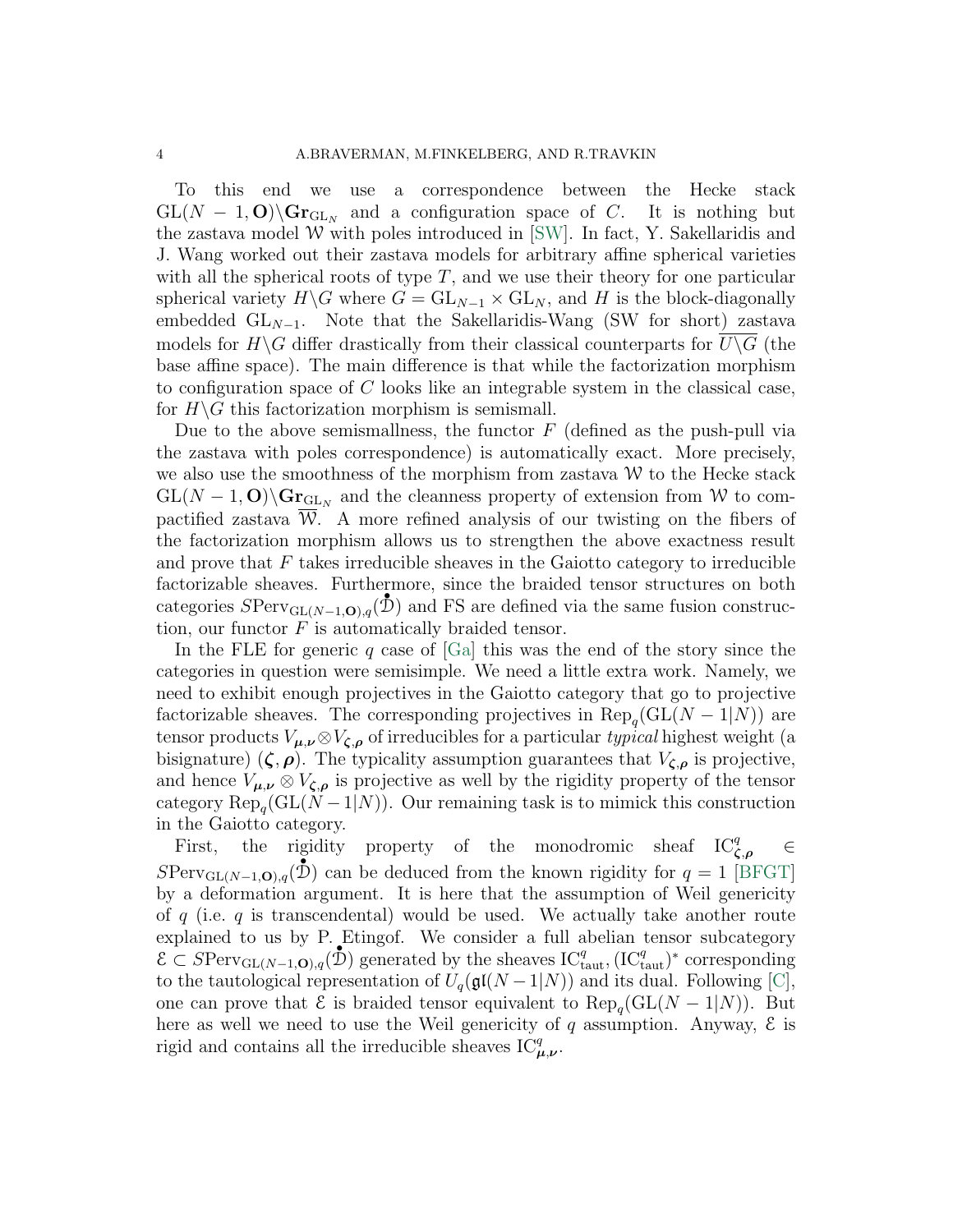To this end we use a correspondence between the Hecke stack $\mathrm{GL}(N-1,\mathbf{O})\backslash\mathbf{Gr}_{\mathrm{GL}_N}$ and a configuration space of $C$. It is nothing but the zastava model $\mathcal{W}$ with poles introduced in [SW]. In fact, Y. Sakellaridis and J. Wang worked out their zastava models for arbitrary affine spherical varieties with all the spherical roots of type $T$, and we use their theory for one particular spherical variety $H\backslash G$ where $G=\mathrm{GL}_{N-1}\times\mathrm{GL}_N$, and $H$ is the block-diagonally embedded $\mathrm{GL}_{N-1}$. Note that the Sakellaridis-Wang (SW for short) zastava models for $H\backslash G$ differ drastically from their classical counterparts for $\overline{U\backslash G}$ (the base affine space). The main difference is that while the factorization morphism to configuration space of $C$ looks like an integrable system in the classical case, for $H\backslash G$ this factorization morphism is semismall.

Due to the above semismallness, the functor $F$ (defined as the push-pull via the zastava with poles correspondence) is automatically exact. More precisely, we also use the smoothness of the morphism from zastava $\mathcal{W}$ to the Hecke stack $\mathrm{GL}(N-1,\mathbf{O})\backslash\mathbf{Gr}_{\mathrm{GL}_N}$ and the cleanness property of extension from $\mathcal{W}$ to compactified zastava $\overline{\mathcal{W}}$. A more refined analysis of our twisting on the fibers of the factorization morphism allows us to strengthen the above exactness result and prove that $F$ takes irreducible sheaves in the Gaiotto category to irreducible factorizable sheaves. Furthermore, since the braided tensor structures on both categories $S\mathrm{Perv}_{\mathrm{GL}(N-1,\mathbf{O}),q}(\overset{\bullet}{\mathfrak{D}})$ and FS are defined via the same fusion construction, our functor $F$ is automatically braided tensor.

In the FLE for generic $q$ case of [Ga] this was the end of the story since the categories in question were semisimple. We need a little extra work. Namely, we need to exhibit enough projectives in the Gaiotto category that go to projective factorizable sheaves. The corresponding projectives in $\mathrm{Rep}_q(\mathrm{GL}(N-1|N))$ are tensor products $V_{\boldsymbol{\mu},\boldsymbol{\nu}}\otimes V_{\boldsymbol{\zeta},\boldsymbol{\rho}}$ of irreducibles for a particular *typical* highest weight (a bisignature) $(\boldsymbol{\zeta},\boldsymbol{\rho})$. The typicality assumption guarantees that $V_{\boldsymbol{\zeta},\boldsymbol{\rho}}$ is projective, and hence $V_{\boldsymbol{\mu},\boldsymbol{\nu}}\otimes V_{\boldsymbol{\zeta},\boldsymbol{\rho}}$ is projective as well by the rigidity property of the tensor category $\mathrm{Rep}_q(\mathrm{GL}(N-1|N))$. Our remaining task is to mimick this construction in the Gaiotto category.

First, the rigidity property of the monodromic sheaf $\mathrm{IC}^q_{\boldsymbol{\zeta},\boldsymbol{\rho}}\in S\mathrm{Perv}_{\mathrm{GL}(N-1,\mathbf{O}),q}(\overset{\bullet}{\mathfrak{D}})$ can be deduced from the known rigidity for $q=1$ [BFGT] by a deformation argument. It is here that the assumption of Weil genericity of $q$ (i.e. $q$ is transcendental) would be used. We actually take another route explained to us by P. Etingof. We consider a full abelian tensor subcategory $\mathcal{E}\subset S\mathrm{Perv}_{\mathrm{GL}(N-1,\mathbf{O}),q}(\overset{\bullet}{\mathfrak{D}})$ generated by the sheaves $\mathrm{IC}^q_{\mathrm{taut}},(\mathrm{IC}^q_{\mathrm{taut}})^*$ corresponding to the tautological representation of $U_q(\mathfrak{gl}(N-1|N))$ and its dual. Following [C], one can prove that $\mathcal{E}$ is braided tensor equivalent to $\mathrm{Rep}_q(\mathrm{GL}(N-1|N))$. But here as well we need to use the Weil genericity of $q$ assumption. Anyway, $\mathcal{E}$ is rigid and contains all the irreducible sheaves $\mathrm{IC}^q_{\boldsymbol{\mu},\boldsymbol{\nu}}$.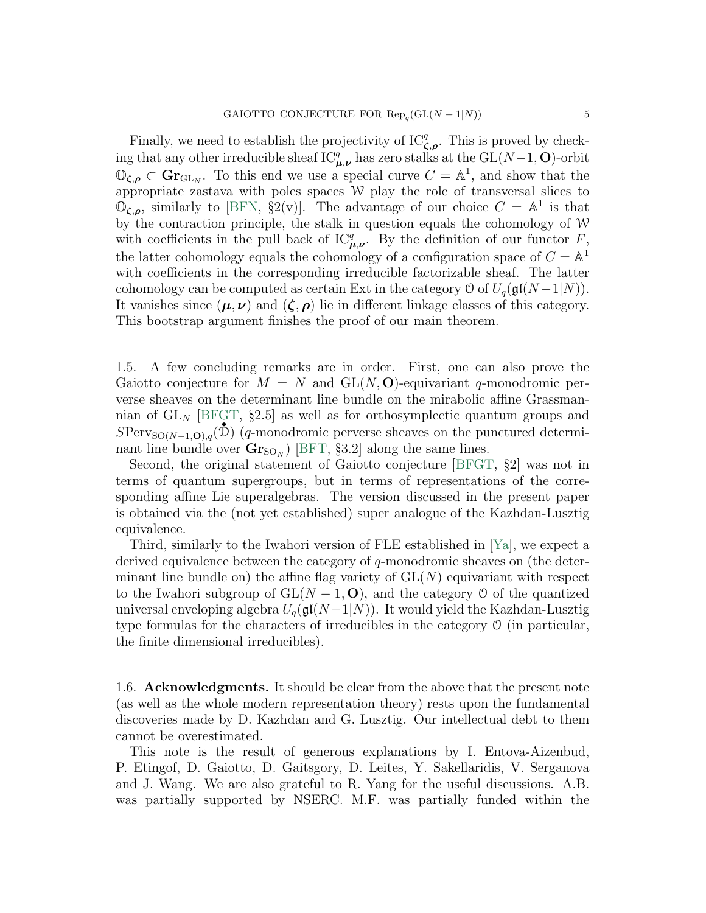Finally, we need to establish the projectivity of $\mathrm{IC}^q_{\boldsymbol{\zeta},\boldsymbol{\rho}}$. This is proved by checking that any other irreducible sheaf $\mathrm{IC}^q_{\boldsymbol{\mu},\boldsymbol{\nu}}$ has zero stalks at the $\mathrm{GL}(N-1,\mathbf{O})$-orbit $\mathbb{O}_{\boldsymbol{\zeta},\boldsymbol{\rho}} \subset \mathbf{Gr}_{\mathrm{GL}_N}$. To this end we use a special curve $C = \mathbb{A}^1$, and show that the appropriate zastava with poles spaces $\mathcal{W}$ play the role of transversal slices to $\mathbb{O}_{\boldsymbol{\zeta},\boldsymbol{\rho}}$, similarly to [BFN, §2(v)]. The advantage of our choice $C = \mathbb{A}^1$ is that by the contraction principle, the stalk in question equals the cohomology of $\mathcal{W}$ with coefficients in the pull back of $\mathrm{IC}^q_{\boldsymbol{\mu},\boldsymbol{\nu}}$. By the definition of our functor $F$, the latter cohomology equals the cohomology of a configuration space of $C = \mathbb{A}^1$ with coefficients in the corresponding irreducible factorizable sheaf. The latter cohomology can be computed as certain Ext in the category $\mathcal{O}$ of $U_q(\mathfrak{gl}(N-1|N))$. It vanishes since $(\boldsymbol{\mu},\boldsymbol{\nu})$ and $(\boldsymbol{\zeta},\boldsymbol{\rho})$ lie in different linkage classes of this category. This bootstrap argument finishes the proof of our main theorem.

1.5. A few concluding remarks are in order. First, one can also prove the Gaiotto conjecture for $M = N$ and $\mathrm{GL}(N,\mathbf{O})$-equivariant $q$-monodromic perverse sheaves on the determinant line bundle on the mirabolic affine Grassmannian of $\mathrm{GL}_N$ [BFGT, §2.5] as well as for orthosymplectic quantum groups and $S\mathrm{Perv}_{\mathrm{SO}(N-1,\mathbf{O}),q}(\mathring{\mathcal{D}})$ ($q$-monodromic perverse sheaves on the punctured determinant line bundle over $\mathbf{Gr}_{\mathrm{SO}_N}$) [BFT, §3.2] along the same lines.

Second, the original statement of Gaiotto conjecture [BFGT, §2] was not in terms of quantum supergroups, but in terms of representations of the corresponding affine Lie superalgebras. The version discussed in the present paper is obtained via the (not yet established) super analogue of the Kazhdan-Lusztig equivalence.

Third, similarly to the Iwahori version of FLE established in [Ya], we expect a derived equivalence between the category of $q$-monodromic sheaves on (the determinant line bundle on) the affine flag variety of $\mathrm{GL}(N)$ equivariant with respect to the Iwahori subgroup of $\mathrm{GL}(N-1,\mathbf{O})$, and the category $\mathcal{O}$ of the quantized universal enveloping algebra $U_q(\mathfrak{gl}(N-1|N))$. It would yield the Kazhdan-Lusztig type formulas for the characters of irreducibles in the category $\mathcal{O}$ (in particular, the finite dimensional irreducibles).

1.6. **Acknowledgments.** It should be clear from the above that the present note (as well as the whole modern representation theory) rests upon the fundamental discoveries made by D. Kazhdan and G. Lusztig. Our intellectual debt to them cannot be overestimated.

This note is the result of generous explanations by I. Entova-Aizenbud, P. Etingof, D. Gaiotto, D. Gaitsgory, D. Leites, Y. Sakellaridis, V. Serganova and J. Wang. We are also grateful to R. Yang for the useful discussions. A.B. was partially supported by NSERC. M.F. was partially funded within the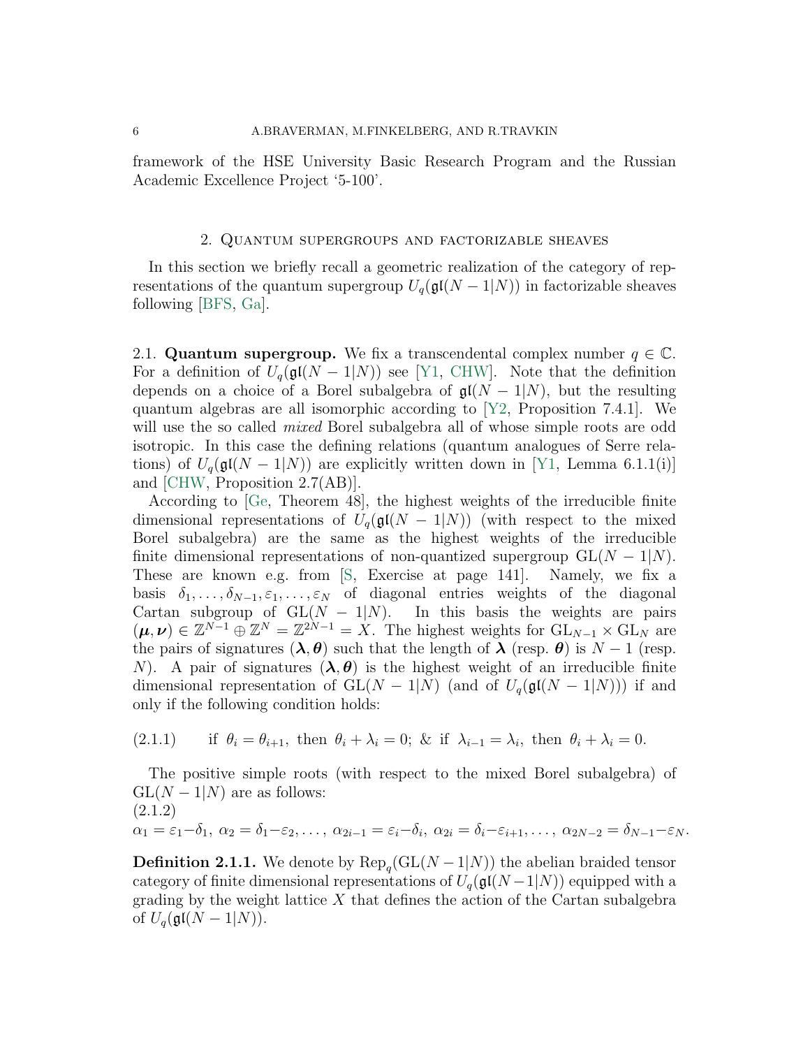framework of the HSE University Basic Research Program and the Russian Academic Excellence Project '5-100'.

## 2. Quantum supergroups and factorizable sheaves

In this section we briefly recall a geometric realization of the category of representations of the quantum supergroup $U_q(\mathfrak{gl}(N-1|N))$ in factorizable sheaves following [BFS, Ga].

2.1. **Quantum supergroup.** We fix a transcendental complex number $q \in \mathbb{C}$. For a definition of $U_q(\mathfrak{gl}(N-1|N))$ see [Y1, CHW]. Note that the definition depends on a choice of a Borel subalgebra of $\mathfrak{gl}(N-1|N)$, but the resulting quantum algebras are all isomorphic according to [Y2, Proposition 7.4.1]. We will use the so called *mixed* Borel subalgebra all of whose simple roots are odd isotropic. In this case the defining relations (quantum analogues of Serre relations) of $U_q(\mathfrak{gl}(N-1|N))$ are explicitly written down in [Y1, Lemma 6.1.1(i)] and [CHW, Proposition 2.7(AB)].

According to [Ge, Theorem 48], the highest weights of the irreducible finite dimensional representations of $U_q(\mathfrak{gl}(N-1|N))$ (with respect to the mixed Borel subalgebra) are the same as the highest weights of the irreducible finite dimensional representations of non-quantized supergroup $\mathrm{GL}(N-1|N)$. These are known e.g. from [S, Exercise at page 141]. Namely, we fix a basis $\delta_1, \ldots, \delta_{N-1}, \varepsilon_1, \ldots, \varepsilon_N$ of diagonal entries weights of the diagonal Cartan subgroup of $\mathrm{GL}(N-1|N)$. In this basis the weights are pairs $(\boldsymbol{\mu}, \boldsymbol{\nu}) \in \mathbb{Z}^{N-1} \oplus \mathbb{Z}^N = \mathbb{Z}^{2N-1} = X$. The highest weights for $\mathrm{GL}_{N-1} \times \mathrm{GL}_N$ are the pairs of signatures $(\boldsymbol{\lambda}, \boldsymbol{\theta})$ such that the length of $\boldsymbol{\lambda}$ (resp. $\boldsymbol{\theta}$) is $N-1$ (resp. $N$). A pair of signatures $(\boldsymbol{\lambda}, \boldsymbol{\theta})$ is the highest weight of an irreducible finite dimensional representation of $\mathrm{GL}(N-1|N)$ (and of $U_q(\mathfrak{gl}(N-1|N))$) if and only if the following condition holds:

$$\text{if } \theta_i = \theta_{i+1}, \text{ then } \theta_i + \lambda_i = 0; \ \& \text{ if } \lambda_{i-1} = \lambda_i, \text{ then } \theta_i + \lambda_i = 0. \tag{2.1.1}$$

The positive simple roots (with respect to the mixed Borel subalgebra) of $\mathrm{GL}(N-1|N)$ are as follows:
(2.1.2)

$$\alpha_1 = \varepsilon_1 - \delta_1, \ \alpha_2 = \delta_1 - \varepsilon_2, \ldots, \ \alpha_{2i-1} = \varepsilon_i - \delta_i, \ \alpha_{2i} = \delta_i - \varepsilon_{i+1}, \ldots, \ \alpha_{2N-2} = \delta_{N-1} - \varepsilon_N.$$

**Definition 2.1.1.** We denote by $\mathrm{Rep}_q(\mathrm{GL}(N-1|N))$ the abelian braided tensor category of finite dimensional representations of $U_q(\mathfrak{gl}(N-1|N))$ equipped with a grading by the weight lattice $X$ that defines the action of the Cartan subalgebra of $U_q(\mathfrak{gl}(N-1|N))$.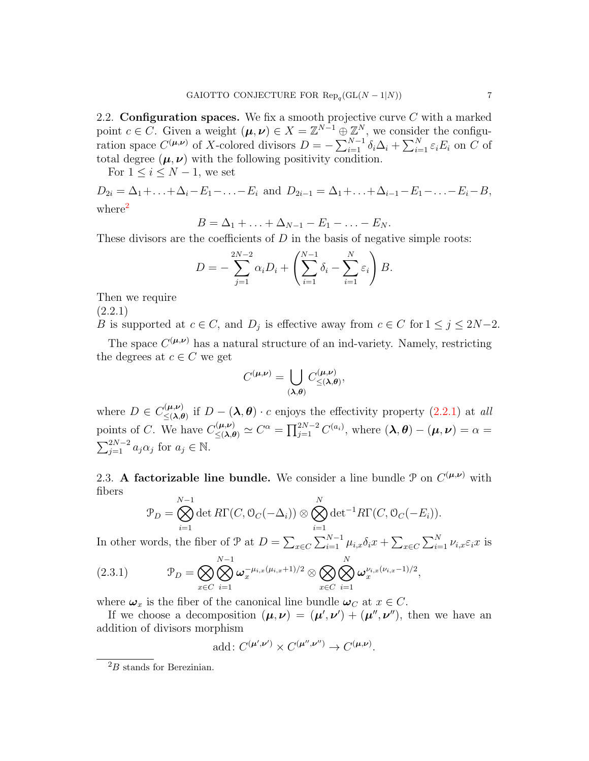2.2. **Configuration spaces.** We fix a smooth projective curve $C$ with a marked point $c \in C$. Given a weight $(\boldsymbol{\mu},\boldsymbol{\nu}) \in X = \mathbb{Z}^{N-1} \oplus \mathbb{Z}^N$, we consider the configuration space $C^{(\boldsymbol{\mu},\boldsymbol{\nu})}$ of $X$-colored divisors $D = -\sum_{i=1}^{N-1} \delta_i \Delta_i + \sum_{i=1}^{N} \varepsilon_i E_i$ on $C$ of total degree $(\boldsymbol{\mu},\boldsymbol{\nu})$ with the following positivity condition.

For $1 \le i \le N-1$, we set

$$D_{2i} = \Delta_1 + \ldots + \Delta_i - E_1 - \ldots - E_i \text{ and } D_{2i-1} = \Delta_1 + \ldots + \Delta_{i-1} - E_1 - \ldots - E_i - B,$$

where[2]

$$B = \Delta_1 + \ldots + \Delta_{N-1} - E_1 - \ldots - E_N.$$

These divisors are the coefficients of $D$ in the basis of negative simple roots:

$$D = -\sum_{j=1}^{2N-2} \alpha_i D_i + \left( \sum_{i=1}^{N-1} \delta_i - \sum_{i=1}^{N} \varepsilon_i \right) B.$$

Then we require

(2.2.1)
$B$ is supported at $c \in C$, and $D_j$ is effective away from $c \in C$ for $1 \le j \le 2N-2$.

The space $C^{(\boldsymbol{\mu},\boldsymbol{\nu})}$ has a natural structure of an ind-variety. Namely, restricting the degrees at $c \in C$ we get

$$C^{(\boldsymbol{\mu},\boldsymbol{\nu})} = \bigcup_{(\boldsymbol{\lambda},\boldsymbol{\theta})} C^{(\boldsymbol{\mu},\boldsymbol{\nu})}_{\le(\boldsymbol{\lambda},\boldsymbol{\theta})},$$

where $D \in C^{(\boldsymbol{\mu},\boldsymbol{\nu})}_{\le(\boldsymbol{\lambda},\boldsymbol{\theta})}$ if $D - (\boldsymbol{\lambda},\boldsymbol{\theta}) \cdot c$ enjoys the effectivity property (2.2.1) at *all* points of $C$. We have $C^{(\boldsymbol{\mu},\boldsymbol{\nu})}_{\le(\boldsymbol{\lambda},\boldsymbol{\theta})} \simeq C^{\alpha} = \prod_{j=1}^{2N-2} C^{(a_i)}$, where $(\boldsymbol{\lambda},\boldsymbol{\theta}) - (\boldsymbol{\mu},\boldsymbol{\nu}) = \alpha = \sum_{j=1}^{2N-2} a_j \alpha_j$ for $a_j \in \mathbb{N}$.

2.3. **A factorizable line bundle.** We consider a line bundle $\mathcal{P}$ on $C^{(\boldsymbol{\mu},\boldsymbol{\nu})}$ with fibers

$$\mathcal{P}_D = \bigotimes_{i=1}^{N-1} \det R\Gamma(C, \mathcal{O}_C(-\Delta_i)) \otimes \bigotimes_{i=1}^{N} \det{}^{-1} R\Gamma(C, \mathcal{O}_C(-E_i)).$$

In other words, the fiber of $\mathcal{P}$ at $D = \sum_{x\in C} \sum_{i=1}^{N-1} \mu_{i,x} \delta_i x + \sum_{x \in C} \sum_{i=1}^{N} \nu_{i,x} \varepsilon_i x$ is

$$\mathcal{P}_D = \bigotimes_{x\in C} \bigotimes_{i=1}^{N-1} \boldsymbol{\omega}_x^{-\mu_{i,x}(\mu_{i,x}+1)/2} \otimes \bigotimes_{x \in C} \bigotimes_{i=1}^{N} \boldsymbol{\omega}_x^{\nu_{i,x}(\nu_{i,x}-1)/2}, \tag{2.3.1}$$

where $\boldsymbol{\omega}_x$ is the fiber of the canonical line bundle $\boldsymbol{\omega}_C$ at $x \in C$.

If we choose a decomposition $(\boldsymbol{\mu},\boldsymbol{\nu}) = (\boldsymbol{\mu}',\boldsymbol{\nu}') + (\boldsymbol{\mu}'',\boldsymbol{\nu}'')$, then we have an addition of divisors morphism

$$\mathrm{add}\colon C^{(\boldsymbol{\mu}',\boldsymbol{\nu}')} \times C^{(\boldsymbol{\mu}'',\boldsymbol{\nu}'')} \to C^{(\boldsymbol{\mu},\boldsymbol{\nu})}.$$

[2] $B$ stands for Berezinian.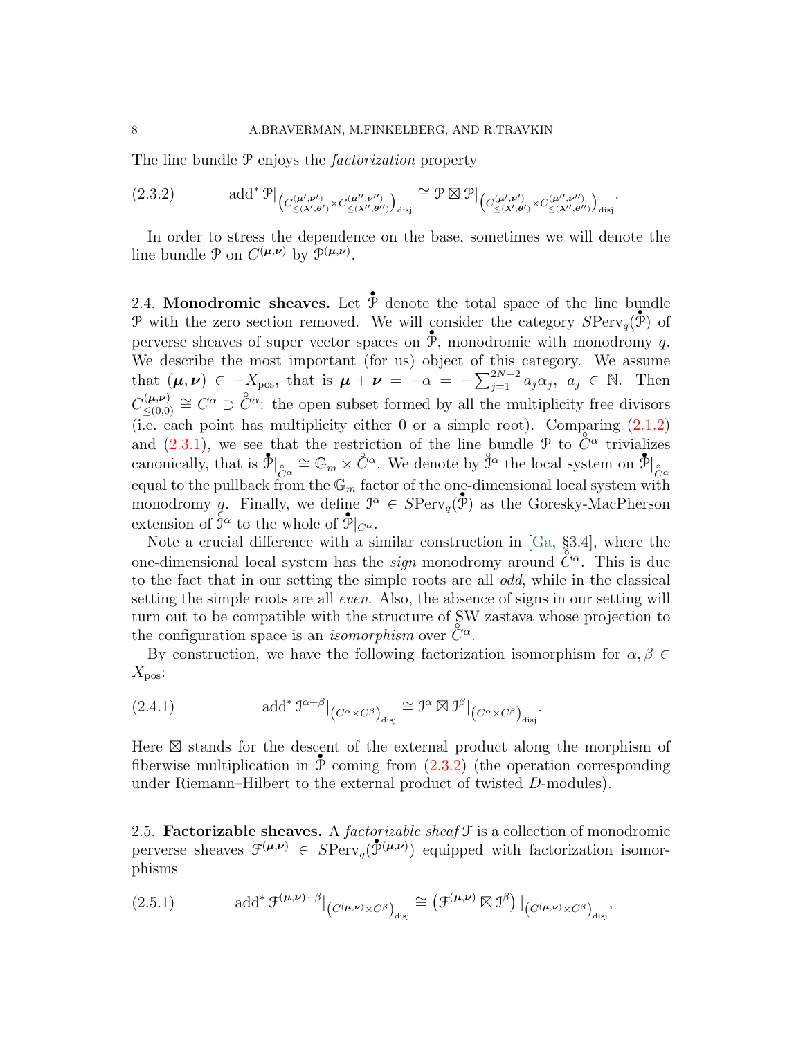The line bundle $\mathcal{P}$ enjoys the *factorization* property

$$\operatorname{add}^* \mathcal{P}|_{\left(C^{(\boldsymbol{\mu}',\boldsymbol{\nu}')}_{\leq(\boldsymbol{\lambda}',\boldsymbol{\theta}')}\times C^{(\boldsymbol{\mu}'',\boldsymbol{\nu}'')}_{\leq(\boldsymbol{\lambda}'',\boldsymbol{\theta}'')}\right)_{\rm disj}} \cong \mathcal{P}\boxtimes\mathcal{P}|_{\left(C^{(\boldsymbol{\mu}',\boldsymbol{\nu}')}_{\leq(\boldsymbol{\lambda}',\boldsymbol{\theta}')}\times C^{(\boldsymbol{\mu}'',\boldsymbol{\nu}'')}_{\leq(\boldsymbol{\lambda}'',\boldsymbol{\theta}'')}\right)_{\rm disj}}. \tag{2.3.2}$$

In order to stress the dependence on the base, sometimes we will denote the line bundle $\mathcal{P}$ on $C^{(\boldsymbol{\mu},\boldsymbol{\nu})}$ by $\mathcal{P}^{(\boldsymbol{\mu},\boldsymbol{\nu})}$.

2.4. **Monodromic sheaves.** Let $\overset{\bullet}{\mathcal{P}}$ denote the total space of the line bundle $\mathcal{P}$ with the zero section removed. We will consider the category $S\mathrm{Perv}_q(\overset{\bullet}{\mathcal{P}})$ of perverse sheaves of super vector spaces on $\overset{\bullet}{\mathcal{P}}$, monodromic with monodromy $q$. We describe the most important (for us) object of this category. We assume that $(\boldsymbol{\mu},\boldsymbol{\nu}) \in -X_{\rm pos}$, that is $\boldsymbol{\mu}+\boldsymbol{\nu} = -\alpha = -\sum_{j=1}^{2N-2} a_j\alpha_j,\ a_j\in\mathbb{N}$. Then $C^{(\boldsymbol{\mu},\boldsymbol{\nu})}_{\leq(0,0)} \cong C^\alpha \supset \overset{\circ}{C}{}^\alpha$: the open subset formed by all the multiplicity free divisors (i.e. each point has multiplicity either 0 or a simple root). Comparing (2.1.2) and (2.3.1), we see that the restriction of the line bundle $\mathcal{P}$ to $\overset{\circ}{C}{}^\alpha$ trivializes canonically, that is $\overset{\bullet}{\mathcal{P}}|_{\overset{\circ}{C}{}^\alpha} \cong \mathbb{G}_m\times\overset{\circ}{C}{}^\alpha$. We denote by $\overset{\circ}{\mathcal{I}}{}^\alpha$ the local system on $\overset{\bullet}{\mathcal{P}}|_{\overset{\circ}{C}{}^\alpha}$ equal to the pullback from the $\mathbb{G}_m$ factor of the one-dimensional local system with monodromy $q$. Finally, we define $\mathcal{I}^\alpha \in S\mathrm{Perv}_q(\overset{\bullet}{\mathcal{P}})$ as the Goresky-MacPherson extension of $\overset{\circ}{\mathcal{I}}{}^\alpha$ to the whole of $\overset{\bullet}{\mathcal{P}}|_{C^\alpha}$.

Note a crucial difference with a similar construction in [Ga, §3.4], where the one-dimensional local system has the *sign* monodromy around $\overset{\circ}{C}{}^\alpha$. This is due to the fact that in our setting the simple roots are all *odd*, while in the classical setting the simple roots are all *even*. Also, the absence of signs in our setting will turn out to be compatible with the structure of SW zastava whose projection to the configuration space is an *isomorphism* over $\overset{\circ}{C}{}^\alpha$.

By construction, we have the following factorization isomorphism for $\alpha,\beta\in X_{\rm pos}$:

$$\operatorname{add}^*\mathcal{I}^{\alpha+\beta}|_{\left(C^\alpha\times C^\beta\right)_{\rm disj}} \cong \mathcal{I}^\alpha\boxtimes\mathcal{I}^\beta|_{\left(C^\alpha\times C^\beta\right)_{\rm disj}}. \tag{2.4.1}$$

Here $\boxtimes$ stands for the descent of the external product along the morphism of fiberwise multiplication in $\overset{\bullet}{\mathcal{P}}$ coming from (2.3.2) (the operation corresponding under Riemann–Hilbert to the external product of twisted $D$-modules).

2.5. **Factorizable sheaves.** A *factorizable sheaf* $\mathcal{F}$ is a collection of monodromic perverse sheaves $\mathcal{F}^{(\boldsymbol{\mu},\boldsymbol{\nu})} \in S\mathrm{Perv}_q(\overset{\bullet}{\mathcal{P}}{}^{(\boldsymbol{\mu},\boldsymbol{\nu})})$ equipped with factorization isomorphisms

$$\operatorname{add}^*\mathcal{F}^{(\boldsymbol{\mu},\boldsymbol{\nu})-\beta}|_{\left(C^{(\boldsymbol{\mu},\boldsymbol{\nu})}\times C^\beta\right)_{\rm disj}} \cong \left(\mathcal{F}^{(\boldsymbol{\mu},\boldsymbol{\nu})}\boxtimes\mathcal{I}^\beta\right)|_{\left(C^{(\boldsymbol{\mu},\boldsymbol{\nu})}\times C^\beta\right)_{\rm disj}}, \tag{2.5.1}$$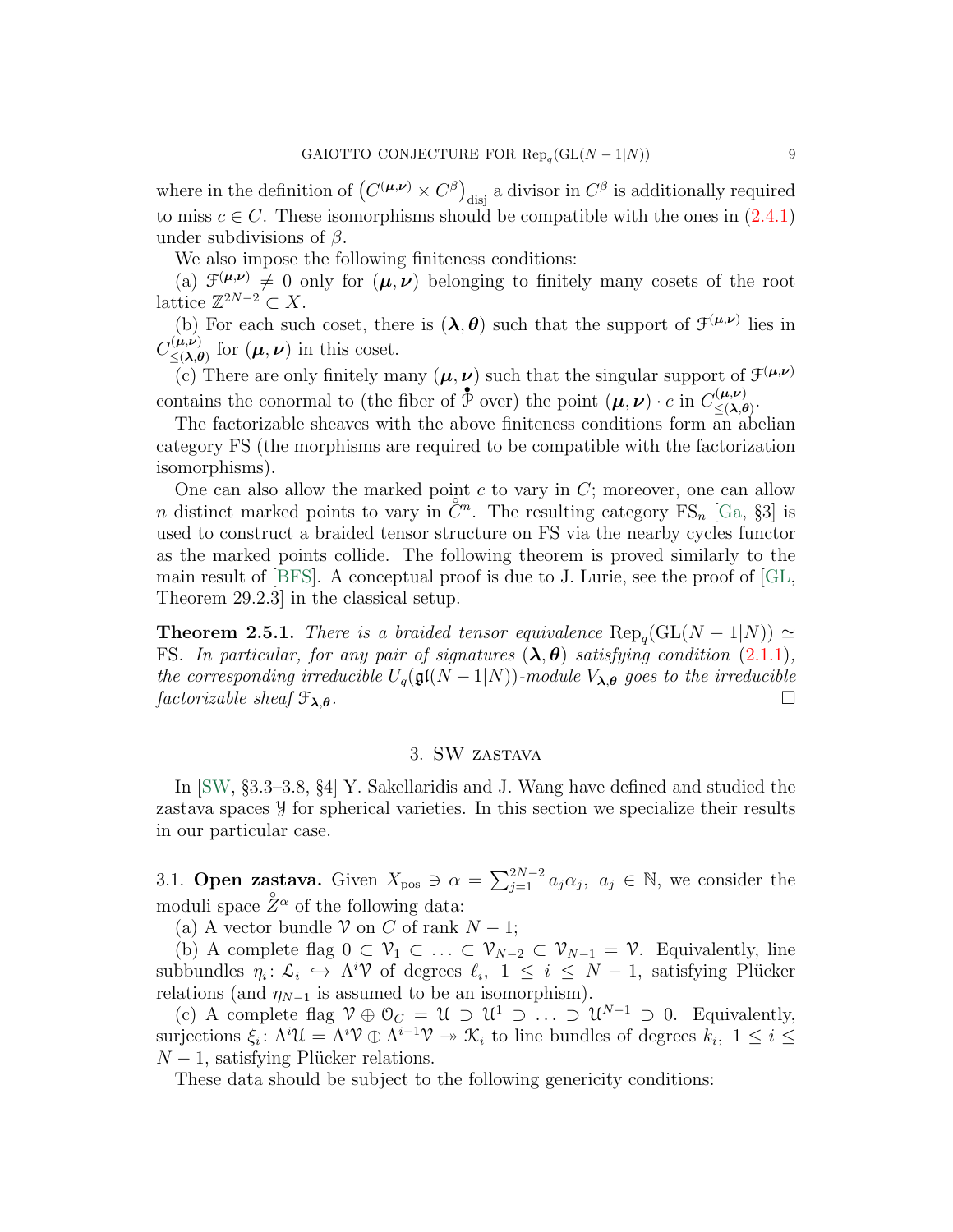where in the definition of $\left(C^{(\boldsymbol{\mu},\boldsymbol{\nu})} \times C^{\beta}\right)_{\mathrm{disj}}$ a divisor in $C^{\beta}$ is additionally required to miss $c \in C$. These isomorphisms should be compatible with the ones in (2.4.1) under subdivisions of $\beta$.

We also impose the following finiteness conditions:

(a) $\mathcal{F}^{(\boldsymbol{\mu},\boldsymbol{\nu})} \neq 0$ only for $(\boldsymbol{\mu},\boldsymbol{\nu})$ belonging to finitely many cosets of the root lattice $\mathbb{Z}^{2N-2} \subset X$.

(b) For each such coset, there is $(\boldsymbol{\lambda},\boldsymbol{\theta})$ such that the support of $\mathcal{F}^{(\boldsymbol{\mu},\boldsymbol{\nu})}$ lies in $C^{(\boldsymbol{\mu},\boldsymbol{\nu})}_{\leq(\boldsymbol{\lambda},\boldsymbol{\theta})}$ for $(\boldsymbol{\mu},\boldsymbol{\nu})$ in this coset.

(c) There are only finitely many $(\boldsymbol{\mu},\boldsymbol{\nu})$ such that the singular support of $\mathcal{F}^{(\boldsymbol{\mu},\boldsymbol{\nu})}$ contains the conormal to (the fiber of $\overset{\bullet}{\mathcal{P}}$ over) the point $(\boldsymbol{\mu},\boldsymbol{\nu}) \cdot c$ in $C^{(\boldsymbol{\mu},\boldsymbol{\nu})}_{\leq(\boldsymbol{\lambda},\boldsymbol{\theta})}$.

The factorizable sheaves with the above finiteness conditions form an abelian category FS (the morphisms are required to be compatible with the factorization isomorphisms).

One can also allow the marked point $c$ to vary in $C$; moreover, one can allow $n$ distinct marked points to vary in $\overset{\circ}{C}{}^{n}$. The resulting category $\mathrm{FS}_n$ [Ga, §3] is used to construct a braided tensor structure on FS via the nearby cycles functor as the marked points collide. The following theorem is proved similarly to the main result of [BFS]. A conceptual proof is due to J. Lurie, see the proof of [GL, Theorem 29.2.3] in the classical setup.

**Theorem 2.5.1.** *There is a braided tensor equivalence* $\mathrm{Rep}_q(\mathrm{GL}(N-1|N)) \simeq \mathrm{FS}$. *In particular, for any pair of signatures* $(\boldsymbol{\lambda},\boldsymbol{\theta})$ *satisfying condition* (2.1.1), *the corresponding irreducible* $U_q(\mathfrak{gl}(N-1|N))$*-module* $V_{\boldsymbol{\lambda},\boldsymbol{\theta}}$ *goes to the irreducible factorizable sheaf* $\mathcal{F}_{\boldsymbol{\lambda},\boldsymbol{\theta}}$. □

## 3. SW zastava

In [SW, §3.3–3.8, §4] Y. Sakellaridis and J. Wang have defined and studied the zastava spaces $\mathcal{Y}$ for spherical varieties. In this section we specialize their results in our particular case.

3.1. **Open zastava.** Given $X_{\mathrm{pos}} \ni \alpha = \sum_{j=1}^{2N-2} a_j\alpha_j,\ a_j \in \mathbb{N}$, we consider the moduli space $\overset{\circ}{Z}{}^{\alpha}$ of the following data:

(a) A vector bundle $\mathcal{V}$ on $C$ of rank $N-1$;

(b) A complete flag $0 \subset \mathcal{V}_1 \subset \ldots \subset \mathcal{V}_{N-2} \subset \mathcal{V}_{N-1} = \mathcal{V}$. Equivalently, line subbundles $\eta_i\colon \mathcal{L}_i \hookrightarrow \Lambda^i\mathcal{V}$ of degrees $\ell_i,\ 1 \leq i \leq N-1$, satisfying Plücker relations (and $\eta_{N-1}$ is assumed to be an isomorphism).

(c) A complete flag $\mathcal{V} \oplus \mathcal{O}_C = \mathcal{U} \supset \mathcal{U}^1 \supset \ldots \supset \mathcal{U}^{N-1} \supset 0$. Equivalently, surjections $\xi_i\colon \Lambda^i\mathcal{U} = \Lambda^i\mathcal{V} \oplus \Lambda^{i-1}\mathcal{V} \twoheadrightarrow \mathcal{K}_i$ to line bundles of degrees $k_i,\ 1 \leq i \leq N-1$, satisfying Plücker relations.

These data should be subject to the following genericity conditions: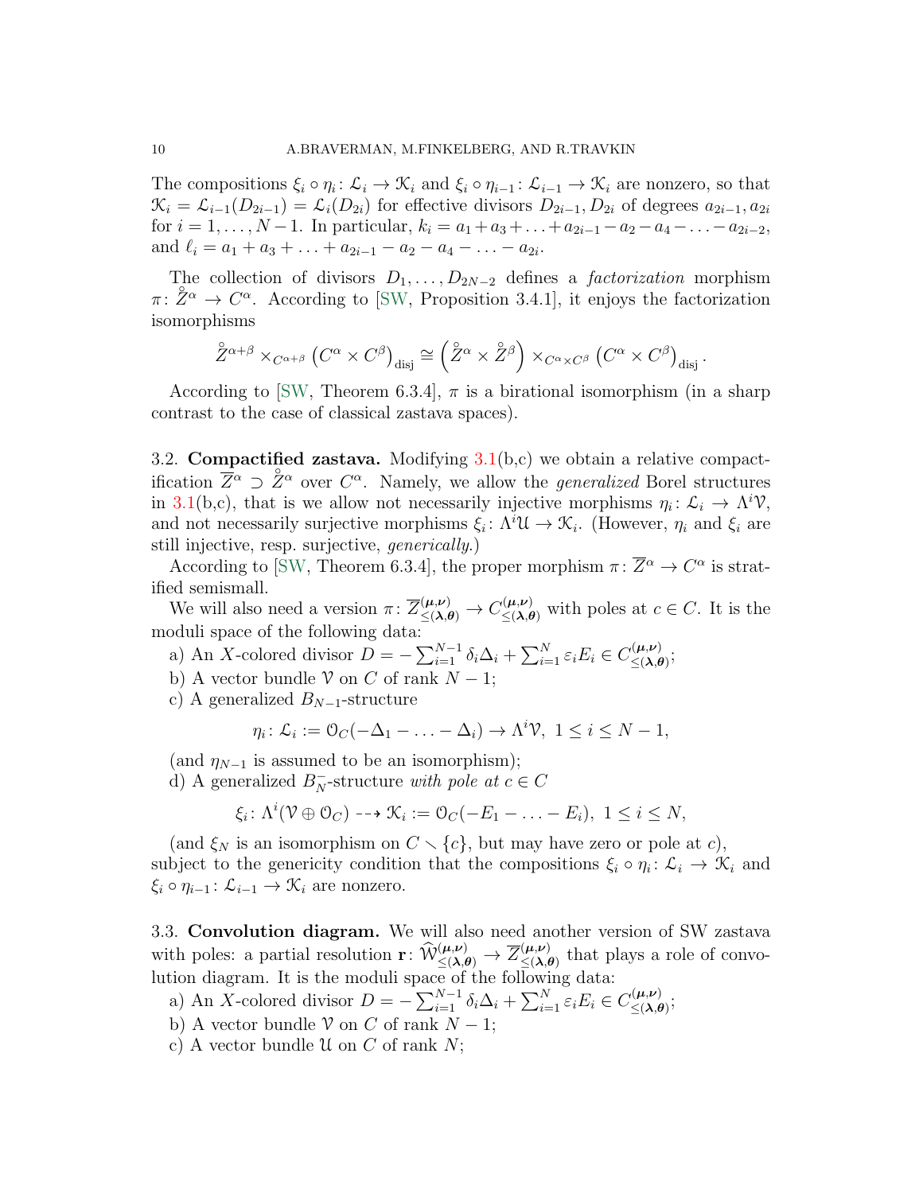The compositions $\xi_i \circ \eta_i \colon \mathcal{L}_i \to \mathcal{K}_i$ and $\xi_i \circ \eta_{i-1} \colon \mathcal{L}_{i-1} \to \mathcal{K}_i$ are nonzero, so that $\mathcal{K}_i = \mathcal{L}_{i-1}(D_{2i-1}) = \mathcal{L}_i(D_{2i})$ for effective divisors $D_{2i-1}, D_{2i}$ of degrees $a_{2i-1}, a_{2i}$ for $i = 1, \ldots, N-1$. In particular, $k_i = a_1 + a_3 + \ldots + a_{2i-1} - a_2 - a_4 - \ldots - a_{2i-2}$, and $\ell_i = a_1 + a_3 + \ldots + a_{2i-1} - a_2 - a_4 - \ldots - a_{2i}$.

The collection of divisors $D_1, \ldots, D_{2N-2}$ defines a *factorization* morphism $\pi \colon \mathring{Z}^\alpha \to C^\alpha$. According to [SW, Proposition 3.4.1], it enjoys the factorization isomorphisms

$$\mathring{Z}^{\alpha+\beta} \times_{C^{\alpha+\beta}} \left(C^\alpha \times C^\beta\right)_{\mathrm{disj}} \cong \left(\mathring{Z}^\alpha \times \mathring{Z}^\beta\right) \times_{C^\alpha \times C^\beta} \left(C^\alpha \times C^\beta\right)_{\mathrm{disj}}.$$

According to [SW, Theorem 6.3.4], $\pi$ is a birational isomorphism (in a sharp contrast to the case of classical zastava spaces).

## 3.2. Compactified zastava.

Modifying 3.1(b,c) we obtain a relative compactification $\overline{Z}^\alpha \supset \mathring{Z}^\alpha$ over $C^\alpha$. Namely, we allow the *generalized* Borel structures in 3.1(b,c), that is we allow not necessarily injective morphisms $\eta_i \colon \mathcal{L}_i \to \Lambda^i \mathcal{V}$, and not necessarily surjective morphisms $\xi_i \colon \Lambda^i \mathcal{U} \to \mathcal{K}_i$. (However, $\eta_i$ and $\xi_i$ are still injective, resp. surjective, *generically*.)

According to [SW, Theorem 6.3.4], the proper morphism $\pi \colon \overline{Z}^\alpha \to C^\alpha$ is stratified semismall.

We will also need a version $\pi \colon \overline{Z}^{(\boldsymbol{\mu},\boldsymbol{\nu})}_{\leq(\boldsymbol{\lambda},\boldsymbol{\theta})} \to C^{(\boldsymbol{\mu},\boldsymbol{\nu})}_{\leq(\boldsymbol{\lambda},\boldsymbol{\theta})}$ with poles at $c \in C$. It is the moduli space of the following data:

a) An $X$-colored divisor $D = -\sum_{i=1}^{N-1} \delta_i \Delta_i + \sum_{i=1}^{N} \varepsilon_i E_i \in C^{(\boldsymbol{\mu},\boldsymbol{\nu})}_{\leq(\boldsymbol{\lambda},\boldsymbol{\theta})}$;

b) A vector bundle $\mathcal{V}$ on $C$ of rank $N-1$;

c) A generalized $B_{N-1}$-structure

$$\eta_i \colon \mathcal{L}_i := \mathcal{O}_C(-\Delta_1 - \ldots - \Delta_i) \to \Lambda^i \mathcal{V},\ 1 \leq i \leq N-1,$$

(and $\eta_{N-1}$ is assumed to be an isomorphism);

d) A generalized $B_N^-$-structure *with pole at* $c \in C$

$$\xi_i \colon \Lambda^i(\mathcal{V} \oplus \mathcal{O}_C) \dashrightarrow \mathcal{K}_i := \mathcal{O}_C(-E_1 - \ldots - E_i),\ 1 \leq i \leq N,$$

(and $\xi_N$ is an isomorphism on $C \smallsetminus \{c\}$, but may have zero or pole at $c$), subject to the genericity condition that the compositions $\xi_i \circ \eta_i \colon \mathcal{L}_i \to \mathcal{K}_i$ and $\xi_i \circ \eta_{i-1} \colon \mathcal{L}_{i-1} \to \mathcal{K}_i$ are nonzero.

## 3.3. Convolution diagram.

We will also need another version of SW zastava with poles: a partial resolution $\mathbf{r} \colon \widehat{\mathcal{W}}^{(\boldsymbol{\mu},\boldsymbol{\nu})}_{\leq(\boldsymbol{\lambda},\boldsymbol{\theta})} \to \overline{Z}^{(\boldsymbol{\mu},\boldsymbol{\nu})}_{\leq(\boldsymbol{\lambda},\boldsymbol{\theta})}$ that plays a role of convolution diagram. It is the moduli space of the following data:

a) An $X$-colored divisor $D = -\sum_{i=1}^{N-1} \delta_i \Delta_i + \sum_{i=1}^{N} \varepsilon_i E_i \in C^{(\boldsymbol{\mu},\boldsymbol{\nu})}_{\leq(\boldsymbol{\lambda},\boldsymbol{\theta})}$;

b) A vector bundle $\mathcal{V}$ on $C$ of rank $N-1$;

c) A vector bundle $\mathcal{U}$ on $C$ of rank $N$;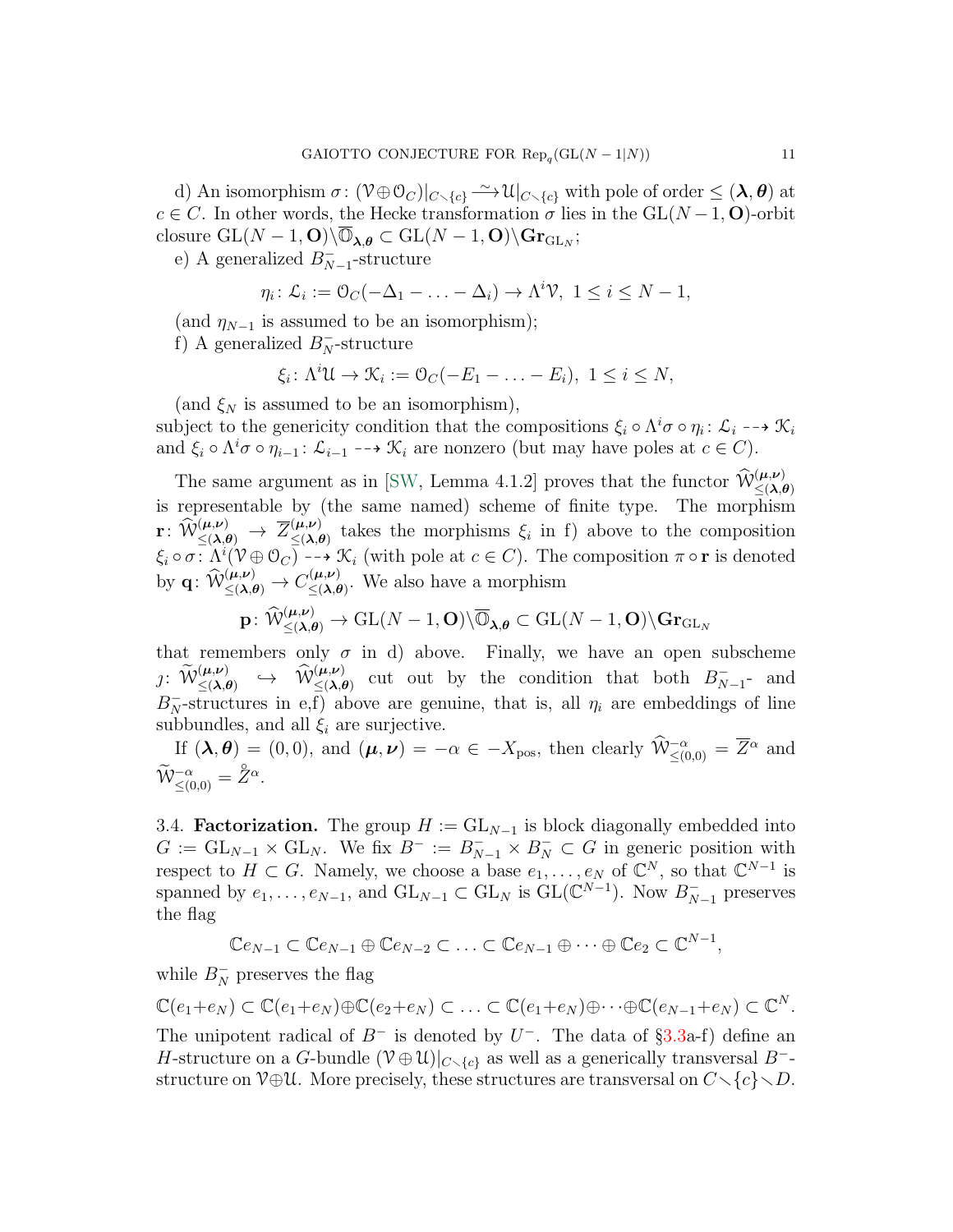d) An isomorphism $\sigma\colon (\mathcal{V}\oplus\mathcal{O}_C)|_{C\smallsetminus\{c\}} \xrightarrow{\sim} \mathcal{U}|_{C\smallsetminus\{c\}}$ with pole of order $\leq (\boldsymbol{\lambda},\boldsymbol{\theta})$ at $c\in C$. In other words, the Hecke transformation $\sigma$ lies in the $\mathrm{GL}(N-1,\mathbf{O})$-orbit closure $\mathrm{GL}(N-1,\mathbf{O})\backslash\overline{\mathbb{O}}_{\boldsymbol{\lambda},\boldsymbol{\theta}} \subset \mathrm{GL}(N-1,\mathbf{O})\backslash\mathbf{Gr}_{\mathrm{GL}_N}$;

e) A generalized $B^-_{N-1}$-structure

$$\eta_i\colon \mathcal{L}_i := \mathcal{O}_C(-\Delta_1-\ldots-\Delta_i)\to\Lambda^i\mathcal{V},\ 1\leq i\leq N-1,$$

(and $\eta_{N-1}$ is assumed to be an isomorphism);

f) A generalized $B^-_N$-structure

$$\xi_i\colon \Lambda^i\mathcal{U}\to\mathcal{K}_i := \mathcal{O}_C(-E_1-\ldots-E_i),\ 1\leq i\leq N,$$

(and $\xi_N$ is assumed to be an isomorphism),

subject to the genericity condition that the compositions $\xi_i\circ\Lambda^i\sigma\circ\eta_i\colon \mathcal{L}_i \dashrightarrow \mathcal{K}_i$ and $\xi_i\circ\Lambda^i\sigma\circ\eta_{i-1}\colon \mathcal{L}_{i-1}\dashrightarrow\mathcal{K}_i$ are nonzero (but may have poles at $c\in C$).

The same argument as in [SW, Lemma 4.1.2] proves that the functor $\widehat{\mathcal{W}}^{(\boldsymbol{\mu},\boldsymbol{\nu})}_{\leq(\boldsymbol{\lambda},\boldsymbol{\theta})}$ is representable by (the same named) scheme of finite type. The morphism $\mathbf{r}\colon \widehat{\mathcal{W}}^{(\boldsymbol{\mu},\boldsymbol{\nu})}_{\leq(\boldsymbol{\lambda},\boldsymbol{\theta})} \to \overline{Z}^{(\boldsymbol{\mu},\boldsymbol{\nu})}_{\leq(\boldsymbol{\lambda},\boldsymbol{\theta})}$ takes the morphisms $\xi_i$ in f) above to the composition $\xi_i\circ\sigma\colon \Lambda^i(\mathcal{V}\oplus\mathcal{O}_C)\dashrightarrow\mathcal{K}_i$ (with pole at $c\in C$). The composition $\pi\circ\mathbf{r}$ is denoted by $\mathbf{q}\colon \widehat{\mathcal{W}}^{(\boldsymbol{\mu},\boldsymbol{\nu})}_{\leq(\boldsymbol{\lambda},\boldsymbol{\theta})}\to C^{(\boldsymbol{\mu},\boldsymbol{\nu})}_{\leq(\boldsymbol{\lambda},\boldsymbol{\theta})}$. We also have a morphism

$$\mathbf{p}\colon \widehat{\mathcal{W}}^{(\boldsymbol{\mu},\boldsymbol{\nu})}_{\leq(\boldsymbol{\lambda},\boldsymbol{\theta})}\to \mathrm{GL}(N-1,\mathbf{O})\backslash\overline{\mathbb{O}}_{\boldsymbol{\lambda},\boldsymbol{\theta}}\subset \mathrm{GL}(N-1,\mathbf{O})\backslash\mathbf{Gr}_{\mathrm{GL}_N}$$

that remembers only $\sigma$ in d) above. Finally, we have an open subscheme $\jmath\colon \widetilde{\mathcal{W}}^{(\boldsymbol{\mu},\boldsymbol{\nu})}_{\leq(\boldsymbol{\lambda},\boldsymbol{\theta})} \hookrightarrow \widehat{\mathcal{W}}^{(\boldsymbol{\mu},\boldsymbol{\nu})}_{\leq(\boldsymbol{\lambda},\boldsymbol{\theta})}$ cut out by the condition that both $B^-_{N-1}$- and $B^-_N$-structures in e,f) above are genuine, that is, all $\eta_i$ are embeddings of line subbundles, and all $\xi_i$ are surjective.

If $(\boldsymbol{\lambda},\boldsymbol{\theta})=(0,0)$, and $(\boldsymbol{\mu},\boldsymbol{\nu})=-\alpha\in -X_{\mathrm{pos}}$, then clearly $\widehat{\mathcal{W}}^{-\alpha}_{\leq(0,0)}=\overline{Z}^\alpha$ and $\widetilde{\mathcal{W}}^{-\alpha}_{\leq(0,0)}=\mathring{Z}^\alpha$.

## 3.4. Factorization.

The group $H:=\mathrm{GL}_{N-1}$ is block diagonally embedded into $G:=\mathrm{GL}_{N-1}\times\mathrm{GL}_N$. We fix $B^-:=B^-_{N-1}\times B^-_N\subset G$ in generic position with respect to $H\subset G$. Namely, we choose a base $e_1,\ldots,e_N$ of $\mathbb{C}^N$, so that $\mathbb{C}^{N-1}$ is spanned by $e_1,\ldots,e_{N-1}$, and $\mathrm{GL}_{N-1}\subset\mathrm{GL}_N$ is $\mathrm{GL}(\mathbb{C}^{N-1})$. Now $B^-_{N-1}$ preserves the flag

$$\mathbb{C}e_{N-1}\subset\mathbb{C}e_{N-1}\oplus\mathbb{C}e_{N-2}\subset\ldots\subset\mathbb{C}e_{N-1}\oplus\cdots\oplus\mathbb{C}e_2\subset\mathbb{C}^{N-1},$$

while $B^-_N$ preserves the flag

$$\mathbb{C}(e_1+e_N)\subset\mathbb{C}(e_1+e_N)\oplus\mathbb{C}(e_2+e_N)\subset\ldots\subset\mathbb{C}(e_1+e_N)\oplus\cdots\oplus\mathbb{C}(e_{N-1}+e_N)\subset\mathbb{C}^N.$$

The unipotent radical of $B^-$ is denoted by $U^-$. The data of §3.3a-f) define an $H$-structure on a $G$-bundle $(\mathcal{V}\oplus\mathcal{U})|_{C\smallsetminus\{c\}}$ as well as a generically transversal $B^-$-structure on $\mathcal{V}\oplus\mathcal{U}$. More precisely, these structures are transversal on $C\smallsetminus\{c\}\smallsetminus D$.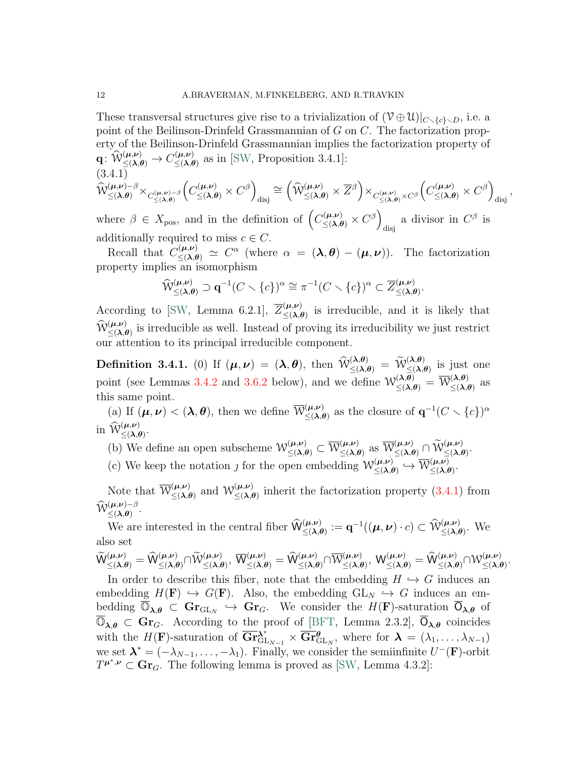These transversal structures give rise to a trivialization of $(\mathcal{V}\oplus\mathcal{U})|_{C\smallsetminus\{c\}\smallsetminus D}$, i.e. a point of the Beilinson-Drinfeld Grassmannian of $G$ on $C$. The factorization property of the Beilinson-Drinfeld Grassmannian implies the factorization property of $\mathbf{q}\colon \widehat{\mathcal{W}}^{(\boldsymbol{\mu},\boldsymbol{\nu})}_{\leq(\boldsymbol{\lambda},\boldsymbol{\theta})}\to C^{(\boldsymbol{\mu},\boldsymbol{\nu})}_{\leq(\boldsymbol{\lambda},\boldsymbol{\theta})}$ as in [SW, Proposition 3.4.1]:

(3.4.1)
$$\widehat{\mathcal{W}}^{(\boldsymbol{\mu},\boldsymbol{\nu})-\beta}_{\leq(\boldsymbol{\lambda},\boldsymbol{\theta})}\times_{C^{(\boldsymbol{\mu},\boldsymbol{\nu})-\beta}_{\leq(\boldsymbol{\lambda},\boldsymbol{\theta})}}\Big(C^{(\boldsymbol{\mu},\boldsymbol{\nu})}_{\leq(\boldsymbol{\lambda},\boldsymbol{\theta})}\times C^\beta\Big)_{\mathrm{disj}}\cong\Big(\widehat{\mathcal{W}}^{(\boldsymbol{\mu},\boldsymbol{\nu})}_{\leq(\boldsymbol{\lambda},\boldsymbol{\theta})}\times\overline{Z}^\beta\Big)\times_{C^{(\boldsymbol{\mu},\boldsymbol{\nu})}_{\leq(\boldsymbol{\lambda},\boldsymbol{\theta})}\times C^\beta}\Big(C^{(\boldsymbol{\mu},\boldsymbol{\nu})}_{\leq(\boldsymbol{\lambda},\boldsymbol{\theta})}\times C^\beta\Big)_{\mathrm{disj}},$$

where $\beta\in X_{\mathrm{pos}}$, and in the definition of $\Big(C^{(\boldsymbol{\mu},\boldsymbol{\nu})}_{\leq(\boldsymbol{\lambda},\boldsymbol{\theta})}\times C^\beta\Big)_{\mathrm{disj}}$ a divisor in $C^\beta$ is additionally required to miss $c\in C$.

Recall that $C^{(\boldsymbol{\mu},\boldsymbol{\nu})}_{\leq(\boldsymbol{\lambda},\boldsymbol{\theta})}\simeq C^\alpha$ (where $\alpha=(\boldsymbol{\lambda},\boldsymbol{\theta})-(\boldsymbol{\mu},\boldsymbol{\nu})$). The factorization property implies an isomorphism

$$\widehat{\mathcal{W}}^{(\boldsymbol{\mu},\boldsymbol{\nu})}_{\leq(\boldsymbol{\lambda},\boldsymbol{\theta})}\supset\mathbf{q}^{-1}(C\smallsetminus\{c\})^\alpha\cong\pi^{-1}(C\smallsetminus\{c\})^\alpha\subset\overline{Z}^{(\boldsymbol{\mu},\boldsymbol{\nu})}_{\leq(\boldsymbol{\lambda},\boldsymbol{\theta})}.$$

According to [SW, Lemma 6.2.1], $\overline{Z}^{(\boldsymbol{\mu},\boldsymbol{\nu})}_{\leq(\boldsymbol{\lambda},\boldsymbol{\theta})}$ is irreducible, and it is likely that $\widehat{\mathcal{W}}^{(\boldsymbol{\mu},\boldsymbol{\nu})}_{\leq(\boldsymbol{\lambda},\boldsymbol{\theta})}$ is irreducible as well. Instead of proving its irreducibility we just restrict our attention to its principal irreducible component.

**Definition 3.4.1.** (0) If $(\boldsymbol{\mu},\boldsymbol{\nu})=(\boldsymbol{\lambda},\boldsymbol{\theta})$, then $\widehat{\mathcal{W}}^{(\boldsymbol{\lambda},\boldsymbol{\theta})}_{\leq(\boldsymbol{\lambda},\boldsymbol{\theta})}=\widetilde{\mathcal{W}}^{(\boldsymbol{\lambda},\boldsymbol{\theta})}_{\leq(\boldsymbol{\lambda},\boldsymbol{\theta})}$ is just one point (see Lemmas 3.4.2 and 3.6.2 below), and we define $\mathcal{W}^{(\boldsymbol{\lambda},\boldsymbol{\theta})}_{\leq(\boldsymbol{\lambda},\boldsymbol{\theta})}=\overline{\mathcal{W}}^{(\boldsymbol{\lambda},\boldsymbol{\theta})}_{\leq(\boldsymbol{\lambda},\boldsymbol{\theta})}$ as this same point.

(a) If $(\boldsymbol{\mu},\boldsymbol{\nu})<(\boldsymbol{\lambda},\boldsymbol{\theta})$, then we define $\overline{\mathcal{W}}^{(\boldsymbol{\mu},\boldsymbol{\nu})}_{\leq(\boldsymbol{\lambda},\boldsymbol{\theta})}$ as the closure of $\mathbf{q}^{-1}(C\smallsetminus\{c\})^\alpha$ in $\widehat{\mathcal{W}}^{(\boldsymbol{\mu},\boldsymbol{\nu})}_{\leq(\boldsymbol{\lambda},\boldsymbol{\theta})}$.

(b) We define an open subscheme $\mathcal{W}^{(\boldsymbol{\mu},\boldsymbol{\nu})}_{\leq(\boldsymbol{\lambda},\boldsymbol{\theta})}\subset\overline{\mathcal{W}}^{(\boldsymbol{\mu},\boldsymbol{\nu})}_{\leq(\boldsymbol{\lambda},\boldsymbol{\theta})}$ as $\overline{\mathcal{W}}^{(\boldsymbol{\mu},\boldsymbol{\nu})}_{\leq(\boldsymbol{\lambda},\boldsymbol{\theta})}\cap\widetilde{\mathcal{W}}^{(\boldsymbol{\mu},\boldsymbol{\nu})}_{\leq(\boldsymbol{\lambda},\boldsymbol{\theta})}$.

(c) We keep the notation $\jmath$ for the open embedding $\mathcal{W}^{(\boldsymbol{\mu},\boldsymbol{\nu})}_{\leq(\boldsymbol{\lambda},\boldsymbol{\theta})}\hookrightarrow\overline{\mathcal{W}}^{(\boldsymbol{\mu},\boldsymbol{\nu})}_{\leq(\boldsymbol{\lambda},\boldsymbol{\theta})}$.

Note that $\overline{\mathcal{W}}^{(\boldsymbol{\mu},\boldsymbol{\nu})}_{\leq(\boldsymbol{\lambda},\boldsymbol{\theta})}$ and $\mathcal{W}^{(\boldsymbol{\mu},\boldsymbol{\nu})}_{\leq(\boldsymbol{\lambda},\boldsymbol{\theta})}$ inherit the factorization property (3.4.1) from $\widehat{\mathcal{W}}^{(\boldsymbol{\mu},\boldsymbol{\nu})-\beta}_{\leq(\boldsymbol{\lambda},\boldsymbol{\theta})}$.

We are interested in the central fiber $\widehat{\mathsf{W}}^{(\boldsymbol{\mu},\boldsymbol{\nu})}_{\leq(\boldsymbol{\lambda},\boldsymbol{\theta})}:=\mathbf{q}^{-1}((\boldsymbol{\mu},\boldsymbol{\nu})\cdot c)\subset\widehat{\mathcal{W}}^{(\boldsymbol{\mu},\boldsymbol{\nu})}_{\leq(\boldsymbol{\lambda},\boldsymbol{\theta})}$. We also set

$\widetilde{\mathsf{W}}^{(\boldsymbol{\mu},\boldsymbol{\nu})}_{\leq(\boldsymbol{\lambda},\boldsymbol{\theta})}=\widehat{\mathsf{W}}^{(\boldsymbol{\mu},\boldsymbol{\nu})}_{\leq(\boldsymbol{\lambda},\boldsymbol{\theta})}\cap\widetilde{\mathcal{W}}^{(\boldsymbol{\mu},\boldsymbol{\nu})}_{\leq(\boldsymbol{\lambda},\boldsymbol{\theta})}$, $\overline{\mathsf{W}}^{(\boldsymbol{\mu},\boldsymbol{\nu})}_{\leq(\boldsymbol{\lambda},\boldsymbol{\theta})}=\widehat{\mathsf{W}}^{(\boldsymbol{\mu},\boldsymbol{\nu})}_{\leq(\boldsymbol{\lambda},\boldsymbol{\theta})}\cap\overline{\mathcal{W}}^{(\boldsymbol{\mu},\boldsymbol{\nu})}_{\leq(\boldsymbol{\lambda},\boldsymbol{\theta})}$, $\mathsf{W}^{(\boldsymbol{\mu},\boldsymbol{\nu})}_{\leq(\boldsymbol{\lambda},\boldsymbol{\theta})}=\widehat{\mathsf{W}}^{(\boldsymbol{\mu},\boldsymbol{\nu})}_{\leq(\boldsymbol{\lambda},\boldsymbol{\theta})}\cap\mathcal{W}^{(\boldsymbol{\mu},\boldsymbol{\nu})}_{\leq(\boldsymbol{\lambda},\boldsymbol{\theta})}$.

In order to describe this fiber, note that the embedding $H\hookrightarrow G$ induces an embedding $H(\mathbf{F})\hookrightarrow G(\mathbf{F})$. Also, the embedding $\mathrm{GL}_N\hookrightarrow G$ induces an embedding $\overline{\mathbb{O}}_{\boldsymbol{\lambda},\boldsymbol{\theta}}\subset\mathbf{Gr}_{\mathrm{GL}_N}\hookrightarrow\mathbf{Gr}_G$. We consider the $H(\mathbf{F})$-saturation $\overline{\mathsf{O}}_{\boldsymbol{\lambda},\boldsymbol{\theta}}$ of $\overline{\mathbb{O}}_{\boldsymbol{\lambda},\boldsymbol{\theta}}\subset\mathbf{Gr}_G$. According to the proof of [BFT, Lemma 2.3.2], $\overline{\mathsf{O}}_{\boldsymbol{\lambda},\boldsymbol{\theta}}$ coincides with the $H(\mathbf{F})$-saturation of $\overline{\mathbf{Gr}}^{\boldsymbol{\lambda}^*}_{\mathrm{GL}_{N-1}}\times\overline{\mathbf{Gr}}^{\boldsymbol{\theta}}_{\mathrm{GL}_N}$, where for $\boldsymbol{\lambda}=(\lambda_1,\ldots,\lambda_{N-1})$ we set $\boldsymbol{\lambda}^*=(-\lambda_{N-1},\ldots,-\lambda_1)$. Finally, we consider the semiinfinite $U^-(\mathbf{F})$-orbit $T^{\boldsymbol{\mu}^*,\boldsymbol{\nu}}\subset\mathbf{Gr}_G$. The following lemma is proved as [SW, Lemma 4.3.2]: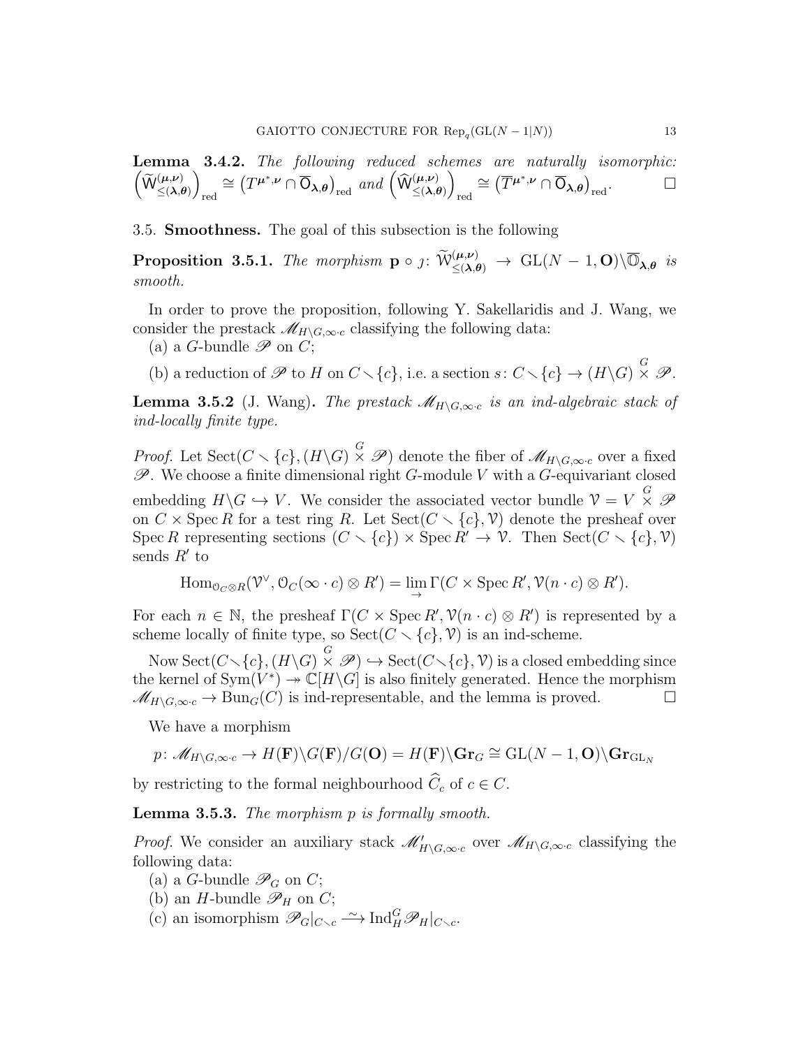**Lemma 3.4.2.** *The following reduced schemes are naturally isomorphic:* $\left(\widetilde{\mathsf{W}}^{(\boldsymbol{\mu},\boldsymbol{\nu})}_{\leq(\boldsymbol{\lambda},\boldsymbol{\theta})}\right)_{\mathrm{red}} \cong \left(T^{\boldsymbol{\mu}^*,\boldsymbol{\nu}} \cap \overline{\mathsf{O}}_{\boldsymbol{\lambda},\boldsymbol{\theta}}\right)_{\mathrm{red}}$ *and* $\left(\widehat{\mathsf{W}}^{(\boldsymbol{\mu},\boldsymbol{\nu})}_{\leq(\boldsymbol{\lambda},\boldsymbol{\theta})}\right)_{\mathrm{red}} \cong \left(\overline{T}^{\boldsymbol{\mu}^*,\boldsymbol{\nu}} \cap \overline{\mathsf{O}}_{\boldsymbol{\lambda},\boldsymbol{\theta}}\right)_{\mathrm{red}}$. □

3.5. **Smoothness.** The goal of this subsection is the following

**Proposition 3.5.1.** *The morphism* $\mathbf{p} \circ \jmath\colon \widetilde{\mathcal{W}}^{(\boldsymbol{\mu},\boldsymbol{\nu})}_{\leq(\boldsymbol{\lambda},\boldsymbol{\theta})} \to \mathrm{GL}(N-1,\mathbf{O})\backslash\overline{\mathbb{O}}_{\boldsymbol{\lambda},\boldsymbol{\theta}}$ *is smooth.*

In order to prove the proposition, following Y. Sakellaridis and J. Wang, we consider the prestack $\mathscr{M}_{H\backslash G,\infty\cdot c}$ classifying the following data:

(a) a $G$-bundle $\mathscr{P}$ on $C$;

(b) a reduction of $\mathscr{P}$ to $H$ on $C\smallsetminus\{c\}$, i.e. a section $s\colon C\smallsetminus\{c\} \to (H\backslash G)\overset{G}{\times}\mathscr{P}$.

**Lemma 3.5.2** (J. Wang)**.** *The prestack* $\mathscr{M}_{H\backslash G,\infty\cdot c}$ *is an ind-algebraic stack of ind-locally finite type.*

*Proof.* Let $\mathrm{Sect}(C\smallsetminus\{c\},(H\backslash G)\overset{G}{\times}\mathscr{P})$ denote the fiber of $\mathscr{M}_{H\backslash G,\infty\cdot c}$ over a fixed $\mathscr{P}$. We choose a finite dimensional right $G$-module $V$ with a $G$-equivariant closed embedding $H\backslash G \hookrightarrow V$. We consider the associated vector bundle $\mathcal{V} = V\overset{G}{\times}\mathscr{P}$ on $C\times\operatorname{Spec}R$ for a test ring $R$. Let $\mathrm{Sect}(C\smallsetminus\{c\},\mathcal{V})$ denote the presheaf over $\operatorname{Spec}R$ representing sections $(C\smallsetminus\{c\})\times\operatorname{Spec}R' \to \mathcal{V}$. Then $\mathrm{Sect}(C\smallsetminus\{c\},\mathcal{V})$ sends $R'$ to

$$\mathrm{Hom}_{\mathcal{O}_C\otimes R}(\mathcal{V}^\vee,\mathcal{O}_C(\infty\cdot c)\otimes R') = \lim_{\to}\Gamma(C\times\operatorname{Spec}R',\mathcal{V}(n\cdot c)\otimes R').$$

For each $n\in\mathbb{N}$, the presheaf $\Gamma(C\times\operatorname{Spec}R',\mathcal{V}(n\cdot c)\otimes R')$ is represented by a scheme locally of finite type, so $\mathrm{Sect}(C\smallsetminus\{c\},\mathcal{V})$ is an ind-scheme.

Now $\mathrm{Sect}(C\smallsetminus\{c\},(H\backslash G)\overset{G}{\times}\mathscr{P}) \hookrightarrow \mathrm{Sect}(C\smallsetminus\{c\},\mathcal{V})$ is a closed embedding since the kernel of $\mathrm{Sym}(V^*) \twoheadrightarrow \mathbb{C}[H\backslash G]$ is also finitely generated. Hence the morphism $\mathscr{M}_{H\backslash G,\infty\cdot c} \to \mathrm{Bun}_G(C)$ is ind-representable, and the lemma is proved. □

We have a morphism

$$p\colon \mathscr{M}_{H\backslash G,\infty\cdot c} \to H(\mathbf{F})\backslash G(\mathbf{F})/G(\mathbf{O}) = H(\mathbf{F})\backslash\mathbf{Gr}_G \cong \mathrm{GL}(N-1,\mathbf{O})\backslash\mathbf{Gr}_{\mathrm{GL}_N}$$

by restricting to the formal neighbourhood $\widehat{C}_c$ of $c\in C$.

**Lemma 3.5.3.** *The morphism* $p$ *is formally smooth.*

*Proof.* We consider an auxiliary stack $\mathscr{M}'_{H\backslash G,\infty\cdot c}$ over $\mathscr{M}_{H\backslash G,\infty\cdot c}$ classifying the following data:

(a) a $G$-bundle $\mathscr{P}_G$ on $C$;

(b) an $H$-bundle $\mathscr{P}_H$ on $C$;

(c) an isomorphism $\mathscr{P}_G|_{C\smallsetminus c} \xrightarrow{\sim} \mathrm{Ind}_H^G\mathscr{P}_H|_{C\smallsetminus c}$.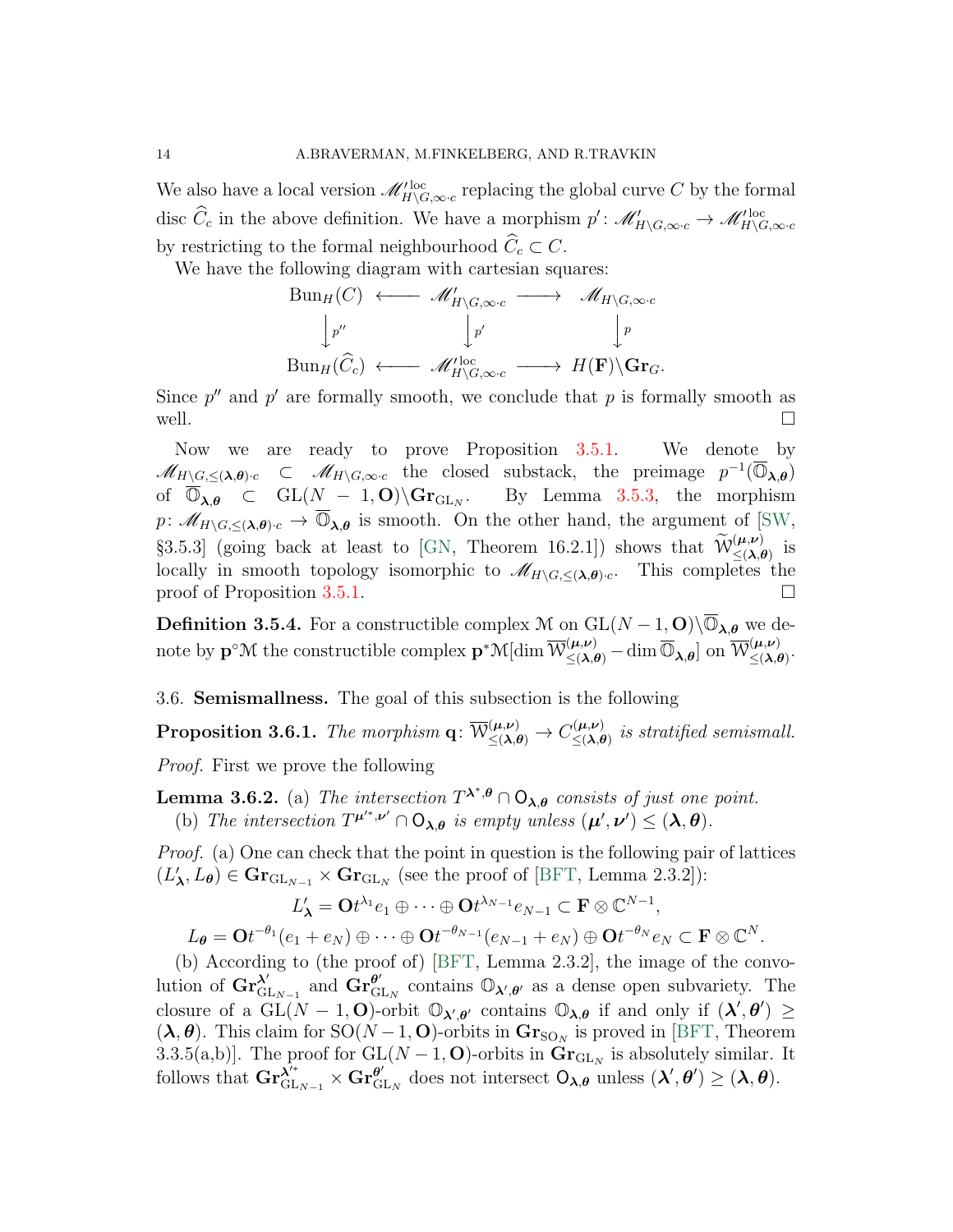We also have a local version $\mathscr{M}'^{\rm loc}_{H\backslash G,\infty\cdot c}$ replacing the global curve $C$ by the formal disc $\widehat{C}_c$ in the above definition. We have a morphism $p'\colon \mathscr{M}'_{H\backslash G,\infty\cdot c} \to \mathscr{M}'^{\rm loc}_{H\backslash G,\infty\cdot c}$ by restricting to the formal neighbourhood $\widehat{C}_c \subset C$.

We have the following diagram with cartesian squares:

$$\begin{array}{ccccc}
\mathrm{Bun}_H(C) & \longleftarrow & \mathscr{M}'_{H\backslash G,\infty\cdot c} & \longrightarrow & \mathscr{M}_{H\backslash G,\infty\cdot c} \\
\big\downarrow{\scriptstyle p''} & & \big\downarrow{\scriptstyle p'} & & \big\downarrow{\scriptstyle p} \\
\mathrm{Bun}_H(\widehat{C}_c) & \longleftarrow & \mathscr{M}'^{\rm loc}_{H\backslash G,\infty\cdot c} & \longrightarrow & H(\mathbf{F})\backslash \mathbf{Gr}_G.
\end{array}$$

Since $p''$ and $p'$ are formally smooth, we conclude that $p$ is formally smooth as well. $\square$

Now we are ready to prove Proposition 3.5.1. We denote by $\mathscr{M}_{H\backslash G,\leq(\boldsymbol{\lambda},\boldsymbol{\theta})\cdot c} \subset \mathscr{M}_{H\backslash G,\infty\cdot c}$ the closed substack, the preimage $p^{-1}(\overline{\mathbb{O}}_{\boldsymbol{\lambda},\boldsymbol{\theta}})$ of $\overline{\mathbb{O}}_{\boldsymbol{\lambda},\boldsymbol{\theta}} \subset \mathrm{GL}(N-1,\mathbf{O})\backslash\mathbf{Gr}_{\mathrm{GL}_N}$. By Lemma 3.5.3, the morphism $p\colon \mathscr{M}_{H\backslash G,\leq(\boldsymbol{\lambda},\boldsymbol{\theta})\cdot c} \to \overline{\mathbb{O}}_{\boldsymbol{\lambda},\boldsymbol{\theta}}$ is smooth. On the other hand, the argument of [SW, §3.5.3] (going back at least to [GN, Theorem 16.2.1]) shows that $\widetilde{\mathcal{W}}^{(\boldsymbol{\mu},\boldsymbol{\nu})}_{\leq(\boldsymbol{\lambda},\boldsymbol{\theta})}$ is locally in smooth topology isomorphic to $\mathscr{M}_{H\backslash G,\leq(\boldsymbol{\lambda},\boldsymbol{\theta})\cdot c}$. This completes the proof of Proposition 3.5.1. $\square$

**Definition 3.5.4.** For a constructible complex $\mathcal{M}$ on $\mathrm{GL}(N-1,\mathbf{O})\backslash\overline{\mathbb{O}}_{\boldsymbol{\lambda},\boldsymbol{\theta}}$ we denote by $\mathbf{p}^\circ\mathcal{M}$ the constructible complex $\mathbf{p}^*\mathcal{M}[\dim \overline{\mathcal{W}}^{(\boldsymbol{\mu},\boldsymbol{\nu})}_{\leq(\boldsymbol{\lambda},\boldsymbol{\theta})} - \dim\overline{\mathbb{O}}_{\boldsymbol{\lambda},\boldsymbol{\theta}}]$ on $\overline{\mathcal{W}}^{(\boldsymbol{\mu},\boldsymbol{\nu})}_{\leq(\boldsymbol{\lambda},\boldsymbol{\theta})}$.

## 3.6. Semismallness.

The goal of this subsection is the following

**Proposition 3.6.1.** *The morphism* $\mathbf{q}\colon \overline{\mathcal{W}}^{(\boldsymbol{\mu},\boldsymbol{\nu})}_{\leq(\boldsymbol{\lambda},\boldsymbol{\theta})} \to C^{(\boldsymbol{\mu},\boldsymbol{\nu})}_{\leq(\boldsymbol{\lambda},\boldsymbol{\theta})}$ *is stratified semismall.*

*Proof.* First we prove the following

**Lemma 3.6.2.** (a) *The intersection* $T^{\boldsymbol{\lambda}^*,\boldsymbol{\theta}} \cap \mathsf{O}_{\boldsymbol{\lambda},\boldsymbol{\theta}}$ *consists of just one point.*

(b) *The intersection* $T^{\boldsymbol{\mu}'^*,\boldsymbol{\nu}'} \cap \mathsf{O}_{\boldsymbol{\lambda},\boldsymbol{\theta}}$ *is empty unless* $(\boldsymbol{\mu}',\boldsymbol{\nu}') \leq (\boldsymbol{\lambda},\boldsymbol{\theta})$.

*Proof.* (a) One can check that the point in question is the following pair of lattices $(L'_{\boldsymbol{\lambda}}, L_{\boldsymbol{\theta}}) \in \mathbf{Gr}_{\mathrm{GL}_{N-1}} \times \mathbf{Gr}_{\mathrm{GL}_N}$ (see the proof of [BFT, Lemma 2.3.2]):

$$L'_{\boldsymbol{\lambda}} = \mathbf{O}t^{\lambda_1}e_1 \oplus \cdots \oplus \mathbf{O}t^{\lambda_{N-1}}e_{N-1} \subset \mathbf{F}\otimes\mathbb{C}^{N-1},$$

$$L_{\boldsymbol{\theta}} = \mathbf{O}t^{-\theta_1}(e_1+e_N) \oplus \cdots \oplus \mathbf{O}t^{-\theta_{N-1}}(e_{N-1}+e_N) \oplus \mathbf{O}t^{-\theta_N}e_N \subset \mathbf{F}\otimes\mathbb{C}^N.$$

(b) According to (the proof of) [BFT, Lemma 2.3.2], the image of the convolution of $\mathbf{Gr}^{\boldsymbol{\lambda}'}_{\mathrm{GL}_{N-1}}$ and $\mathbf{Gr}^{\boldsymbol{\theta}'}_{\mathrm{GL}_N}$ contains $\mathbb{O}_{\boldsymbol{\lambda}',\boldsymbol{\theta}'}$ as a dense open subvariety. The closure of a $\mathrm{GL}(N-1,\mathbf{O})$-orbit $\mathbb{O}_{\boldsymbol{\lambda}',\boldsymbol{\theta}'}$ contains $\mathbb{O}_{\boldsymbol{\lambda},\boldsymbol{\theta}}$ if and only if $(\boldsymbol{\lambda}',\boldsymbol{\theta}') \geq (\boldsymbol{\lambda},\boldsymbol{\theta})$. This claim for $\mathrm{SO}(N-1,\mathbf{O})$-orbits in $\mathbf{Gr}_{\mathrm{SO}_N}$ is proved in [BFT, Theorem 3.3.5(a,b)]. The proof for $\mathrm{GL}(N-1,\mathbf{O})$-orbits in $\mathbf{Gr}_{\mathrm{GL}_N}$ is absolutely similar. It follows that $\mathbf{Gr}^{\boldsymbol{\lambda}'^*}_{\mathrm{GL}_{N-1}} \times \mathbf{Gr}^{\boldsymbol{\theta}'}_{\mathrm{GL}_N}$ does not intersect $\mathsf{O}_{\boldsymbol{\lambda},\boldsymbol{\theta}}$ unless $(\boldsymbol{\lambda}',\boldsymbol{\theta}') \geq (\boldsymbol{\lambda},\boldsymbol{\theta})$.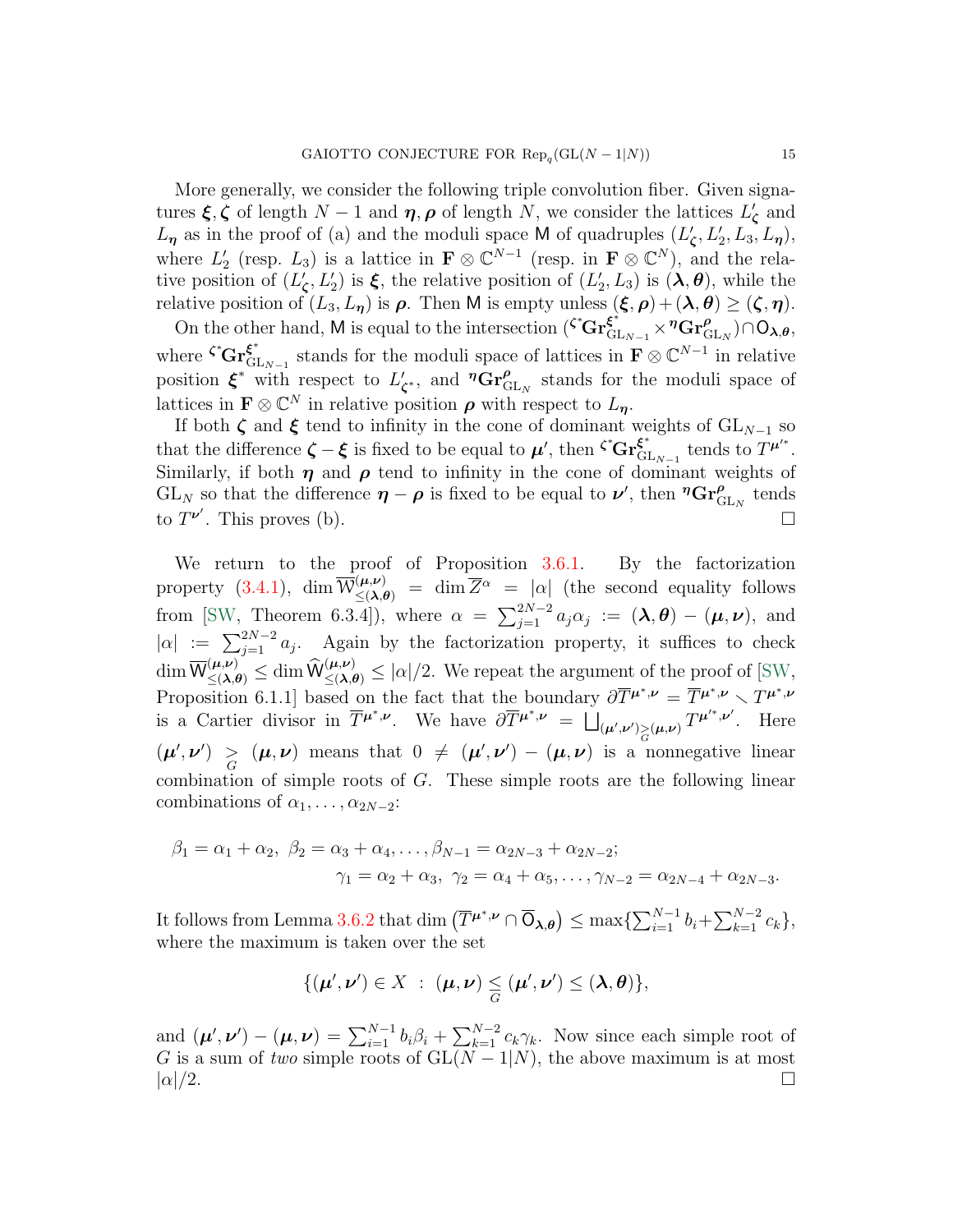More generally, we consider the following triple convolution fiber. Given signatures $\boldsymbol{\xi}, \boldsymbol{\zeta}$ of length $N-1$ and $\boldsymbol{\eta}, \boldsymbol{\rho}$ of length $N$, we consider the lattices $L'_{\boldsymbol{\zeta}}$ and $L_{\boldsymbol{\eta}}$ as in the proof of (a) and the moduli space $\mathsf{M}$ of quadruples $(L'_{\boldsymbol{\zeta}}, L'_2, L_3, L_{\boldsymbol{\eta}})$, where $L'_2$ (resp. $L_3$) is a lattice in $\mathbf{F}\otimes\mathbb{C}^{N-1}$ (resp. in $\mathbf{F}\otimes\mathbb{C}^N$), and the relative position of $(L'_{\boldsymbol{\zeta}}, L'_2)$ is $\boldsymbol{\xi}$, the relative position of $(L'_2, L_3)$ is $(\boldsymbol{\lambda},\boldsymbol{\theta})$, while the relative position of $(L_3, L_{\boldsymbol{\eta}})$ is $\boldsymbol{\rho}$. Then $\mathsf{M}$ is empty unless $(\boldsymbol{\xi},\boldsymbol{\rho})+(\boldsymbol{\lambda},\boldsymbol{\theta})\geq(\boldsymbol{\zeta},\boldsymbol{\eta})$.

On the other hand, $\mathsf{M}$ is equal to the intersection $({}^{\boldsymbol{\zeta}^*}\mathbf{Gr}^{\boldsymbol{\xi}^*}_{\mathrm{GL}_{N-1}}\times{}^{\boldsymbol{\eta}}\mathbf{Gr}^{\boldsymbol{\rho}}_{\mathrm{GL}_N})\cap\mathsf{O}_{\boldsymbol{\lambda},\boldsymbol{\theta}}$, where ${}^{\boldsymbol{\zeta}^*}\mathbf{Gr}^{\boldsymbol{\xi}^*}_{\mathrm{GL}_{N-1}}$ stands for the moduli space of lattices in $\mathbf{F}\otimes\mathbb{C}^{N-1}$ in relative position $\boldsymbol{\xi}^*$ with respect to $L'_{\boldsymbol{\zeta}^*}$, and ${}^{\boldsymbol{\eta}}\mathbf{Gr}^{\boldsymbol{\rho}}_{\mathrm{GL}_N}$ stands for the moduli space of lattices in $\mathbf{F}\otimes\mathbb{C}^N$ in relative position $\boldsymbol{\rho}$ with respect to $L_{\boldsymbol{\eta}}$.

If both $\boldsymbol{\zeta}$ and $\boldsymbol{\xi}$ tend to infinity in the cone of dominant weights of $\mathrm{GL}_{N-1}$ so that the difference $\boldsymbol{\zeta}-\boldsymbol{\xi}$ is fixed to be equal to $\boldsymbol{\mu}'$, then ${}^{\boldsymbol{\zeta}^*}\mathbf{Gr}^{\boldsymbol{\xi}^*}_{\mathrm{GL}_{N-1}}$ tends to $T^{\boldsymbol{\mu}'^*}$. Similarly, if both $\boldsymbol{\eta}$ and $\boldsymbol{\rho}$ tend to infinity in the cone of dominant weights of $\mathrm{GL}_N$ so that the difference $\boldsymbol{\eta}-\boldsymbol{\rho}$ is fixed to be equal to $\boldsymbol{\nu}'$, then ${}^{\boldsymbol{\eta}}\mathbf{Gr}^{\boldsymbol{\rho}}_{\mathrm{GL}_N}$ tends to $T^{\boldsymbol{\nu}'}$. This proves (b). □

We return to the proof of Proposition 3.6.1. By the factorization property (3.4.1), $\dim\overline{\mathsf{W}}^{(\boldsymbol{\mu},\boldsymbol{\nu})}_{\leq(\boldsymbol{\lambda},\boldsymbol{\theta})}=\dim\overline{Z}^\alpha=|\alpha|$ (the second equality follows from [SW, Theorem 6.3.4]), where $\alpha=\sum_{j=1}^{2N-2}a_j\alpha_j:=(\boldsymbol{\lambda},\boldsymbol{\theta})-(\boldsymbol{\mu},\boldsymbol{\nu})$, and $|\alpha|:=\sum_{j=1}^{2N-2}a_j$. Again by the factorization property, it suffices to check $\dim\overline{\mathsf{W}}^{(\boldsymbol{\mu},\boldsymbol{\nu})}_{\leq(\boldsymbol{\lambda},\boldsymbol{\theta})}\leq\dim\widehat{\mathsf{W}}^{(\boldsymbol{\mu},\boldsymbol{\nu})}_{\leq(\boldsymbol{\lambda},\boldsymbol{\theta})}\leq|\alpha|/2$. We repeat the argument of the proof of [SW, Proposition 6.1.1] based on the fact that the boundary $\partial\overline{T}^{\boldsymbol{\mu}^*,\boldsymbol{\nu}}=\overline{T}^{\boldsymbol{\mu}^*,\boldsymbol{\nu}}\smallsetminus T^{\boldsymbol{\mu}^*,\boldsymbol{\nu}}$ is a Cartier divisor in $\overline{T}^{\boldsymbol{\mu}^*,\boldsymbol{\nu}}$. We have $\partial\overline{T}^{\boldsymbol{\mu}^*,\boldsymbol{\nu}}=\bigsqcup_{(\boldsymbol{\mu}',\boldsymbol{\nu}')\underset{G}{>}(\boldsymbol{\mu},\boldsymbol{\nu})}T^{\boldsymbol{\mu}'^*,\boldsymbol{\nu}'}$. Here $(\boldsymbol{\mu}',\boldsymbol{\nu}')\underset{G}{>}(\boldsymbol{\mu},\boldsymbol{\nu})$ means that $0\neq(\boldsymbol{\mu}',\boldsymbol{\nu}')-(\boldsymbol{\mu},\boldsymbol{\nu})$ is a nonnegative linear combination of simple roots of $G$. These simple roots are the following linear combinations of $\alpha_1,\ldots,\alpha_{2N-2}$:

$$
\begin{aligned}
\beta_1=\alpha_1+\alpha_2,\ \beta_2=\alpha_3+\alpha_4,\ldots,\beta_{N-1}=\alpha_{2N-3}+\alpha_{2N-2};&\\
\gamma_1=\alpha_2+\alpha_3,\ \gamma_2=\alpha_4+\alpha_5,\ldots,\gamma_{N-2}=\alpha_{2N-4}+\alpha_{2N-3}.&
\end{aligned}
$$

It follows from Lemma 3.6.2 that $\dim\left(\overline{T}^{\boldsymbol{\mu}^*,\boldsymbol{\nu}}\cap\overline{\mathsf{O}}_{\boldsymbol{\lambda},\boldsymbol{\theta}}\right)\leq\max\{\sum_{i=1}^{N-1}b_i+\sum_{k=1}^{N-2}c_k\}$, where the maximum is taken over the set

$$
\{(\boldsymbol{\mu}',\boldsymbol{\nu}')\in X\ :\ (\boldsymbol{\mu},\boldsymbol{\nu})\underset{G}{\leq}(\boldsymbol{\mu}',\boldsymbol{\nu}')\leq(\boldsymbol{\lambda},\boldsymbol{\theta})\},
$$

and $(\boldsymbol{\mu}',\boldsymbol{\nu}')-(\boldsymbol{\mu},\boldsymbol{\nu})=\sum_{i=1}^{N-1}b_i\beta_i+\sum_{k=1}^{N-2}c_k\gamma_k$. Now since each simple root of $G$ is a sum of *two* simple roots of $\mathrm{GL}(N-1|N)$, the above maximum is at most $|\alpha|/2$. □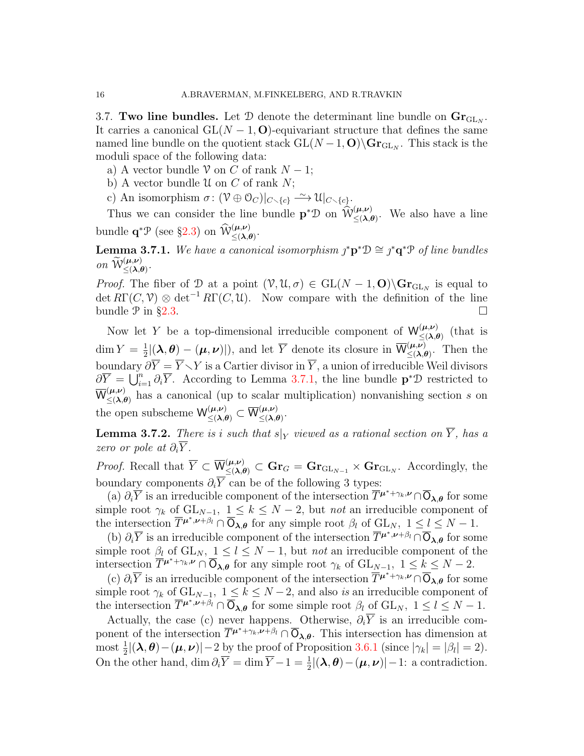3.7. **Two line bundles.** Let $\mathcal{D}$ denote the determinant line bundle on $\mathbf{Gr}_{\mathrm{GL}_N}$. It carries a canonical $\mathrm{GL}(N-1,\mathbf{O})$-equivariant structure that defines the same named line bundle on the quotient stack $\mathrm{GL}(N-1,\mathbf{O})\backslash\mathbf{Gr}_{\mathrm{GL}_N}$. This stack is the moduli space of the following data:

a) A vector bundle $\mathcal{V}$ on $C$ of rank $N-1$;

b) A vector bundle $\mathcal{U}$ on $C$ of rank $N$;

c) An isomorphism $\sigma\colon (\mathcal{V}\oplus\mathcal{O}_C)|_{C\smallsetminus\{c\}} \xrightarrow{\sim} \mathcal{U}|_{C\smallsetminus\{c\}}$.

Thus we can consider the line bundle $\mathbf{p}^*\mathcal{D}$ on $\widehat{\mathcal{W}}^{(\boldsymbol{\mu},\boldsymbol{\nu})}_{\leq(\boldsymbol{\lambda},\boldsymbol{\theta})}$. We also have a line bundle $\mathbf{q}^*\mathcal{P}$ (see §2.3) on $\widehat{\mathcal{W}}^{(\boldsymbol{\mu},\boldsymbol{\nu})}_{\leq(\boldsymbol{\lambda},\boldsymbol{\theta})}$.

**Lemma 3.7.1.** *We have a canonical isomorphism $\jmath^*\mathbf{p}^*\mathcal{D}\cong \jmath^*\mathbf{q}^*\mathcal{P}$ of line bundles on $\widetilde{\mathcal{W}}^{(\boldsymbol{\mu},\boldsymbol{\nu})}_{\leq(\boldsymbol{\lambda},\boldsymbol{\theta})}$.*

*Proof.* The fiber of $\mathcal{D}$ at a point $(\mathcal{V},\mathcal{U},\sigma)\in \mathrm{GL}(N-1,\mathbf{O})\backslash\mathbf{Gr}_{\mathrm{GL}_N}$ is equal to $\det R\Gamma(C,\mathcal{V})\otimes\det^{-1}R\Gamma(C,\mathcal{U})$. Now compare with the definition of the line bundle $\mathcal{P}$ in §2.3. $\square$

Now let $Y$ be a top-dimensional irreducible component of $\mathsf{W}^{(\boldsymbol{\mu},\boldsymbol{\nu})}_{\leq(\boldsymbol{\lambda},\boldsymbol{\theta})}$ (that is $\dim Y=\frac{1}{2}|(\boldsymbol{\lambda},\boldsymbol{\theta})-(\boldsymbol{\mu},\boldsymbol{\nu})|$), and let $\overline{Y}$ denote its closure in $\overline{\mathsf{W}}^{(\boldsymbol{\mu},\boldsymbol{\nu})}_{\leq(\boldsymbol{\lambda},\boldsymbol{\theta})}$. Then the boundary $\partial\overline{Y}=\overline{Y}\smallsetminus Y$ is a Cartier divisor in $\overline{Y}$, a union of irreducible Weil divisors $\partial\overline{Y}=\bigcup_{i=1}^n\partial_i\overline{Y}$. According to Lemma 3.7.1, the line bundle $\mathbf{p}^*\mathcal{D}$ restricted to $\overline{\mathsf{W}}^{(\boldsymbol{\mu},\boldsymbol{\nu})}_{\leq(\boldsymbol{\lambda},\boldsymbol{\theta})}$ has a canonical (up to scalar multiplication) nonvanishing section $s$ on the open subscheme $\mathsf{W}^{(\boldsymbol{\mu},\boldsymbol{\nu})}_{\leq(\boldsymbol{\lambda},\boldsymbol{\theta})}\subset\overline{\mathsf{W}}^{(\boldsymbol{\mu},\boldsymbol{\nu})}_{\leq(\boldsymbol{\lambda},\boldsymbol{\theta})}$.

**Lemma 3.7.2.** *There is $i$ such that $s|_Y$ viewed as a rational section on $\overline{Y}$, has a zero or pole at $\partial_i\overline{Y}$.*

*Proof.* Recall that $\overline{Y}\subset\overline{\mathsf{W}}^{(\boldsymbol{\mu},\boldsymbol{\nu})}_{\leq(\boldsymbol{\lambda},\boldsymbol{\theta})}\subset\mathbf{Gr}_G=\mathbf{Gr}_{\mathrm{GL}_{N-1}}\times\mathbf{Gr}_{\mathrm{GL}_N}$. Accordingly, the boundary components $\partial_i\overline{Y}$ can be of the following 3 types:

(a) $\partial_i\overline{Y}$ is an irreducible component of the intersection $\overline{T}^{\boldsymbol{\mu}^*+\gamma_k,\boldsymbol{\nu}}\cap\overline{\mathsf{O}}_{\boldsymbol{\lambda},\boldsymbol{\theta}}$ for some simple root $\gamma_k$ of $\mathrm{GL}_{N-1}$, $1\leq k\leq N-2$, but *not* an irreducible component of the intersection $\overline{T}^{\boldsymbol{\mu}^*,\boldsymbol{\nu}+\beta_l}\cap\overline{\mathsf{O}}_{\boldsymbol{\lambda},\boldsymbol{\theta}}$ for any simple root $\beta_l$ of $\mathrm{GL}_N$, $1\leq l\leq N-1$.

(b) $\partial_i\overline{Y}$ is an irreducible component of the intersection $\overline{T}^{\boldsymbol{\mu}^*,\boldsymbol{\nu}+\beta_l}\cap\overline{\mathsf{O}}_{\boldsymbol{\lambda},\boldsymbol{\theta}}$ for some simple root $\beta_l$ of $\mathrm{GL}_N$, $1\leq l\leq N-1$, but *not* an irreducible component of the intersection $\overline{T}^{\boldsymbol{\mu}^*+\gamma_k,\boldsymbol{\nu}}\cap\overline{\mathsf{O}}_{\boldsymbol{\lambda},\boldsymbol{\theta}}$ for any simple root $\gamma_k$ of $\mathrm{GL}_{N-1}$, $1\leq k\leq N-2$.

(c) $\partial_i\overline{Y}$ is an irreducible component of the intersection $\overline{T}^{\boldsymbol{\mu}^*+\gamma_k,\boldsymbol{\nu}}\cap\overline{\mathsf{O}}_{\boldsymbol{\lambda},\boldsymbol{\theta}}$ for some simple root $\gamma_k$ of $\mathrm{GL}_{N-1}$, $1\leq k\leq N-2$, and also *is* an irreducible component of the intersection $\overline{T}^{\boldsymbol{\mu}^*,\boldsymbol{\nu}+\beta_l}\cap\overline{\mathsf{O}}_{\boldsymbol{\lambda},\boldsymbol{\theta}}$ for some simple root $\beta_l$ of $\mathrm{GL}_N$, $1\leq l\leq N-1$.

Actually, the case (c) never happens. Otherwise, $\partial_i\overline{Y}$ is an irreducible component of the intersection $\overline{T}^{\boldsymbol{\mu}^*+\gamma_k,\boldsymbol{\nu}+\beta_l}\cap\overline{\mathsf{O}}_{\boldsymbol{\lambda},\boldsymbol{\theta}}$. This intersection has dimension at most $\frac{1}{2}|(\boldsymbol{\lambda},\boldsymbol{\theta})-(\boldsymbol{\mu},\boldsymbol{\nu})|-2$ by the proof of Proposition 3.6.1 (since $|\gamma_k|=|\beta_l|=2$). On the other hand, $\dim\partial_i\overline{Y}=\dim\overline{Y}-1=\frac{1}{2}|(\boldsymbol{\lambda},\boldsymbol{\theta})-(\boldsymbol{\mu},\boldsymbol{\nu})|-1$: a contradiction.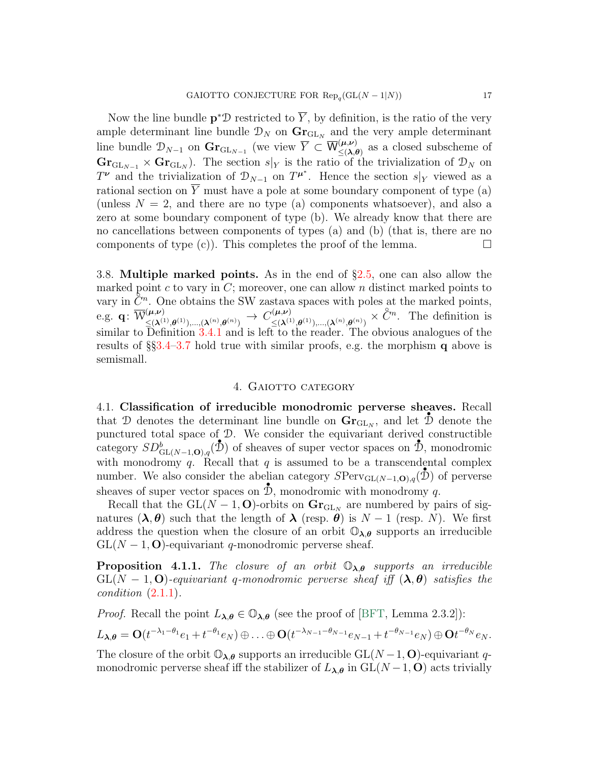Now the line bundle $\mathbf{p}^*\mathcal{D}$ restricted to $\overline{Y}$, by definition, is the ratio of the very ample determinant line bundle $\mathcal{D}_N$ on $\mathbf{Gr}_{\mathrm{GL}_N}$ and the very ample determinant line bundle $\mathcal{D}_{N-1}$ on $\mathbf{Gr}_{\mathrm{GL}_{N-1}}$ (we view $\overline{Y} \subset \overline{\mathsf{W}}^{(\boldsymbol{\mu},\boldsymbol{\nu})}_{\leq(\boldsymbol{\lambda},\boldsymbol{\theta})}$ as a closed subscheme of $\mathbf{Gr}_{\mathrm{GL}_{N-1}} \times \mathbf{Gr}_{\mathrm{GL}_N}$). The section $s|_Y$ is the ratio of the trivialization of $\mathcal{D}_N$ on $T^{\boldsymbol{\nu}}$ and the trivialization of $\mathcal{D}_{N-1}$ on $T^{\boldsymbol{\mu}^*}$. Hence the section $s|_Y$ viewed as a rational section on $\overline{Y}$ must have a pole at some boundary component of type (a) (unless $N = 2$, and there are no type (a) components whatsoever), and also a zero at some boundary component of type (b). We already know that there are no cancellations between components of types (a) and (b) (that is, there are no components of type (c)). This completes the proof of the lemma. $\square$

3.8. **Multiple marked points.** As in the end of §2.5, one can also allow the marked point $c$ to vary in $C$; moreover, one can allow $n$ distinct marked points to vary in $\mathring{C}^n$. One obtains the SW zastava spaces with poles at the marked points, e.g. $\mathbf{q}\colon \overline{\mathsf{W}}^{(\boldsymbol{\mu},\boldsymbol{\nu})}_{\leq(\boldsymbol{\lambda}^{(1)},\boldsymbol{\theta}^{(1)}),\ldots,(\boldsymbol{\lambda}^{(n)},\boldsymbol{\theta}^{(n)})} \to C^{(\boldsymbol{\mu},\boldsymbol{\nu})}_{\leq(\boldsymbol{\lambda}^{(1)},\boldsymbol{\theta}^{(1)}),\ldots,(\boldsymbol{\lambda}^{(n)},\boldsymbol{\theta}^{(n)})} \times \mathring{C}^n$. The definition is similar to Definition 3.4.1 and is left to the reader. The obvious analogues of the results of §§3.4–3.7 hold true with similar proofs, e.g. the morphism $\mathbf{q}$ above is semismall.

## 4. Gaiotto category

4.1. **Classification of irreducible monodromic perverse sheaves.** Recall that $\mathcal{D}$ denotes the determinant line bundle on $\mathbf{Gr}_{\mathrm{GL}_N}$, and let $\mathring{\mathcal{D}}$ denote the punctured total space of $\mathcal{D}$. We consider the equivariant derived constructible category $SD^b_{\mathrm{GL}(N-1,\mathbf{O}),q}(\mathring{\mathcal{D}})$ of sheaves of super vector spaces on $\mathring{\mathcal{D}}$, monodromic with monodromy $q$. Recall that $q$ is assumed to be a transcendental complex number. We also consider the abelian category $S\mathrm{Perv}_{\mathrm{GL}(N-1,\mathbf{O}),q}(\mathring{\mathcal{D}})$ of perverse sheaves of super vector spaces on $\mathring{\mathcal{D}}$, monodromic with monodromy $q$.

Recall that the $\mathrm{GL}(N-1,\mathbf{O})$-orbits on $\mathbf{Gr}_{\mathrm{GL}_N}$ are numbered by pairs of signatures $(\boldsymbol{\lambda},\boldsymbol{\theta})$ such that the length of $\boldsymbol{\lambda}$ (resp. $\boldsymbol{\theta}$) is $N-1$ (resp. $N$). We first address the question when the closure of an orbit $\mathbb{O}_{\boldsymbol{\lambda},\boldsymbol{\theta}}$ supports an irreducible $\mathrm{GL}(N-1,\mathbf{O})$-equivariant $q$-monodromic perverse sheaf.

**Proposition 4.1.1.** *The closure of an orbit $\mathbb{O}_{\boldsymbol{\lambda},\boldsymbol{\theta}}$ supports an irreducible $\mathrm{GL}(N-1,\mathbf{O})$-equivariant $q$-monodromic perverse sheaf iff $(\boldsymbol{\lambda},\boldsymbol{\theta})$ satisfies the condition (2.1.1).*

*Proof.* Recall the point $L_{\boldsymbol{\lambda},\boldsymbol{\theta}} \in \mathbb{O}_{\boldsymbol{\lambda},\boldsymbol{\theta}}$ (see the proof of [BFT, Lemma 2.3.2]):

$$L_{\boldsymbol{\lambda},\boldsymbol{\theta}} = \mathbf{O}(t^{-\lambda_1-\theta_1}e_1 + t^{-\theta_1}e_N) \oplus \ldots \oplus \mathbf{O}(t^{-\lambda_{N-1}-\theta_{N-1}}e_{N-1} + t^{-\theta_{N-1}}e_N) \oplus \mathbf{O}t^{-\theta_N}e_N.$$

The closure of the orbit $\mathbb{O}_{\boldsymbol{\lambda},\boldsymbol{\theta}}$ supports an irreducible $\mathrm{GL}(N-1,\mathbf{O})$-equivariant $q$-monodromic perverse sheaf iff the stabilizer of $L_{\boldsymbol{\lambda},\boldsymbol{\theta}}$ in $\mathrm{GL}(N-1,\mathbf{O})$ acts trivially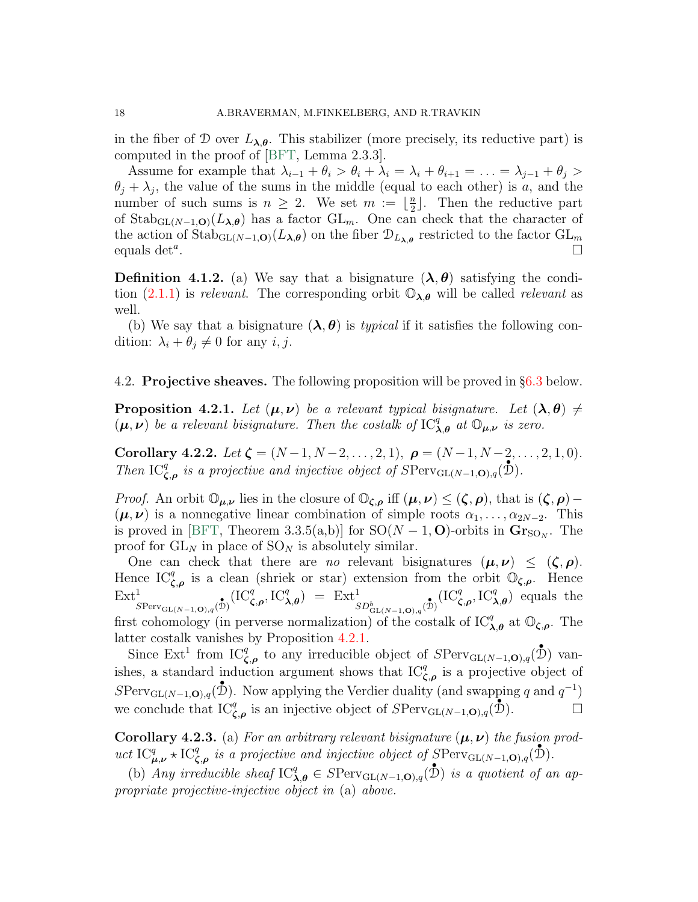in the fiber of $\mathcal{D}$ over $L_{\boldsymbol{\lambda},\boldsymbol{\theta}}$. This stabilizer (more precisely, its reductive part) is computed in the proof of [BFT, Lemma 2.3.3].

Assume for example that $\lambda_{i-1}+\theta_i > \theta_i+\lambda_i = \lambda_i+\theta_{i+1} = \ldots = \lambda_{j-1}+\theta_j > \theta_j+\lambda_j$, the value of the sums in the middle (equal to each other) is $a$, and the number of such sums is $n \geq 2$. We set $m := \lfloor \frac{n}{2} \rfloor$. Then the reductive part of $\mathrm{Stab}_{\mathrm{GL}(N-1,\mathbf{O})}(L_{\boldsymbol{\lambda},\boldsymbol{\theta}})$ has a factor $\mathrm{GL}_m$. One can check that the character of the action of $\mathrm{Stab}_{\mathrm{GL}(N-1,\mathbf{O})}(L_{\boldsymbol{\lambda},\boldsymbol{\theta}})$ on the fiber $\mathcal{D}_{L_{\boldsymbol{\lambda},\boldsymbol{\theta}}}$ restricted to the factor $\mathrm{GL}_m$ equals $\det^a$. □

**Definition 4.1.2.** (a) We say that a bisignature $(\boldsymbol{\lambda},\boldsymbol{\theta})$ satisfying the condition (2.1.1) is *relevant*. The corresponding orbit $\mathbb{O}_{\boldsymbol{\lambda},\boldsymbol{\theta}}$ will be called *relevant* as well.

(b) We say that a bisignature $(\boldsymbol{\lambda},\boldsymbol{\theta})$ is *typical* if it satisfies the following condition: $\lambda_i+\theta_j \neq 0$ for any $i,j$.

## 4.2. Projective sheaves.

The following proposition will be proved in §6.3 below.

**Proposition 4.2.1.** *Let $(\boldsymbol{\mu},\boldsymbol{\nu})$ be a relevant typical bisignature. Let $(\boldsymbol{\lambda},\boldsymbol{\theta}) \neq (\boldsymbol{\mu},\boldsymbol{\nu})$ be a relevant bisignature. Then the costalk of $\mathrm{IC}^q_{\boldsymbol{\lambda},\boldsymbol{\theta}}$ at $\mathbb{O}_{\boldsymbol{\mu},\boldsymbol{\nu}}$ is zero.*

**Corollary 4.2.2.** *Let $\boldsymbol{\zeta} = (N-1, N-2, \ldots, 2, 1)$, $\boldsymbol{\rho} = (N-1, N-2, \ldots, 2, 1, 0)$. Then $\mathrm{IC}^q_{\boldsymbol{\zeta},\boldsymbol{\rho}}$ is a projective and injective object of $S\mathrm{Perv}_{\mathrm{GL}(N-1,\mathbf{O}),q}(\overset{\bullet}{\mathcal{D}})$.*

*Proof.* An orbit $\mathbb{O}_{\boldsymbol{\mu},\boldsymbol{\nu}}$ lies in the closure of $\mathbb{O}_{\boldsymbol{\zeta},\boldsymbol{\rho}}$ iff $(\boldsymbol{\mu},\boldsymbol{\nu}) \leq (\boldsymbol{\zeta},\boldsymbol{\rho})$, that is $(\boldsymbol{\zeta},\boldsymbol{\rho}) - (\boldsymbol{\mu},\boldsymbol{\nu})$ is a nonnegative linear combination of simple roots $\alpha_1,\ldots,\alpha_{2N-2}$. This is proved in [BFT, Theorem 3.3.5(a,b)] for $\mathrm{SO}(N-1,\mathbf{O})$-orbits in $\mathbf{Gr}_{\mathrm{SO}_N}$. The proof for $\mathrm{GL}_N$ in place of $\mathrm{SO}_N$ is absolutely similar.

One can check that there are *no* relevant bisignatures $(\boldsymbol{\mu},\boldsymbol{\nu}) \leq (\boldsymbol{\zeta},\boldsymbol{\rho})$. Hence $\mathrm{IC}^q_{\boldsymbol{\zeta},\boldsymbol{\rho}}$ is a clean (shriek or star) extension from the orbit $\mathbb{O}_{\boldsymbol{\zeta},\boldsymbol{\rho}}$. Hence $\mathrm{Ext}^1_{S\mathrm{Perv}_{\mathrm{GL}(N-1,\mathbf{O}),q}(\overset{\bullet}{\mathcal{D}})}(\mathrm{IC}^q_{\boldsymbol{\zeta},\boldsymbol{\rho}}, \mathrm{IC}^q_{\boldsymbol{\lambda},\boldsymbol{\theta}}) = \mathrm{Ext}^1_{SD^b_{\mathrm{GL}(N-1,\mathbf{O}),q}(\overset{\bullet}{\mathcal{D}})}(\mathrm{IC}^q_{\boldsymbol{\zeta},\boldsymbol{\rho}}, \mathrm{IC}^q_{\boldsymbol{\lambda},\boldsymbol{\theta}})$ equals the first cohomology (in perverse normalization) of the costalk of $\mathrm{IC}^q_{\boldsymbol{\lambda},\boldsymbol{\theta}}$ at $\mathbb{O}_{\boldsymbol{\zeta},\boldsymbol{\rho}}$. The latter costalk vanishes by Proposition 4.2.1.

Since $\mathrm{Ext}^1$ from $\mathrm{IC}^q_{\boldsymbol{\zeta},\boldsymbol{\rho}}$ to any irreducible object of $S\mathrm{Perv}_{\mathrm{GL}(N-1,\mathbf{O}),q}(\overset{\bullet}{\mathcal{D}})$ vanishes, a standard induction argument shows that $\mathrm{IC}^q_{\boldsymbol{\zeta},\boldsymbol{\rho}}$ is a projective object of $S\mathrm{Perv}_{\mathrm{GL}(N-1,\mathbf{O}),q}(\overset{\bullet}{\mathcal{D}})$. Now applying the Verdier duality (and swapping $q$ and $q^{-1}$) we conclude that $\mathrm{IC}^q_{\boldsymbol{\zeta},\boldsymbol{\rho}}$ is an injective object of $S\mathrm{Perv}_{\mathrm{GL}(N-1,\mathbf{O}),q}(\overset{\bullet}{\mathcal{D}})$. □

**Corollary 4.2.3.** (a) *For an arbitrary relevant bisignature $(\boldsymbol{\mu},\boldsymbol{\nu})$ the fusion product $\mathrm{IC}^q_{\boldsymbol{\mu},\boldsymbol{\nu}} \star \mathrm{IC}^q_{\boldsymbol{\zeta},\boldsymbol{\rho}}$ is a projective and injective object of $S\mathrm{Perv}_{\mathrm{GL}(N-1,\mathbf{O}),q}(\overset{\bullet}{\mathcal{D}})$.*

(b) *Any irreducible sheaf $\mathrm{IC}^q_{\boldsymbol{\lambda},\boldsymbol{\theta}} \in S\mathrm{Perv}_{\mathrm{GL}(N-1,\mathbf{O}),q}(\overset{\bullet}{\mathcal{D}})$ is a quotient of an appropriate projective-injective object in* (a) *above.*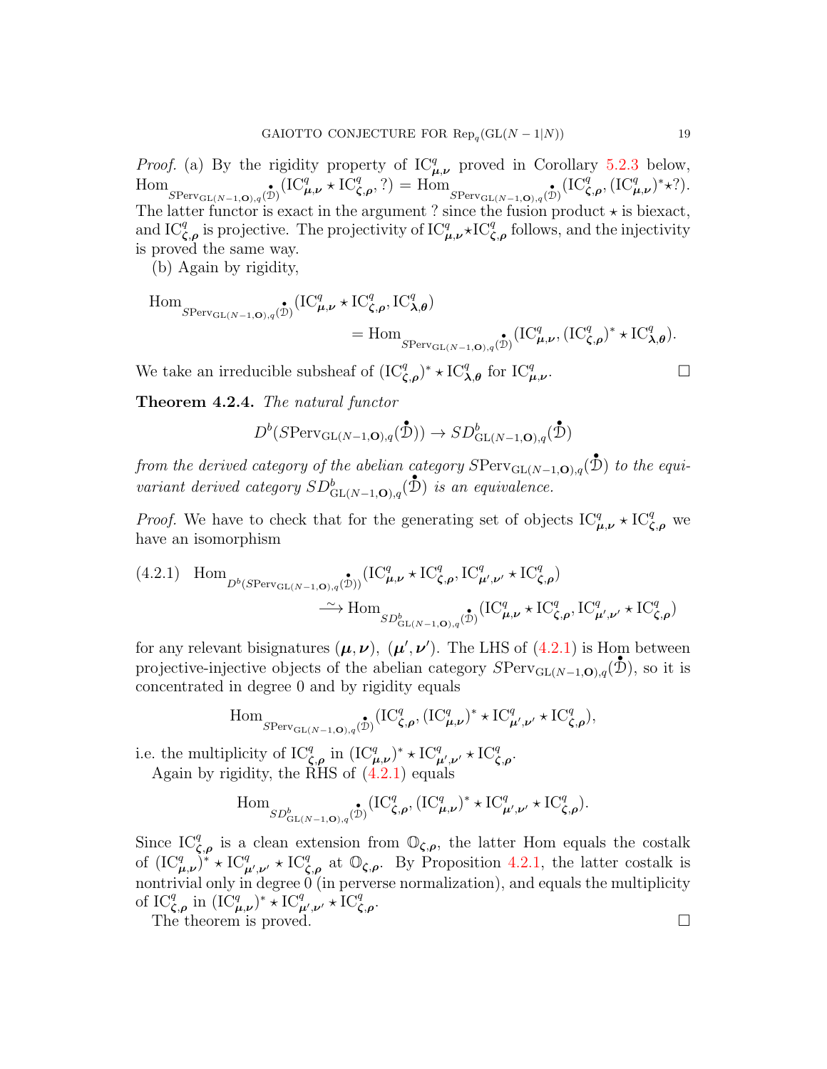*Proof.* (a) By the rigidity property of $\mathrm{IC}^q_{\boldsymbol{\mu},\boldsymbol{\nu}}$ proved in Corollary 5.2.3 below, $\mathrm{Hom}_{S\mathrm{Perv}_{\mathrm{GL}(N-1,\mathbf{O}),q}(\overset{\bullet}{\mathfrak{D}})}(\mathrm{IC}^q_{\boldsymbol{\mu},\boldsymbol{\nu}} \star \mathrm{IC}^q_{\boldsymbol{\zeta},\boldsymbol{\rho}}, ?) = \mathrm{Hom}_{S\mathrm{Perv}_{\mathrm{GL}(N-1,\mathbf{O}),q}(\overset{\bullet}{\mathfrak{D}})}(\mathrm{IC}^q_{\boldsymbol{\zeta},\boldsymbol{\rho}}, (\mathrm{IC}^q_{\boldsymbol{\mu},\boldsymbol{\nu}})^* \star ?)$. The latter functor is exact in the argument ? since the fusion product $\star$ is biexact, and $\mathrm{IC}^q_{\boldsymbol{\zeta},\boldsymbol{\rho}}$ is projective. The projectivity of $\mathrm{IC}^q_{\boldsymbol{\mu},\boldsymbol{\nu}} \star \mathrm{IC}^q_{\boldsymbol{\zeta},\boldsymbol{\rho}}$ follows, and the injectivity is proved the same way.

(b) Again by rigidity,

$$\mathrm{Hom}_{S\mathrm{Perv}_{\mathrm{GL}(N-1,\mathbf{O}),q}(\overset{\bullet}{\mathfrak{D}})}(\mathrm{IC}^q_{\boldsymbol{\mu},\boldsymbol{\nu}} \star \mathrm{IC}^q_{\boldsymbol{\zeta},\boldsymbol{\rho}}, \mathrm{IC}^q_{\boldsymbol{\lambda},\boldsymbol{\theta}}) = \mathrm{Hom}_{S\mathrm{Perv}_{\mathrm{GL}(N-1,\mathbf{O}),q}(\overset{\bullet}{\mathfrak{D}})}(\mathrm{IC}^q_{\boldsymbol{\mu},\boldsymbol{\nu}}, (\mathrm{IC}^q_{\boldsymbol{\zeta},\boldsymbol{\rho}})^* \star \mathrm{IC}^q_{\boldsymbol{\lambda},\boldsymbol{\theta}}).$$

We take an irreducible subsheaf of $(\mathrm{IC}^q_{\boldsymbol{\zeta},\boldsymbol{\rho}})^* \star \mathrm{IC}^q_{\boldsymbol{\lambda},\boldsymbol{\theta}}$ for $\mathrm{IC}^q_{\boldsymbol{\mu},\boldsymbol{\nu}}$. □

**Theorem 4.2.4.** *The natural functor*

$$D^b(S\mathrm{Perv}_{\mathrm{GL}(N-1,\mathbf{O}),q}(\overset{\bullet}{\mathfrak{D}})) \to SD^b_{\mathrm{GL}(N-1,\mathbf{O}),q}(\overset{\bullet}{\mathfrak{D}})$$

*from the derived category of the abelian category $S\mathrm{Perv}_{\mathrm{GL}(N-1,\mathbf{O}),q}(\overset{\bullet}{\mathfrak{D}})$ to the equivariant derived category $SD^b_{\mathrm{GL}(N-1,\mathbf{O}),q}(\overset{\bullet}{\mathfrak{D}})$ is an equivalence.*

*Proof.* We have to check that for the generating set of objects $\mathrm{IC}^q_{\boldsymbol{\mu},\boldsymbol{\nu}} \star \mathrm{IC}^q_{\boldsymbol{\zeta},\boldsymbol{\rho}}$ we have an isomorphism

$$\begin{aligned}(4.2.1)\quad \mathrm{Hom}_{D^b(S\mathrm{Perv}_{\mathrm{GL}(N-1,\mathbf{O}),q}(\overset{\bullet}{\mathfrak{D}}))}&(\mathrm{IC}^q_{\boldsymbol{\mu},\boldsymbol{\nu}} \star \mathrm{IC}^q_{\boldsymbol{\zeta},\boldsymbol{\rho}}, \mathrm{IC}^q_{\boldsymbol{\mu}',\boldsymbol{\nu}'} \star \mathrm{IC}^q_{\boldsymbol{\zeta},\boldsymbol{\rho}}) \\ &\xrightarrow{\sim} \mathrm{Hom}_{SD^b_{\mathrm{GL}(N-1,\mathbf{O}),q}(\overset{\bullet}{\mathfrak{D}})}(\mathrm{IC}^q_{\boldsymbol{\mu},\boldsymbol{\nu}} \star \mathrm{IC}^q_{\boldsymbol{\zeta},\boldsymbol{\rho}}, \mathrm{IC}^q_{\boldsymbol{\mu}',\boldsymbol{\nu}'} \star \mathrm{IC}^q_{\boldsymbol{\zeta},\boldsymbol{\rho}})\end{aligned}$$

for any relevant bisignatures $(\boldsymbol{\mu},\boldsymbol{\nu})$, $(\boldsymbol{\mu}',\boldsymbol{\nu}')$. The LHS of (4.2.1) is Hom between projective-injective objects of the abelian category $S\mathrm{Perv}_{\mathrm{GL}(N-1,\mathbf{O}),q}(\overset{\bullet}{\mathfrak{D}})$, so it is concentrated in degree 0 and by rigidity equals

$$\mathrm{Hom}_{S\mathrm{Perv}_{\mathrm{GL}(N-1,\mathbf{O}),q}(\overset{\bullet}{\mathfrak{D}})}(\mathrm{IC}^q_{\boldsymbol{\zeta},\boldsymbol{\rho}}, (\mathrm{IC}^q_{\boldsymbol{\mu},\boldsymbol{\nu}})^* \star \mathrm{IC}^q_{\boldsymbol{\mu}',\boldsymbol{\nu}'} \star \mathrm{IC}^q_{\boldsymbol{\zeta},\boldsymbol{\rho}}),$$

i.e. the multiplicity of $\mathrm{IC}^q_{\boldsymbol{\zeta},\boldsymbol{\rho}}$ in $(\mathrm{IC}^q_{\boldsymbol{\mu},\boldsymbol{\nu}})^* \star \mathrm{IC}^q_{\boldsymbol{\mu}',\boldsymbol{\nu}'} \star \mathrm{IC}^q_{\boldsymbol{\zeta},\boldsymbol{\rho}}$.

Again by rigidity, the RHS of (4.2.1) equals

$$\mathrm{Hom}_{SD^b_{\mathrm{GL}(N-1,\mathbf{O}),q}(\overset{\bullet}{\mathfrak{D}})}(\mathrm{IC}^q_{\boldsymbol{\zeta},\boldsymbol{\rho}}, (\mathrm{IC}^q_{\boldsymbol{\mu},\boldsymbol{\nu}})^* \star \mathrm{IC}^q_{\boldsymbol{\mu}',\boldsymbol{\nu}'} \star \mathrm{IC}^q_{\boldsymbol{\zeta},\boldsymbol{\rho}}).$$

Since $\mathrm{IC}^q_{\boldsymbol{\zeta},\boldsymbol{\rho}}$ is a clean extension from $\mathbb{O}_{\boldsymbol{\zeta},\boldsymbol{\rho}}$, the latter Hom equals the costalk of $(\mathrm{IC}^q_{\boldsymbol{\mu},\boldsymbol{\nu}})^* \star \mathrm{IC}^q_{\boldsymbol{\mu}',\boldsymbol{\nu}'} \star \mathrm{IC}^q_{\boldsymbol{\zeta},\boldsymbol{\rho}}$ at $\mathbb{O}_{\boldsymbol{\zeta},\boldsymbol{\rho}}$. By Proposition 4.2.1, the latter costalk is nontrivial only in degree 0 (in perverse normalization), and equals the multiplicity of $\mathrm{IC}^q_{\boldsymbol{\zeta},\boldsymbol{\rho}}$ in $(\mathrm{IC}^q_{\boldsymbol{\mu},\boldsymbol{\nu}})^* \star \mathrm{IC}^q_{\boldsymbol{\mu}',\boldsymbol{\nu}'} \star \mathrm{IC}^q_{\boldsymbol{\zeta},\boldsymbol{\rho}}$.

The theorem is proved. □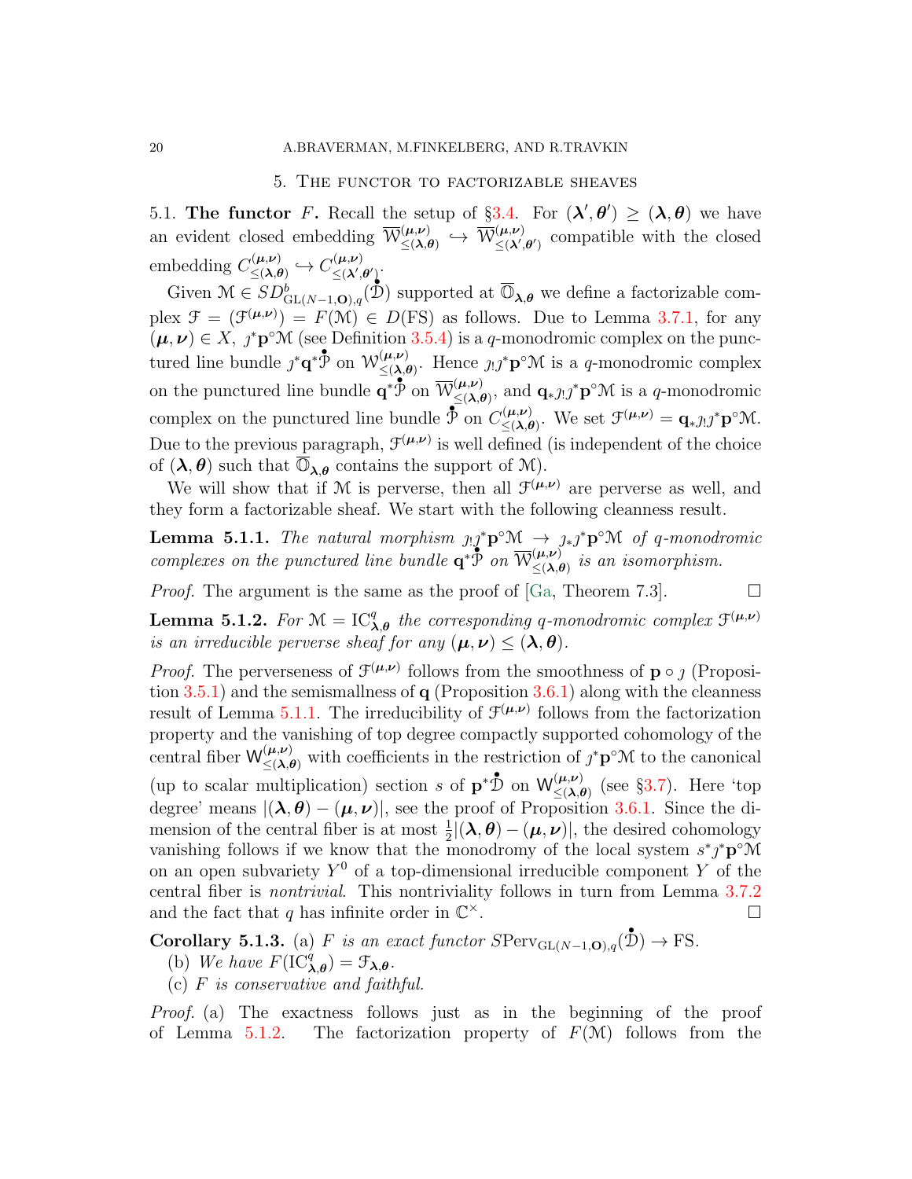## 5. The functor to factorizable sheaves

5.1. **The functor $F$.** Recall the setup of §3.4. For $(\boldsymbol{\lambda}',\boldsymbol{\theta}') \geq (\boldsymbol{\lambda},\boldsymbol{\theta})$ we have an evident closed embedding $\overline{\mathcal{W}}^{(\boldsymbol{\mu},\boldsymbol{\nu})}_{\leq(\boldsymbol{\lambda},\boldsymbol{\theta})} \hookrightarrow \overline{\mathcal{W}}^{(\boldsymbol{\mu},\boldsymbol{\nu})}_{\leq(\boldsymbol{\lambda}',\boldsymbol{\theta}')}$ compatible with the closed embedding $C^{(\boldsymbol{\mu},\boldsymbol{\nu})}_{\leq(\boldsymbol{\lambda},\boldsymbol{\theta})} \hookrightarrow C^{(\boldsymbol{\mu},\boldsymbol{\nu})}_{\leq(\boldsymbol{\lambda}',\boldsymbol{\theta}')}$.

Given $\mathcal{M} \in SD^b_{\mathrm{GL}(N-1,\mathbf{O}),q}(\overset{\bullet}{\mathcal{D}})$ supported at $\overline{\mathbb{O}}_{\boldsymbol{\lambda},\boldsymbol{\theta}}$ we define a factorizable complex $\mathcal{F} = (\mathcal{F}^{(\boldsymbol{\mu},\boldsymbol{\nu})}) = F(\mathcal{M}) \in D(\mathrm{FS})$ as follows. Due to Lemma 3.7.1, for any $(\boldsymbol{\mu},\boldsymbol{\nu}) \in X$, $\jmath^*\mathbf{p}^\circ\mathcal{M}$ (see Definition 3.5.4) is a $q$-monodromic complex on the punctured line bundle $\jmath^*\mathbf{q}^*\overset{\bullet}{\mathcal{P}}$ on $\mathcal{W}^{(\boldsymbol{\mu},\boldsymbol{\nu})}_{\leq(\boldsymbol{\lambda},\boldsymbol{\theta})}$. Hence $\jmath_!\jmath^*\mathbf{p}^\circ\mathcal{M}$ is a $q$-monodromic complex on the punctured line bundle $\mathbf{q}^*\overset{\bullet}{\mathcal{P}}$ on $\overline{\mathcal{W}}^{(\boldsymbol{\mu},\boldsymbol{\nu})}_{\leq(\boldsymbol{\lambda},\boldsymbol{\theta})}$, and $\mathbf{q}_*\jmath_!\jmath^*\mathbf{p}^\circ\mathcal{M}$ is a $q$-monodromic complex on the punctured line bundle $\overset{\bullet}{\mathcal{P}}$ on $C^{(\boldsymbol{\mu},\boldsymbol{\nu})}_{\leq(\boldsymbol{\lambda},\boldsymbol{\theta})}$. We set $\mathcal{F}^{(\boldsymbol{\mu},\boldsymbol{\nu})} = \mathbf{q}_*\jmath_!\jmath^*\mathbf{p}^\circ\mathcal{M}$. Due to the previous paragraph, $\mathcal{F}^{(\boldsymbol{\mu},\boldsymbol{\nu})}$ is well defined (is independent of the choice of $(\boldsymbol{\lambda},\boldsymbol{\theta})$ such that $\overline{\mathbb{O}}_{\boldsymbol{\lambda},\boldsymbol{\theta}}$ contains the support of $\mathcal{M}$).

We will show that if $\mathcal{M}$ is perverse, then all $\mathcal{F}^{(\boldsymbol{\mu},\boldsymbol{\nu})}$ are perverse as well, and they form a factorizable sheaf. We start with the following cleanness result.

**Lemma 5.1.1.** *The natural morphism $\jmath_!\jmath^*\mathbf{p}^\circ\mathcal{M} \to \jmath_*\jmath^*\mathbf{p}^\circ\mathcal{M}$ of $q$-monodromic complexes on the punctured line bundle $\mathbf{q}^*\overset{\bullet}{\mathcal{P}}$ on $\overline{\mathcal{W}}^{(\boldsymbol{\mu},\boldsymbol{\nu})}_{\leq(\boldsymbol{\lambda},\boldsymbol{\theta})}$ is an isomorphism.*

*Proof.* The argument is the same as the proof of [Ga, Theorem 7.3]. □

**Lemma 5.1.2.** *For $\mathcal{M} = \mathrm{IC}^q_{\boldsymbol{\lambda},\boldsymbol{\theta}}$ the corresponding $q$-monodromic complex $\mathcal{F}^{(\boldsymbol{\mu},\boldsymbol{\nu})}$ is an irreducible perverse sheaf for any $(\boldsymbol{\mu},\boldsymbol{\nu}) \leq (\boldsymbol{\lambda},\boldsymbol{\theta})$.*

*Proof.* The perverseness of $\mathcal{F}^{(\boldsymbol{\mu},\boldsymbol{\nu})}$ follows from the smoothness of $\mathbf{p}\circ\jmath$ (Proposition 3.5.1) and the semismallness of $\mathbf{q}$ (Proposition 3.6.1) along with the cleanness result of Lemma 5.1.1. The irreducibility of $\mathcal{F}^{(\boldsymbol{\mu},\boldsymbol{\nu})}$ follows from the factorization property and the vanishing of top degree compactly supported cohomology of the central fiber $\mathsf{W}^{(\boldsymbol{\mu},\boldsymbol{\nu})}_{\leq(\boldsymbol{\lambda},\boldsymbol{\theta})}$ with coefficients in the restriction of $\jmath^*\mathbf{p}^\circ\mathcal{M}$ to the canonical (up to scalar multiplication) section $s$ of $\mathbf{p}^*\overset{\bullet}{\mathcal{D}}$ on $\mathsf{W}^{(\boldsymbol{\mu},\boldsymbol{\nu})}_{\leq(\boldsymbol{\lambda},\boldsymbol{\theta})}$ (see §3.7). Here 'top degree' means $|(\boldsymbol{\lambda},\boldsymbol{\theta}) - (\boldsymbol{\mu},\boldsymbol{\nu})|$, see the proof of Proposition 3.6.1. Since the dimension of the central fiber is at most $\frac{1}{2}|(\boldsymbol{\lambda},\boldsymbol{\theta}) - (\boldsymbol{\mu},\boldsymbol{\nu})|$, the desired cohomology vanishing follows if we know that the monodromy of the local system $s^*\jmath^*\mathbf{p}^\circ\mathcal{M}$ on an open subvariety $Y^0$ of a top-dimensional irreducible component $Y$ of the central fiber is *nontrivial*. This nontriviality follows in turn from Lemma 3.7.2 and the fact that $q$ has infinite order in $\mathbb{C}^\times$. □

**Corollary 5.1.3.** (a) *$F$ is an exact functor $S\mathrm{Perv}_{\mathrm{GL}(N-1,\mathbf{O}),q}(\overset{\bullet}{\mathcal{D}}) \to \mathrm{FS}$.*

(b) *We have $F(\mathrm{IC}^q_{\boldsymbol{\lambda},\boldsymbol{\theta}}) = \mathcal{F}_{\boldsymbol{\lambda},\boldsymbol{\theta}}$.*

(c) *$F$ is conservative and faithful.*

*Proof.* (a) The exactness follows just as in the beginning of the proof of Lemma 5.1.2. The factorization property of $F(\mathcal{M})$ follows from the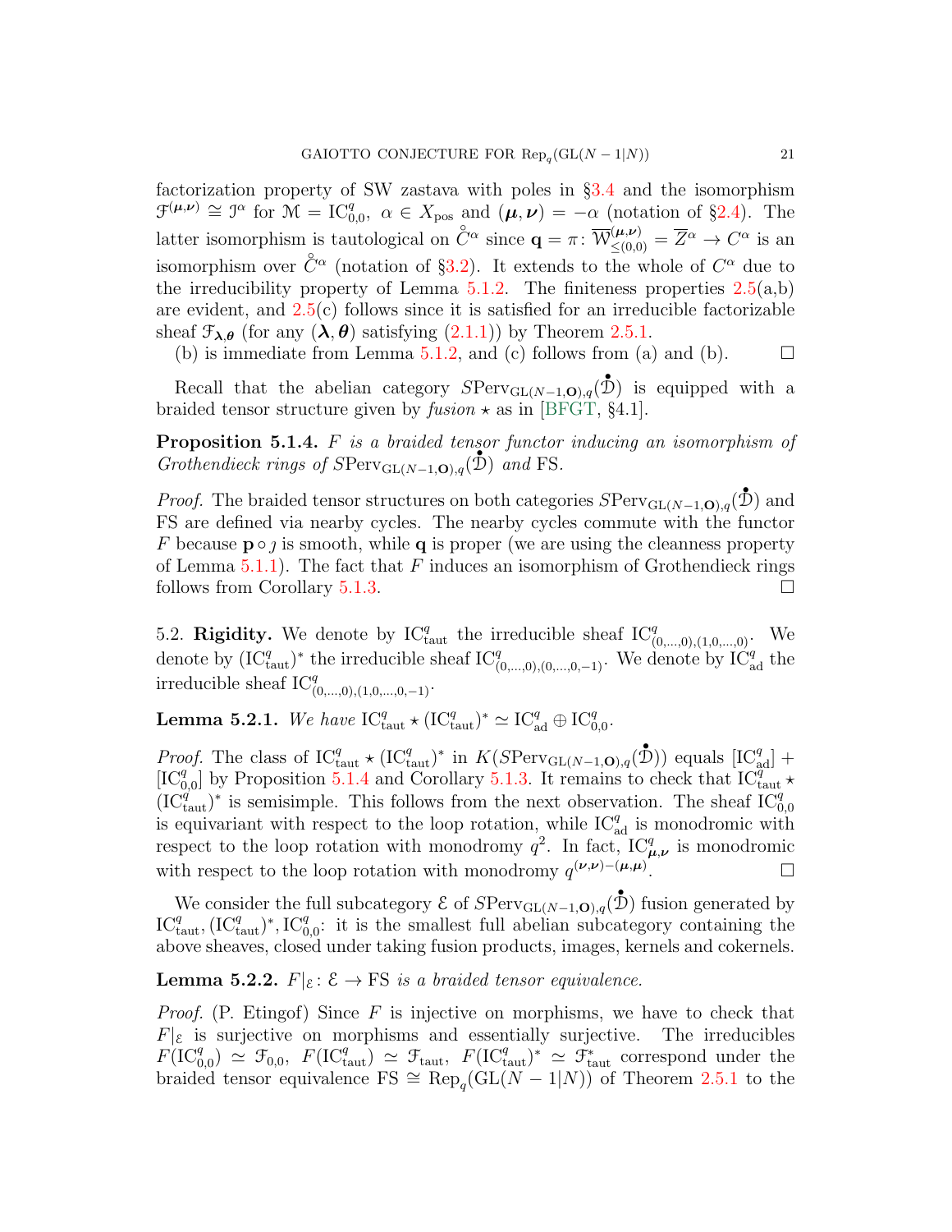factorization property of SW zastava with poles in §3.4 and the isomorphism $\mathcal{F}^{(\boldsymbol{\mu},\boldsymbol{\nu})} \cong \mathcal{I}^\alpha$ for $\mathcal{M} = \mathrm{IC}^q_{0,0},\ \alpha \in X_{\mathrm{pos}}$ and $(\boldsymbol{\mu},\boldsymbol{\nu}) = -\alpha$ (notation of §2.4). The latter isomorphism is tautological on $\overset{\circ}{C}{}^\alpha$ since $\mathbf{q} = \pi\colon \overline{\mathcal{W}}{}^{(\boldsymbol{\mu},\boldsymbol{\nu})}_{\leq(0,0)} = \overline{Z}{}^\alpha \to C^\alpha$ is an isomorphism over $\overset{\circ}{C}{}^\alpha$ (notation of §3.2). It extends to the whole of $C^\alpha$ due to the irreducibility property of Lemma 5.1.2. The finiteness properties 2.5(a,b) are evident, and 2.5(c) follows since it is satisfied for an irreducible factorizable sheaf $\mathcal{F}_{\boldsymbol{\lambda},\boldsymbol{\theta}}$ (for any $(\boldsymbol{\lambda},\boldsymbol{\theta})$ satisfying (2.1.1)) by Theorem 2.5.1.

(b) is immediate from Lemma 5.1.2, and (c) follows from (a) and (b). ☐

Recall that the abelian category $S\mathrm{Perv}_{\mathrm{GL}(N-1,\mathbf{O}),q}(\overset{\bullet}{\mathcal{D}})$ is equipped with a braided tensor structure given by *fusion* $\star$ as in [BFGT, §4.1].

**Proposition 5.1.4.** *$F$ is a braided tensor functor inducing an isomorphism of Grothendieck rings of $S\mathrm{Perv}_{\mathrm{GL}(N-1,\mathbf{O}),q}(\overset{\bullet}{\mathcal{D}})$ and* FS.

*Proof.* The braided tensor structures on both categories $S\mathrm{Perv}_{\mathrm{GL}(N-1,\mathbf{O}),q}(\overset{\bullet}{\mathcal{D}})$ and FS are defined via nearby cycles. The nearby cycles commute with the functor $F$ because $\mathbf{p}\circ\jmath$ is smooth, while $\mathbf{q}$ is proper (we are using the cleanness property of Lemma 5.1.1). The fact that $F$ induces an isomorphism of Grothendieck rings follows from Corollary 5.1.3. ☐

5.2. **Rigidity.** We denote by $\mathrm{IC}^q_{\mathrm{taut}}$ the irreducible sheaf $\mathrm{IC}^q_{(0,\ldots,0),(1,0,\ldots,0)}$. We denote by $(\mathrm{IC}^q_{\mathrm{taut}})^*$ the irreducible sheaf $\mathrm{IC}^q_{(0,\ldots,0),(0,\ldots,0,-1)}$. We denote by $\mathrm{IC}^q_{\mathrm{ad}}$ the irreducible sheaf $\mathrm{IC}^q_{(0,\ldots,0),(1,0,\ldots,0,-1)}$.

**Lemma 5.2.1.** *We have $\mathrm{IC}^q_{\mathrm{taut}} \star (\mathrm{IC}^q_{\mathrm{taut}})^* \simeq \mathrm{IC}^q_{\mathrm{ad}} \oplus \mathrm{IC}^q_{0,0}$.*

*Proof.* The class of $\mathrm{IC}^q_{\mathrm{taut}} \star (\mathrm{IC}^q_{\mathrm{taut}})^*$ in $K(S\mathrm{Perv}_{\mathrm{GL}(N-1,\mathbf{O}),q}(\overset{\bullet}{\mathcal{D}}))$ equals $[\mathrm{IC}^q_{\mathrm{ad}}] + [\mathrm{IC}^q_{0,0}]$ by Proposition 5.1.4 and Corollary 5.1.3. It remains to check that $\mathrm{IC}^q_{\mathrm{taut}} \star (\mathrm{IC}^q_{\mathrm{taut}})^*$ is semisimple. This follows from the next observation. The sheaf $\mathrm{IC}^q_{0,0}$ is equivariant with respect to the loop rotation, while $\mathrm{IC}^q_{\mathrm{ad}}$ is monodromic with respect to the loop rotation with monodromy $q^2$. In fact, $\mathrm{IC}^q_{\boldsymbol{\mu},\boldsymbol{\nu}}$ is monodromic with respect to the loop rotation with monodromy $q^{(\boldsymbol{\nu},\boldsymbol{\nu})-(\boldsymbol{\mu},\boldsymbol{\mu})}$. ☐

We consider the full subcategory $\mathcal{E}$ of $S\mathrm{Perv}_{\mathrm{GL}(N-1,\mathbf{O}),q}(\overset{\bullet}{\mathcal{D}})$ fusion generated by $\mathrm{IC}^q_{\mathrm{taut}}, (\mathrm{IC}^q_{\mathrm{taut}})^*, \mathrm{IC}^q_{0,0}$: it is the smallest full abelian subcategory containing the above sheaves, closed under taking fusion products, images, kernels and cokernels.

**Lemma 5.2.2.** *$F|_{\mathcal{E}}\colon \mathcal{E} \to \mathrm{FS}$ is a braided tensor equivalence.*

*Proof.* (P. Etingof) Since $F$ is injective on morphisms, we have to check that $F|_{\mathcal{E}}$ is surjective on morphisms and essentially surjective. The irreducibles $F(\mathrm{IC}^q_{0,0}) \simeq \mathcal{F}_{0,0},\ F(\mathrm{IC}^q_{\mathrm{taut}}) \simeq \mathcal{F}_{\mathrm{taut}},\ F(\mathrm{IC}^q_{\mathrm{taut}})^* \simeq \mathcal{F}^*_{\mathrm{taut}}$ correspond under the braided tensor equivalence $\mathrm{FS} \cong \mathrm{Rep}_q(\mathrm{GL}(N-1|N))$ of Theorem 2.5.1 to the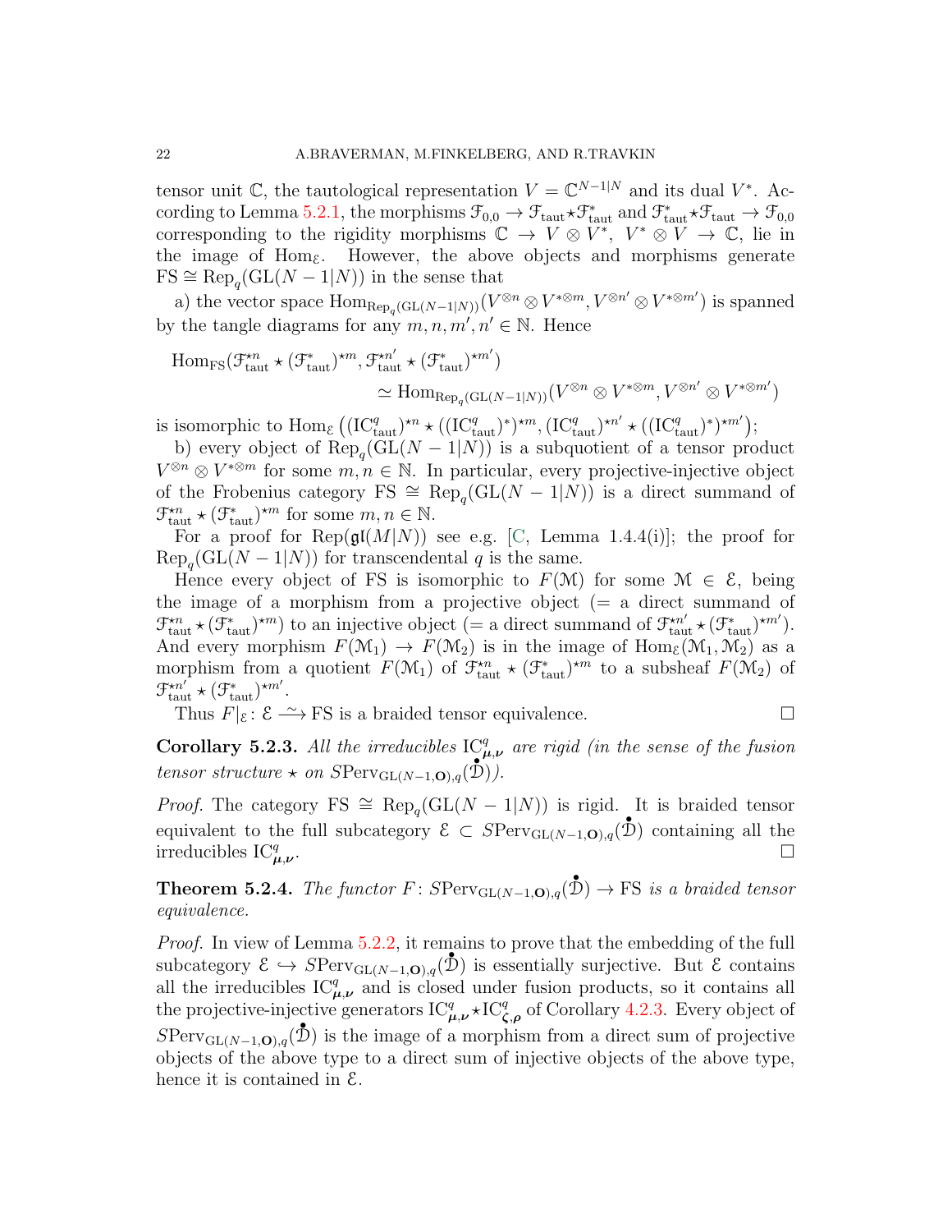tensor unit $\mathbb{C}$, the tautological representation $V = \mathbb{C}^{N-1|N}$ and its dual $V^*$. According to Lemma 5.2.1, the morphisms $\mathcal{F}_{0,0} \to \mathcal{F}_{\mathrm{taut}} \star \mathcal{F}^*_{\mathrm{taut}}$ and $\mathcal{F}^*_{\mathrm{taut}} \star \mathcal{F}_{\mathrm{taut}} \to \mathcal{F}_{0,0}$ corresponding to the rigidity morphisms $\mathbb{C} \to V \otimes V^*$, $V^* \otimes V \to \mathbb{C}$, lie in the image of $\mathrm{Hom}_{\mathcal{E}}$. However, the above objects and morphisms generate $\mathrm{FS} \cong \mathrm{Rep}_q(\mathrm{GL}(N-1|N))$ in the sense that

a) the vector space $\mathrm{Hom}_{\mathrm{Rep}_q(\mathrm{GL}(N-1|N))}(V^{\otimes n} \otimes V^{*\otimes m}, V^{\otimes n'} \otimes V^{*\otimes m'})$ is spanned by the tangle diagrams for any $m, n, m', n' \in \mathbb{N}$. Hence

$$\mathrm{Hom}_{\mathrm{FS}}(\mathcal{F}^{\star n}_{\mathrm{taut}} \star (\mathcal{F}^*_{\mathrm{taut}})^{\star m}, \mathcal{F}^{\star n'}_{\mathrm{taut}} \star (\mathcal{F}^*_{\mathrm{taut}})^{\star m'}) \simeq \mathrm{Hom}_{\mathrm{Rep}_q(\mathrm{GL}(N-1|N))}(V^{\otimes n} \otimes V^{*\otimes m}, V^{\otimes n'} \otimes V^{*\otimes m'})$$

is isomorphic to $\mathrm{Hom}_{\mathcal{E}}\left((\mathrm{IC}^q_{\mathrm{taut}})^{\star n} \star ((\mathrm{IC}^q_{\mathrm{taut}})^*)^{\star m}, (\mathrm{IC}^q_{\mathrm{taut}})^{\star n'} \star ((\mathrm{IC}^q_{\mathrm{taut}})^*)^{\star m'}\right)$;

b) every object of $\mathrm{Rep}_q(\mathrm{GL}(N-1|N))$ is a subquotient of a tensor product $V^{\otimes n} \otimes V^{*\otimes m}$ for some $m, n \in \mathbb{N}$. In particular, every projective-injective object of the Frobenius category $\mathrm{FS} \cong \mathrm{Rep}_q(\mathrm{GL}(N-1|N))$ is a direct summand of $\mathcal{F}^{\star n}_{\mathrm{taut}} \star (\mathcal{F}^*_{\mathrm{taut}})^{\star m}$ for some $m, n \in \mathbb{N}$.

For a proof for $\mathrm{Rep}(\mathfrak{gl}(M|N))$ see e.g. [C, Lemma 1.4.4(i)]; the proof for $\mathrm{Rep}_q(\mathrm{GL}(N-1|N))$ for transcendental $q$ is the same.

Hence every object of FS is isomorphic to $F(\mathcal{M})$ for some $\mathcal{M} \in \mathcal{E}$, being the image of a morphism from a projective object (= a direct summand of $\mathcal{F}^{\star n}_{\mathrm{taut}} \star (\mathcal{F}^*_{\mathrm{taut}})^{\star m}$) to an injective object (= a direct summand of $\mathcal{F}^{\star n'}_{\mathrm{taut}} \star (\mathcal{F}^*_{\mathrm{taut}})^{\star m'}$). And every morphism $F(\mathcal{M}_1) \to F(\mathcal{M}_2)$ is in the image of $\mathrm{Hom}_{\mathcal{E}}(\mathcal{M}_1, \mathcal{M}_2)$ as a morphism from a quotient $F(\mathcal{M}_1)$ of $\mathcal{F}^{\star n}_{\mathrm{taut}} \star (\mathcal{F}^*_{\mathrm{taut}})^{\star m}$ to a subsheaf $F(\mathcal{M}_2)$ of $\mathcal{F}^{\star n'}_{\mathrm{taut}} \star (\mathcal{F}^*_{\mathrm{taut}})^{\star m'}$.

Thus $F|_{\mathcal{E}} \colon \mathcal{E} \xrightarrow{\sim} \mathrm{FS}$ is a braided tensor equivalence. ∎

**Corollary 5.2.3.** *All the irreducibles $\mathrm{IC}^q_{\boldsymbol{\mu},\boldsymbol{\nu}}$ are rigid (in the sense of the fusion tensor structure $\star$ on $S\mathrm{Perv}_{\mathrm{GL}(N-1,\mathbf{O}),q}(\overset{\bullet}{\mathfrak{D}})$).*

*Proof.* The category $\mathrm{FS} \cong \mathrm{Rep}_q(\mathrm{GL}(N-1|N))$ is rigid. It is braided tensor equivalent to the full subcategory $\mathcal{E} \subset S\mathrm{Perv}_{\mathrm{GL}(N-1,\mathbf{O}),q}(\overset{\bullet}{\mathfrak{D}})$ containing all the irreducibles $\mathrm{IC}^q_{\boldsymbol{\mu},\boldsymbol{\nu}}$. ∎

**Theorem 5.2.4.** *The functor $F \colon S\mathrm{Perv}_{\mathrm{GL}(N-1,\mathbf{O}),q}(\overset{\bullet}{\mathfrak{D}}) \to \mathrm{FS}$ is a braided tensor equivalence.*

*Proof.* In view of Lemma 5.2.2, it remains to prove that the embedding of the full subcategory $\mathcal{E} \hookrightarrow S\mathrm{Perv}_{\mathrm{GL}(N-1,\mathbf{O}),q}(\overset{\bullet}{\mathfrak{D}})$ is essentially surjective. But $\mathcal{E}$ contains all the irreducibles $\mathrm{IC}^q_{\boldsymbol{\mu},\boldsymbol{\nu}}$ and is closed under fusion products, so it contains all the projective-injective generators $\mathrm{IC}^q_{\boldsymbol{\mu},\boldsymbol{\nu}} \star \mathrm{IC}^q_{\boldsymbol{\zeta},\boldsymbol{\rho}}$ of Corollary 4.2.3. Every object of $S\mathrm{Perv}_{\mathrm{GL}(N-1,\mathbf{O}),q}(\overset{\bullet}{\mathfrak{D}})$ is the image of a morphism from a direct sum of projective objects of the above type to a direct sum of injective objects of the above type, hence it is contained in $\mathcal{E}$.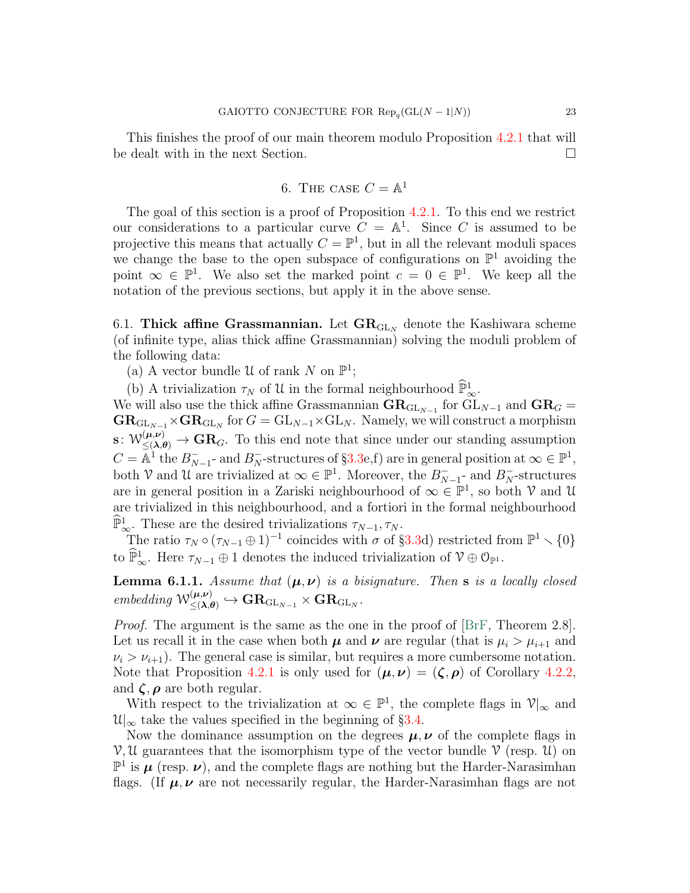This finishes the proof of our main theorem modulo Proposition 4.2.1 that will be dealt with in the next Section. □

## 6. The case $C = \mathbb{A}^1$

The goal of this section is a proof of Proposition 4.2.1. To this end we restrict our considerations to a particular curve $C = \mathbb{A}^1$. Since $C$ is assumed to be projective this means that actually $C = \mathbb{P}^1$, but in all the relevant moduli spaces we change the base to the open subspace of configurations on $\mathbb{P}^1$ avoiding the point $\infty \in \mathbb{P}^1$. We also set the marked point $c = 0 \in \mathbb{P}^1$. We keep all the notation of the previous sections, but apply it in the above sense.

6.1. **Thick affine Grassmannian.** Let $\mathbf{GR}_{\mathrm{GL}_N}$ denote the Kashiwara scheme (of infinite type, alias thick affine Grassmannian) solving the moduli problem of the following data:

(a) A vector bundle $\mathcal{U}$ of rank $N$ on $\mathbb{P}^1$;

(b) A trivialization $\tau_N$ of $\mathcal{U}$ in the formal neighbourhood $\widehat{\mathbb{P}}^1_\infty$.

We will also use the thick affine Grassmannian $\mathbf{GR}_{\mathrm{GL}_{N-1}}$ for $\mathrm{GL}_{N-1}$ and $\mathbf{GR}_G = \mathbf{GR}_{\mathrm{GL}_{N-1}} \times \mathbf{GR}_{\mathrm{GL}_N}$ for $G = \mathrm{GL}_{N-1} \times \mathrm{GL}_N$. Namely, we will construct a morphism $\mathbf{s}\colon \mathcal{W}^{(\boldsymbol{\mu},\boldsymbol{\nu})}_{\leq(\boldsymbol{\lambda},\boldsymbol{\theta})} \to \mathbf{GR}_G$. To this end note that since under our standing assumption $C = \mathbb{A}^1$ the $B^-_{N-1}$- and $B^-_N$-structures of §3.3e,f) are in general position at $\infty \in \mathbb{P}^1$, both $\mathcal{V}$ and $\mathcal{U}$ are trivialized at $\infty \in \mathbb{P}^1$. Moreover, the $B^-_{N-1}$- and $B^-_N$-structures are in general position in a Zariski neighbourhood of $\infty \in \mathbb{P}^1$, so both $\mathcal{V}$ and $\mathcal{U}$ are trivialized in this neighbourhood, and a fortiori in the formal neighbourhood $\widehat{\mathbb{P}}^1_\infty$. These are the desired trivializations $\tau_{N-1}, \tau_N$.

The ratio $\tau_N \circ (\tau_{N-1} \oplus 1)^{-1}$ coincides with $\sigma$ of §3.3d) restricted from $\mathbb{P}^1 \smallsetminus \{0\}$ to $\widehat{\mathbb{P}}^1_\infty$. Here $\tau_{N-1} \oplus 1$ denotes the induced trivialization of $\mathcal{V} \oplus \mathcal{O}_{\mathbb{P}^1}$.

**Lemma 6.1.1.** *Assume that $(\boldsymbol{\mu},\boldsymbol{\nu})$ is a bisignature. Then $\mathbf{s}$ is a locally closed embedding $\mathcal{W}^{(\boldsymbol{\mu},\boldsymbol{\nu})}_{\leq(\boldsymbol{\lambda},\boldsymbol{\theta})} \hookrightarrow \mathbf{GR}_{\mathrm{GL}_{N-1}} \times \mathbf{GR}_{\mathrm{GL}_N}$.*

*Proof.* The argument is the same as the one in the proof of [BrF, Theorem 2.8]. Let us recall it in the case when both $\boldsymbol{\mu}$ and $\boldsymbol{\nu}$ are regular (that is $\mu_i > \mu_{i+1}$ and $\nu_i > \nu_{i+1}$). The general case is similar, but requires a more cumbersome notation. Note that Proposition 4.2.1 is only used for $(\boldsymbol{\mu},\boldsymbol{\nu}) = (\boldsymbol{\zeta},\boldsymbol{\rho})$ of Corollary 4.2.2, and $\boldsymbol{\zeta},\boldsymbol{\rho}$ are both regular.

With respect to the trivialization at $\infty \in \mathbb{P}^1$, the complete flags in $\mathcal{V}|_\infty$ and $\mathcal{U}|_\infty$ take the values specified in the beginning of §3.4.

Now the dominance assumption on the degrees $\boldsymbol{\mu},\boldsymbol{\nu}$ of the complete flags in $\mathcal{V},\mathcal{U}$ guarantees that the isomorphism type of the vector bundle $\mathcal{V}$ (resp. $\mathcal{U}$) on $\mathbb{P}^1$ is $\boldsymbol{\mu}$ (resp. $\boldsymbol{\nu}$), and the complete flags are nothing but the Harder-Narasimhan flags. (If $\boldsymbol{\mu},\boldsymbol{\nu}$ are not necessarily regular, the Harder-Narasimhan flags are not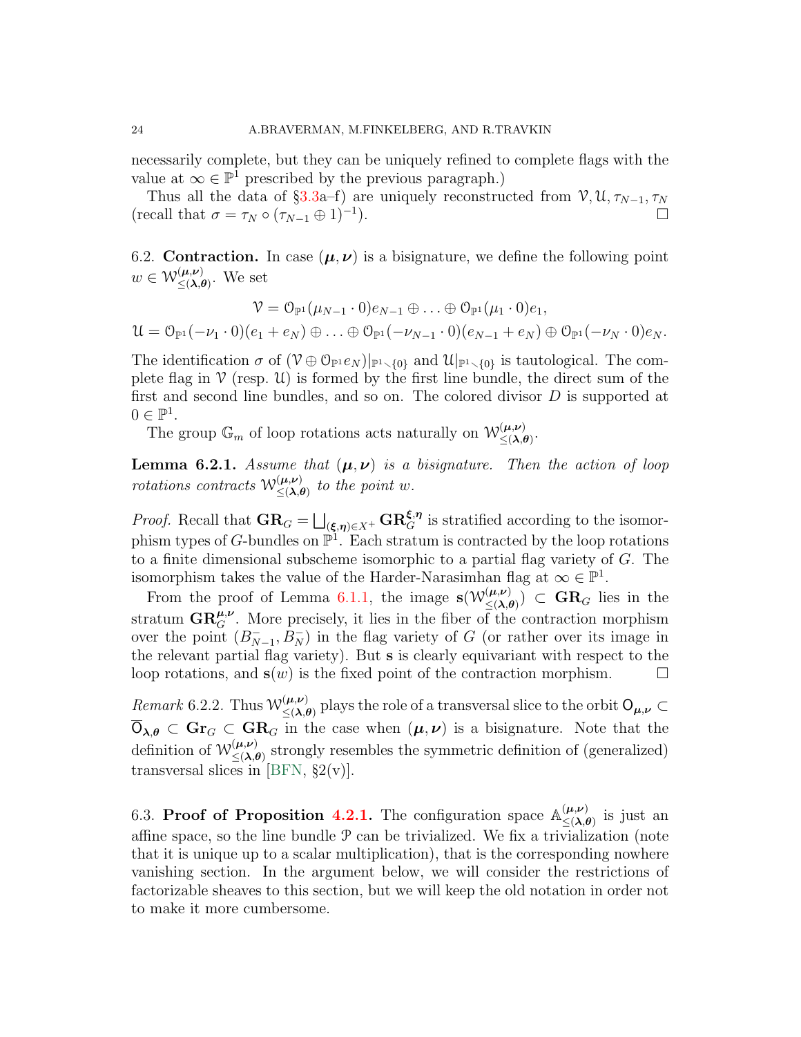necessarily complete, but they can be uniquely refined to complete flags with the value at $\infty \in \mathbb{P}^1$ prescribed by the previous paragraph.)

Thus all the data of §3.3a–f) are uniquely reconstructed from $\mathcal{V}, \mathcal{U}, \tau_{N-1}, \tau_N$ (recall that $\sigma = \tau_N \circ (\tau_{N-1} \oplus 1)^{-1}$). $\square$

6.2. **Contraction.** In case $(\boldsymbol{\mu}, \boldsymbol{\nu})$ is a bisignature, we define the following point $w \in \mathcal{W}^{(\boldsymbol{\mu},\boldsymbol{\nu})}_{\leq(\boldsymbol{\lambda},\boldsymbol{\theta})}$. We set

$$\mathcal{V} = \mathcal{O}_{\mathbb{P}^1}(\mu_{N-1} \cdot 0)e_{N-1} \oplus \ldots \oplus \mathcal{O}_{\mathbb{P}^1}(\mu_1 \cdot 0)e_1,$$

$$\mathcal{U} = \mathcal{O}_{\mathbb{P}^1}(-\nu_1 \cdot 0)(e_1 + e_N) \oplus \ldots \oplus \mathcal{O}_{\mathbb{P}^1}(-\nu_{N-1} \cdot 0)(e_{N-1} + e_N) \oplus \mathcal{O}_{\mathbb{P}^1}(-\nu_N \cdot 0)e_N.$$

The identification $\sigma$ of $(\mathcal{V} \oplus \mathcal{O}_{\mathbb{P}^1} e_N)|_{\mathbb{P}^1 \smallsetminus \{0\}}$ and $\mathcal{U}|_{\mathbb{P}^1 \smallsetminus \{0\}}$ is tautological. The complete flag in $\mathcal{V}$ (resp. $\mathcal{U}$) is formed by the first line bundle, the direct sum of the first and second line bundles, and so on. The colored divisor $D$ is supported at $0 \in \mathbb{P}^1$.

The group $\mathbb{G}_m$ of loop rotations acts naturally on $\mathcal{W}^{(\boldsymbol{\mu},\boldsymbol{\nu})}_{\leq(\boldsymbol{\lambda},\boldsymbol{\theta})}$.

**Lemma 6.2.1.** *Assume that $(\boldsymbol{\mu}, \boldsymbol{\nu})$ is a bisignature. Then the action of loop rotations contracts $\mathcal{W}^{(\boldsymbol{\mu},\boldsymbol{\nu})}_{\leq(\boldsymbol{\lambda},\boldsymbol{\theta})}$ to the point $w$.*

*Proof.* Recall that $\mathbf{GR}_G = \bigsqcup_{(\boldsymbol{\xi},\boldsymbol{\eta}) \in X^+} \mathbf{GR}_G^{\boldsymbol{\xi},\boldsymbol{\eta}}$ is stratified according to the isomorphism types of $G$-bundles on $\mathbb{P}^1$. Each stratum is contracted by the loop rotations to a finite dimensional subscheme isomorphic to a partial flag variety of $G$. The isomorphism takes the value of the Harder-Narasimhan flag at $\infty \in \mathbb{P}^1$.

From the proof of Lemma 6.1.1, the image $\mathbf{s}(\mathcal{W}^{(\boldsymbol{\mu},\boldsymbol{\nu})}_{\leq(\boldsymbol{\lambda},\boldsymbol{\theta})}) \subset \mathbf{GR}_G$ lies in the stratum $\mathbf{GR}_G^{\boldsymbol{\mu},\boldsymbol{\nu}}$. More precisely, it lies in the fiber of the contraction morphism over the point $(B^-_{N-1}, B^-_N)$ in the flag variety of $G$ (or rather over its image in the relevant partial flag variety). But $\mathbf{s}$ is clearly equivariant with respect to the loop rotations, and $\mathbf{s}(w)$ is the fixed point of the contraction morphism. $\square$

*Remark* 6.2.2. Thus $\mathcal{W}^{(\boldsymbol{\mu},\boldsymbol{\nu})}_{\leq(\boldsymbol{\lambda},\boldsymbol{\theta})}$ plays the role of a transversal slice to the orbit $\mathsf{O}_{\boldsymbol{\mu},\boldsymbol{\nu}} \subset \overline{\mathsf{O}}_{\boldsymbol{\lambda},\boldsymbol{\theta}} \subset \mathbf{Gr}_G \subset \mathbf{GR}_G$ in the case when $(\boldsymbol{\mu}, \boldsymbol{\nu})$ is a bisignature. Note that the definition of $\mathcal{W}^{(\boldsymbol{\mu},\boldsymbol{\nu})}_{\leq(\boldsymbol{\lambda},\boldsymbol{\theta})}$ strongly resembles the symmetric definition of (generalized) transversal slices in [BFN, §2(v)].

6.3. **Proof of Proposition 4.2.1.** The configuration space $\mathbb{A}^{(\boldsymbol{\mu},\boldsymbol{\nu})}_{\leq(\boldsymbol{\lambda},\boldsymbol{\theta})}$ is just an affine space, so the line bundle $\mathcal{P}$ can be trivialized. We fix a trivialization (note that it is unique up to a scalar multiplication), that is the corresponding nowhere vanishing section. In the argument below, we will consider the restrictions of factorizable sheaves to this section, but we will keep the old notation in order not to make it more cumbersome.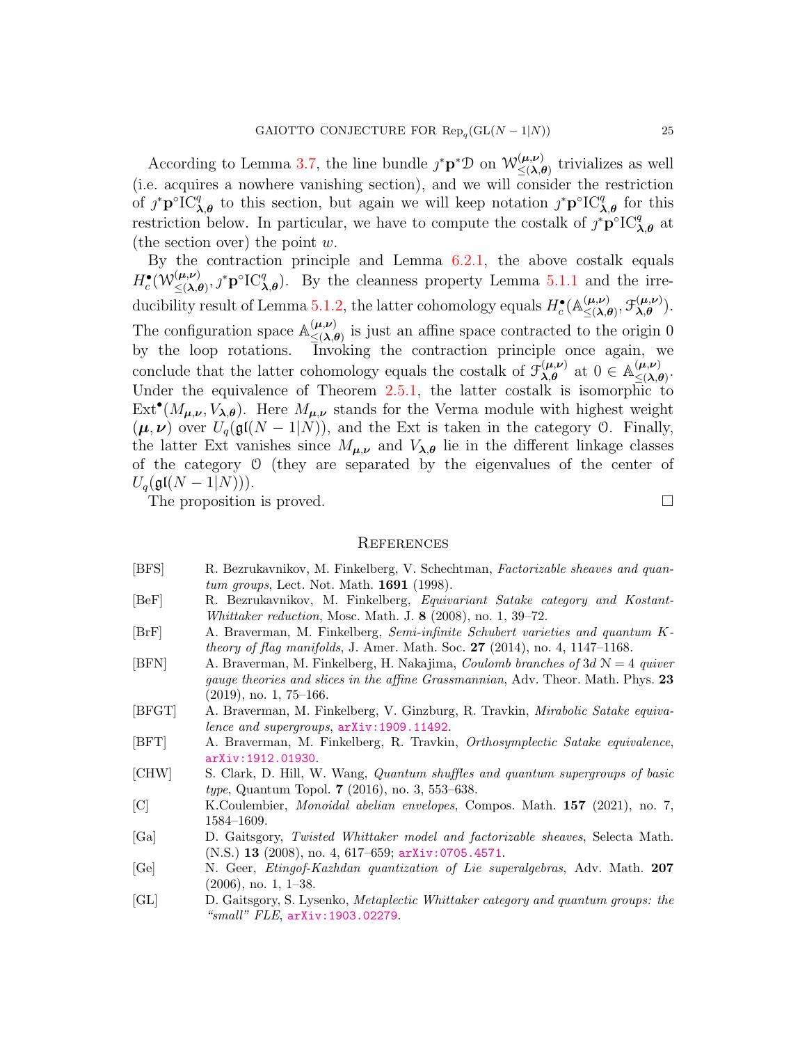According to Lemma 3.7, the line bundle $\jmath^*\mathbf{p}^*\mathcal{D}$ on $\mathcal{W}^{(\boldsymbol{\mu},\boldsymbol{\nu})}_{\leq(\boldsymbol{\lambda},\boldsymbol{\theta})}$ trivializes as well (i.e. acquires a nowhere vanishing section), and we will consider the restriction of $\jmath^*\mathbf{p}^\circ\mathrm{IC}^q_{\boldsymbol{\lambda},\boldsymbol{\theta}}$ to this section, but again we will keep notation $\jmath^*\mathbf{p}^\circ\mathrm{IC}^q_{\boldsymbol{\lambda},\boldsymbol{\theta}}$ for this restriction below. In particular, we have to compute the costalk of $\jmath^*\mathbf{p}^\circ\mathrm{IC}^q_{\boldsymbol{\lambda},\boldsymbol{\theta}}$ at (the section over) the point $w$.

By the contraction principle and Lemma 6.2.1, the above costalk equals $H^\bullet_c(\mathcal{W}^{(\boldsymbol{\mu},\boldsymbol{\nu})}_{\leq(\boldsymbol{\lambda},\boldsymbol{\theta})}, \jmath^*\mathbf{p}^\circ\mathrm{IC}^q_{\boldsymbol{\lambda},\boldsymbol{\theta}})$. By the cleanness property Lemma 5.1.1 and the irreducibility result of Lemma 5.1.2, the latter cohomology equals $H^\bullet_c(\mathbb{A}^{(\boldsymbol{\mu},\boldsymbol{\nu})}_{\leq(\boldsymbol{\lambda},\boldsymbol{\theta})}, \mathcal{F}^{(\boldsymbol{\mu},\boldsymbol{\nu})}_{\boldsymbol{\lambda},\boldsymbol{\theta}})$. The configuration space $\mathbb{A}^{(\boldsymbol{\mu},\boldsymbol{\nu})}_{\leq(\boldsymbol{\lambda},\boldsymbol{\theta})}$ is just an affine space contracted to the origin 0 by the loop rotations. Invoking the contraction principle once again, we conclude that the latter cohomology equals the costalk of $\mathcal{F}^{(\boldsymbol{\mu},\boldsymbol{\nu})}_{\boldsymbol{\lambda},\boldsymbol{\theta}}$ at $0 \in \mathbb{A}^{(\boldsymbol{\mu},\boldsymbol{\nu})}_{\leq(\boldsymbol{\lambda},\boldsymbol{\theta})}$. Under the equivalence of Theorem 2.5.1, the latter costalk is isomorphic to $\mathrm{Ext}^\bullet(M_{\boldsymbol{\mu},\boldsymbol{\nu}}, V_{\boldsymbol{\lambda},\boldsymbol{\theta}})$. Here $M_{\boldsymbol{\mu},\boldsymbol{\nu}}$ stands for the Verma module with highest weight $(\boldsymbol{\mu},\boldsymbol{\nu})$ over $U_q(\mathfrak{gl}(N-1|N))$, and the Ext is taken in the category $\mathcal{O}$. Finally, the latter Ext vanishes since $M_{\boldsymbol{\mu},\boldsymbol{\nu}}$ and $V_{\boldsymbol{\lambda},\boldsymbol{\theta}}$ lie in the different linkage classes of the category $\mathcal{O}$ (they are separated by the eigenvalues of the center of $U_q(\mathfrak{gl}(N-1|N))$).

The proposition is proved. $\square$

## References

- [BFS] R. Bezrukavnikov, M. Finkelberg, V. Schechtman, *Factorizable sheaves and quantum groups*, Lect. Not. Math. **1691** (1998).
- [BeF] R. Bezrukavnikov, M. Finkelberg, *Equivariant Satake category and Kostant-Whittaker reduction*, Mosc. Math. J. **8** (2008), no. 1, 39–72.
- [BrF] A. Braverman, M. Finkelberg, *Semi-infinite Schubert varieties and quantum K-theory of flag manifolds*, J. Amer. Math. Soc. **27** (2014), no. 4, 1147–1168.
- [BFN] A. Braverman, M. Finkelberg, H. Nakajima, *Coulomb branches of 3d $\mathcal{N}=4$ quiver gauge theories and slices in the affine Grassmannian*, Adv. Theor. Math. Phys. **23** (2019), no. 1, 75–166.
- [BFGT] A. Braverman, M. Finkelberg, V. Ginzburg, R. Travkin, *Mirabolic Satake equivalence and supergroups*, arXiv:1909.11492.
- [BFT] A. Braverman, M. Finkelberg, R. Travkin, *Orthosymplectic Satake equivalence*, arXiv:1912.01930.
- [CHW] S. Clark, D. Hill, W. Wang, *Quantum shuffles and quantum supergroups of basic type*, Quantum Topol. **7** (2016), no. 3, 553–638.
- [C] K.Coulembier, *Monoidal abelian envelopes*, Compos. Math. **157** (2021), no. 7, 1584–1609.
- [Ga] D. Gaitsgory, *Twisted Whittaker model and factorizable sheaves*, Selecta Math. (N.S.) **13** (2008), no. 4, 617–659; arXiv:0705.4571.
- [Ge] N. Geer, *Etingof-Kazhdan quantization of Lie superalgebras*, Adv. Math. **207** (2006), no. 1, 1–38.
- [GL] D. Gaitsgory, S. Lysenko, *Metaplectic Whittaker category and quantum groups: the "small" FLE*, arXiv:1903.02279.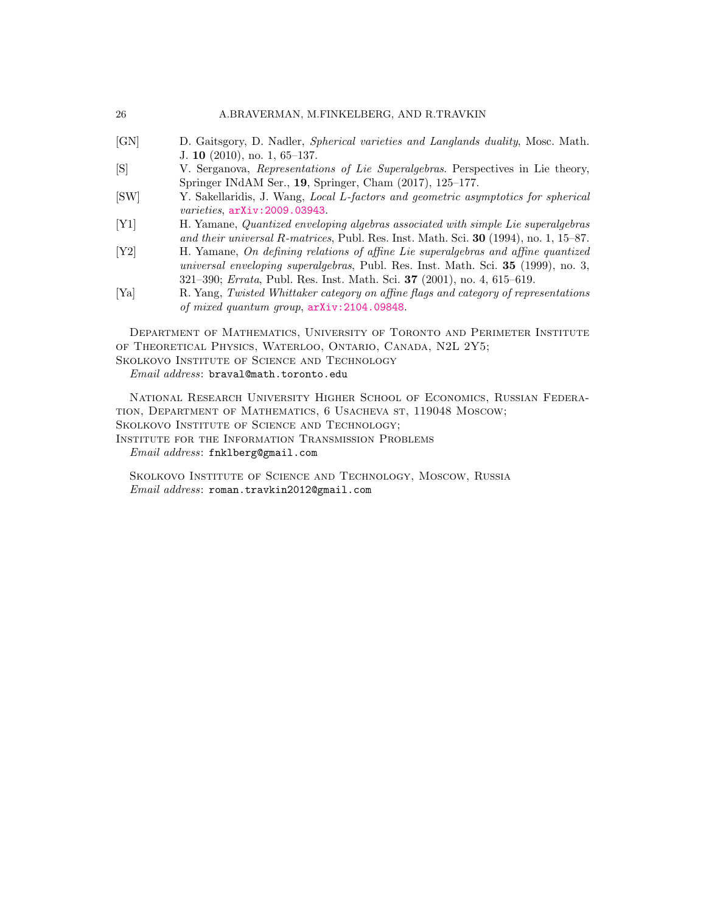[GN] D. Gaitsgory, D. Nadler, *Spherical varieties and Langlands duality*, Mosc. Math. J. **10** (2010), no. 1, 65–137.

[S] V. Serganova, *Representations of Lie Superalgebras*. Perspectives in Lie theory, Springer INdAM Ser., **19**, Springer, Cham (2017), 125–177.

[SW] Y. Sakellaridis, J. Wang, *Local L-factors and geometric asymptotics for spherical varieties*, arXiv:2009.03943.

[Y1] H. Yamane, *Quantized enveloping algebras associated with simple Lie superalgebras and their universal R-matrices*, Publ. Res. Inst. Math. Sci. **30** (1994), no. 1, 15–87.

[Y2] H. Yamane, *On defining relations of affine Lie superalgebras and affine quantized universal enveloping superalgebras*, Publ. Res. Inst. Math. Sci. **35** (1999), no. 3, 321–390; *Errata*, Publ. Res. Inst. Math. Sci. **37** (2001), no. 4, 615–619.

[Ya] R. Yang, *Twisted Whittaker category on affine flags and category of representations of mixed quantum group*, arXiv:2104.09848.

Department of Mathematics, University of Toronto and Perimeter Institute of Theoretical Physics, Waterloo, Ontario, Canada, N2L 2Y5;
Skolkovo Institute of Science and Technology
*Email address*: braval@math.toronto.edu

National Research University Higher School of Economics, Russian Federation, Department of Mathematics, 6 Usacheva st, 119048 Moscow;
Skolkovo Institute of Science and Technology;
Institute for the Information Transmission Problems
*Email address*: fnklberg@gmail.com

Skolkovo Institute of Science and Technology, Moscow, Russia
*Email address*: roman.travkin2012@gmail.com